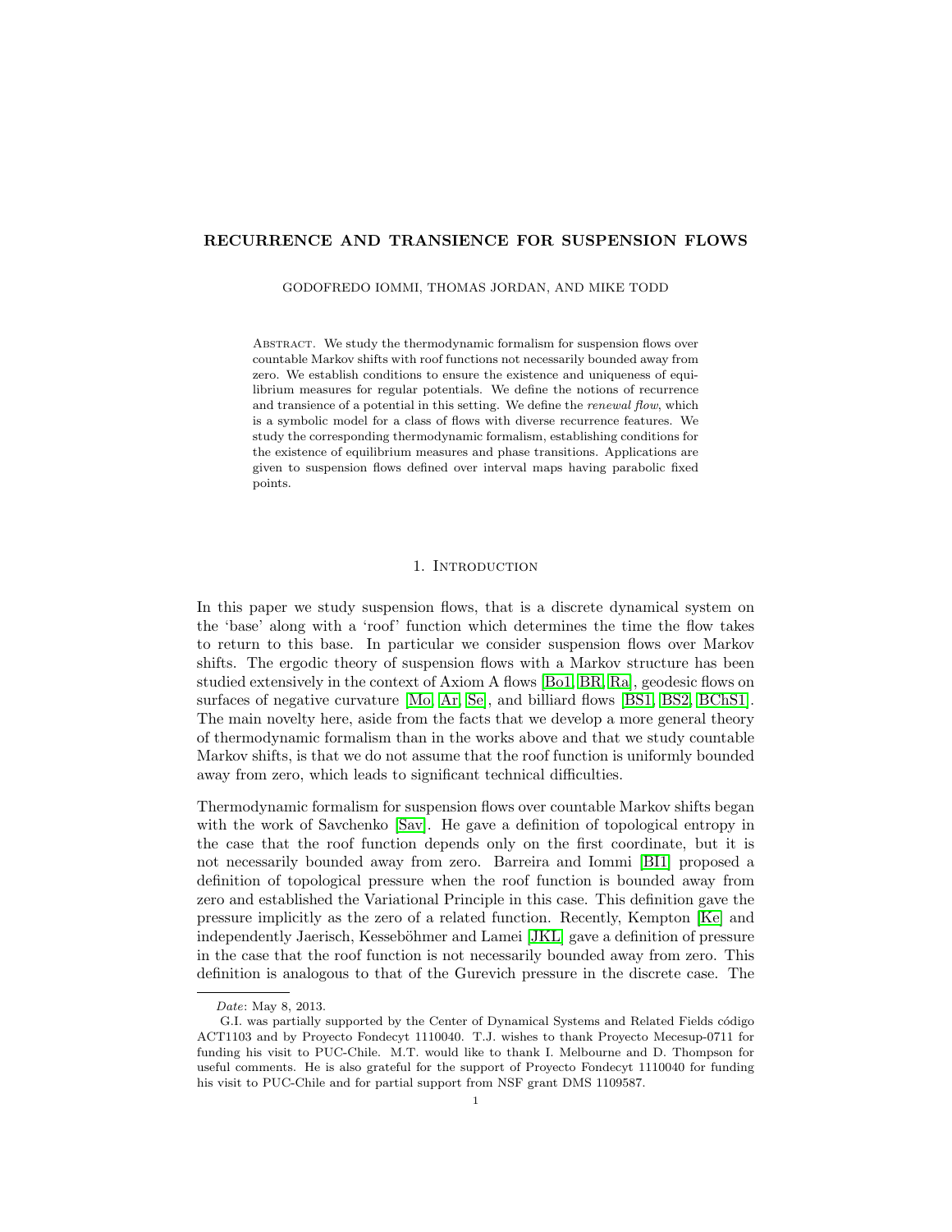# RECURRENCE AND TRANSIENCE FOR SUSPENSION FLOWS

GODOFREDO IOMMI, THOMAS JORDAN, AND MIKE TODD

Abstract. We study the thermodynamic formalism for suspension flows over countable Markov shifts with roof functions not necessarily bounded away from zero. We establish conditions to ensure the existence and uniqueness of equilibrium measures for regular potentials. We define the notions of recurrence and transience of a potential in this setting. We define the *renewal flow*, which is a symbolic model for a class of flows with diverse recurrence features. We study the corresponding thermodynamic formalism, establishing conditions for the existence of equilibrium measures and phase transitions. Applications are given to suspension flows defined over interval maps having parabolic fixed points.

## 1. Introduction

In this paper we study suspension flows, that is a discrete dynamical system on the 'base' along with a 'roof' function which determines the time the flow takes to return to this base. In particular we consider suspension flows over Markov shifts. The ergodic theory of suspension flows with a Markov structure has been studied extensively in the context of Axiom A flows [Bo1, BR, Ra], geodesic flows on surfaces of negative curvature [Mo, Ar, Se], and billiard flows [BS1, BS2, BChS1]. The main novelty here, aside from the facts that we develop a more general theory of thermodynamic formalism than in the works above and that we study countable Markov shifts, is that we do not assume that the roof function is uniformly bounded away from zero, which leads to significant technical difficulties.

Thermodynamic formalism for suspension flows over countable Markov shifts began with the work of Savchenko [Sav]. He gave a definition of topological entropy in the case that the roof function depends only on the first coordinate, but it is not necessarily bounded away from zero. Barreira and Iommi [BI1] proposed a definition of topological pressure when the roof function is bounded away from zero and established the Variational Principle in this case. This definition gave the pressure implicitly as the zero of a related function. Recently, Kempton [Ke] and independently Jaerisch, Kesseböhmer and Lamei [JKL] gave a definition of pressure in the case that the roof function is not necessarily bounded away from zero. This definition is analogous to that of the Gurevich pressure in the discrete case. The

---

*Date*: May 8, 2013.

G.I. was partially supported by the Center of Dynamical Systems and Related Fields código ACT1103 and by Proyecto Fondecyt 1110040. T.J. wishes to thank Proyecto Mecesup-0711 for funding his visit to PUC-Chile. M.T. would like to thank I. Melbourne and D. Thompson for useful comments. He is also grateful for the support of Proyecto Fondecyt 1110040 for funding his visit to PUC-Chile and for partial support from NSF grant DMS 1109587.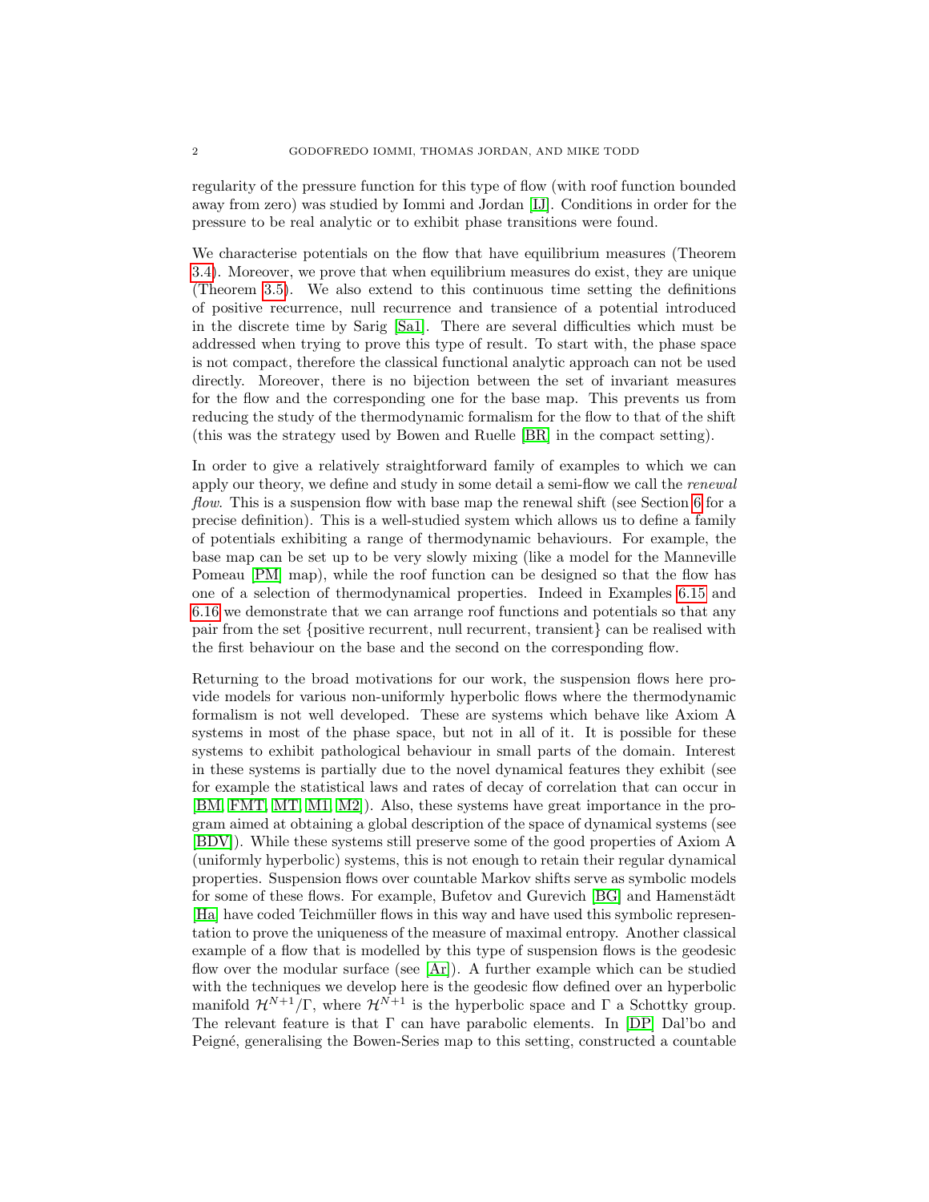regularity of the pressure function for this type of flow (with roof function bounded away from zero) was studied by Iommi and Jordan [IJ]. Conditions in order for the pressure to be real analytic or to exhibit phase transitions were found.

We characterise potentials on the flow that have equilibrium measures (Theorem 3.4). Moreover, we prove that when equilibrium measures do exist, they are unique (Theorem 3.5). We also extend to this continuous time setting the definitions of positive recurrence, null recurrence and transience of a potential introduced in the discrete time by Sarig [Sa1]. There are several difficulties which must be addressed when trying to prove this type of result. To start with, the phase space is not compact, therefore the classical functional analytic approach can not be used directly. Moreover, there is no bijection between the set of invariant measures for the flow and the corresponding one for the base map. This prevents us from reducing the study of the thermodynamic formalism for the flow to that of the shift (this was the strategy used by Bowen and Ruelle [BR] in the compact setting).

In order to give a relatively straightforward family of examples to which we can apply our theory, we define and study in some detail a semi-flow we call the *renewal flow*. This is a suspension flow with base map the renewal shift (see Section 6 for a precise definition). This is a well-studied system which allows us to define a family of potentials exhibiting a range of thermodynamic behaviours. For example, the base map can be set up to be very slowly mixing (like a model for the Manneville Pomeau [PM] map), while the roof function can be designed so that the flow has one of a selection of thermodynamical properties. Indeed in Examples 6.15 and 6.16 we demonstrate that we can arrange roof functions and potentials so that any pair from the set {positive recurrent, null recurrent, transient} can be realised with the first behaviour on the base and the second on the corresponding flow.

Returning to the broad motivations for our work, the suspension flows here provide models for various non-uniformly hyperbolic flows where the thermodynamic formalism is not well developed. These are systems which behave like Axiom A systems in most of the phase space, but not in all of it. It is possible for these systems to exhibit pathological behaviour in small parts of the domain. Interest in these systems is partially due to the novel dynamical features they exhibit (see for example the statistical laws and rates of decay of correlation that can occur in [BM, FMT, MT, M1, M2]). Also, these systems have great importance in the program aimed at obtaining a global description of the space of dynamical systems (see [BDV]). While these systems still preserve some of the good properties of Axiom A (uniformly hyperbolic) systems, this is not enough to retain their regular dynamical properties. Suspension flows over countable Markov shifts serve as symbolic models for some of these flows. For example, Bufetov and Gurevich [BG] and Hamenstädt [Ha] have coded Teichmüller flows in this way and have used this symbolic representation to prove the uniqueness of the measure of maximal entropy. Another classical example of a flow that is modelled by this type of suspension flows is the geodesic flow over the modular surface (see [Ar]). A further example which can be studied with the techniques we develop here is the geodesic flow defined over an hyperbolic manifold $\mathcal{H}^{N+1}/\Gamma$, where $\mathcal{H}^{N+1}$ is the hyperbolic space and $\Gamma$ a Schottky group. The relevant feature is that $\Gamma$ can have parabolic elements. In [DP] Dal'bo and Peigné, generalising the Bowen-Series map to this setting, constructed a countable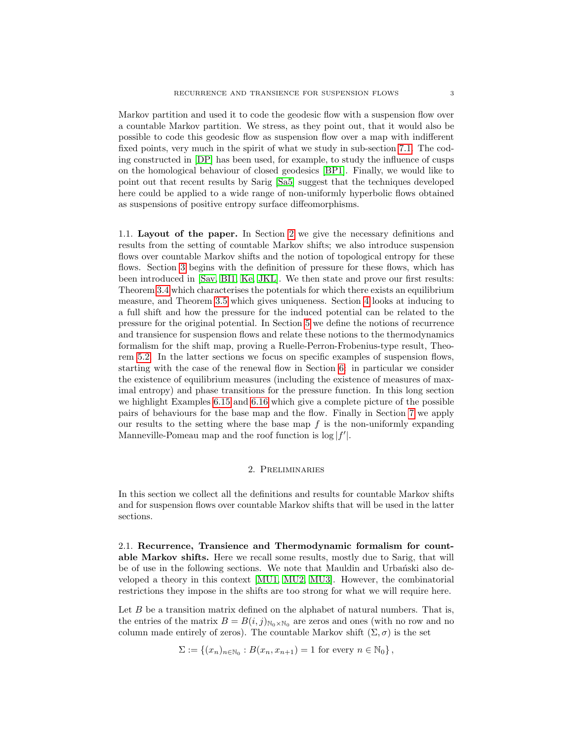Markov partition and used it to code the geodesic flow with a suspension flow over a countable Markov partition. We stress, as they point out, that it would also be possible to code this geodesic flow as suspension flow over a map with indifferent fixed points, very much in the spirit of what we study in sub-section 7.1. The coding constructed in [DP] has been used, for example, to study the influence of cusps on the homological behaviour of closed geodesics [BP1]. Finally, we would like to point out that recent results by Sarig [Sa5] suggest that the techniques developed here could be applied to a wide range of non-uniformly hyperbolic flows obtained as suspensions of positive entropy surface diffeomorphisms.

### 1.1. Layout of the paper.

In Section 2 we give the necessary definitions and results from the setting of countable Markov shifts; we also introduce suspension flows over countable Markov shifts and the notion of topological entropy for these flows. Section 3 begins with the definition of pressure for these flows, which has been introduced in [Sav, BI1, Ke, JKL]. We then state and prove our first results: Theorem 3.4 which characterises the potentials for which there exists an equilibrium measure, and Theorem 3.5 which gives uniqueness. Section 4 looks at inducing to a full shift and how the pressure for the induced potential can be related to the pressure for the original potential. In Section 5 we define the notions of recurrence and transience for suspension flows and relate these notions to the thermodynamics formalism for the shift map, proving a Ruelle-Perron-Frobenius-type result, Theorem 5.2. In the latter sections we focus on specific examples of suspension flows, starting with the case of the renewal flow in Section 6: in particular we consider the existence of equilibrium measures (including the existence of measures of maximal entropy) and phase transitions for the pressure function. In this long section we highlight Examples 6.15 and 6.16 which give a complete picture of the possible pairs of behaviours for the base map and the flow. Finally in Section 7 we apply our results to the setting where the base map $f$ is the non-uniformly expanding Manneville-Pomeau map and the roof function is $\log |f'|$.

## 2. Preliminaries

In this section we collect all the definitions and results for countable Markov shifts and for suspension flows over countable Markov shifts that will be used in the latter sections.

### 2.1. Recurrence, Transience and Thermodynamic formalism for countable Markov shifts.

Here we recall some results, mostly due to Sarig, that will be of use in the following sections. We note that Mauldin and Urbański also developed a theory in this context [MU1, MU2, MU3]. However, the combinatorial restrictions they impose in the shifts are too strong for what we will require here.

Let $B$ be a transition matrix defined on the alphabet of natural numbers. That is, the entries of the matrix $B = B(i,j)_{\mathbb{N}_0 \times \mathbb{N}_0}$ are zeros and ones (with no row and no column made entirely of zeros). The countable Markov shift $(\Sigma, \sigma)$ is the set

$$\Sigma := \{(x_n)_{n \in \mathbb{N}_0} : B(x_n, x_{n+1}) = 1 \text{ for every } n \in \mathbb{N}_0\},$$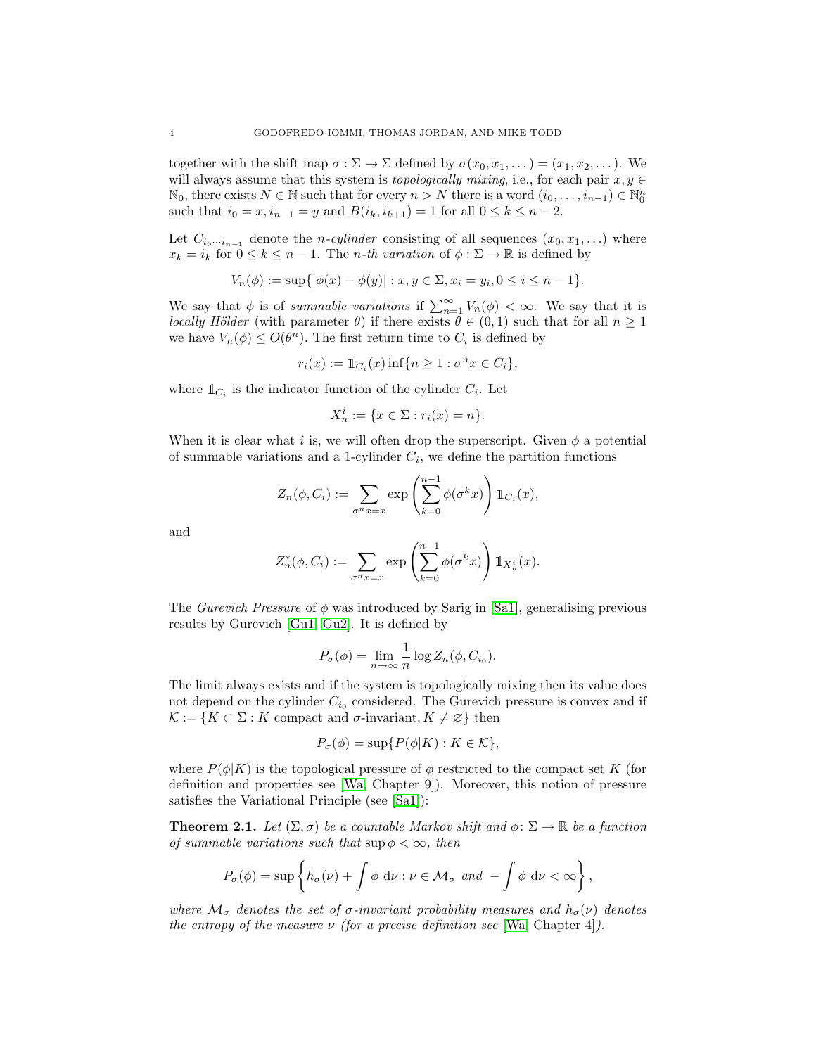together with the shift map $\sigma : \Sigma \to \Sigma$ defined by $\sigma(x_0, x_1, \dots) = (x_1, x_2, \dots)$. We will always assume that this system is *topologically mixing*, i.e., for each pair $x, y \in \mathbb{N}_0$, there exists $N \in \mathbb{N}$ such that for every $n > N$ there is a word $(i_0, \dots, i_{n-1}) \in \mathbb{N}_0^n$ such that $i_0 = x, i_{n-1} = y$ and $B(i_k, i_{k+1}) = 1$ for all $0 \le k \le n-2$.

Let $C_{i_0 \cdots i_{n-1}}$ denote the *n-cylinder* consisting of all sequences $(x_0, x_1, \dots)$ where $x_k = i_k$ for $0 \le k \le n-1$. The *n-th variation* of $\phi : \Sigma \to \mathbb{R}$ is defined by

$$V_n(\phi) := \sup\{|\phi(x) - \phi(y)| : x, y \in \Sigma, x_i = y_i, 0 \le i \le n-1\}.$$

We say that $\phi$ is of *summable variations* if $\sum_{n=1}^{\infty} V_n(\phi) < \infty$. We say that it is *locally Hölder* (with parameter $\theta$) if there exists $\theta \in (0,1)$ such that for all $n \ge 1$ we have $V_n(\phi) \le O(\theta^n)$. The first return time to $C_i$ is defined by

$$r_i(x) := \mathbb{1}_{C_i}(x) \inf\{n \ge 1 : \sigma^n x \in C_i\},$$

where $\mathbb{1}_{C_i}$ is the indicator function of the cylinder $C_i$. Let

$$X_n^i := \{x \in \Sigma : r_i(x) = n\}.$$

When it is clear what $i$ is, we will often drop the superscript. Given $\phi$ a potential of summable variations and a 1-cylinder $C_i$, we define the partition functions

$$Z_n(\phi, C_i) := \sum_{\sigma^n x = x} \exp\left(\sum_{k=0}^{n-1} \phi(\sigma^k x)\right) \mathbb{1}_{C_i}(x),$$

and

$$Z_n^*(\phi, C_i) := \sum_{\sigma^n x = x} \exp\left(\sum_{k=0}^{n-1} \phi(\sigma^k x)\right) \mathbb{1}_{X_n^i}(x).$$

The *Gurevich Pressure* of $\phi$ was introduced by Sarig in [Sa1], generalising previous results by Gurevich [Gu1, Gu2]. It is defined by

$$P_\sigma(\phi) = \lim_{n \to \infty} \frac{1}{n} \log Z_n(\phi, C_{i_0}).$$

The limit always exists and if the system is topologically mixing then its value does not depend on the cylinder $C_{i_0}$ considered. The Gurevich pressure is convex and if $\mathcal{K} := \{K \subset \Sigma : K \text{ compact and } \sigma\text{-invariant}, K \neq \varnothing\}$ then

$$P_\sigma(\phi) = \sup\{P(\phi|K) : K \in \mathcal{K}\},$$

where $P(\phi|K)$ is the topological pressure of $\phi$ restricted to the compact set $K$ (for definition and properties see [Wa, Chapter 9]). Moreover, this notion of pressure satisfies the Variational Principle (see [Sa1]):

**Theorem 2.1.** *Let $(\Sigma, \sigma)$ be a countable Markov shift and $\phi \colon \Sigma \to \mathbb{R}$ be a function of summable variations such that $\sup \phi < \infty$, then*

$$P_\sigma(\phi) = \sup\left\{h_\sigma(\nu) + \int \phi \, d\nu : \nu \in \mathcal{M}_\sigma \text{ and } -\int \phi \, d\nu < \infty\right\},$$

*where $\mathcal{M}_\sigma$ denotes the set of $\sigma$-invariant probability measures and $h_\sigma(\nu)$ denotes the entropy of the measure $\nu$ (for a precise definition see [Wa, Chapter 4]).*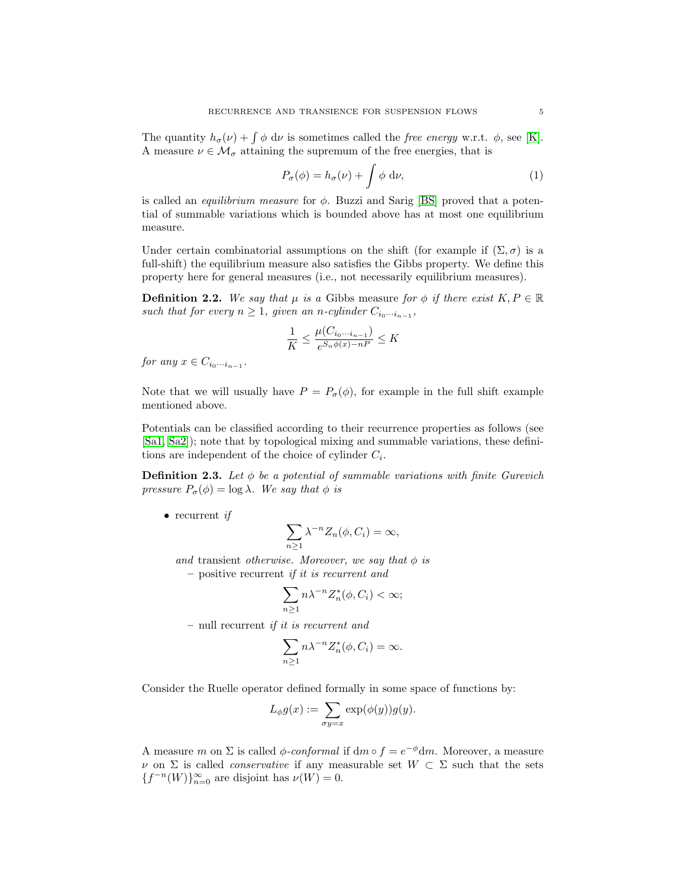The quantity $h_\sigma(\nu) + \int \phi \, \mathrm{d}\nu$ is sometimes called the *free energy* w.r.t. $\phi$, see [K]. A measure $\nu \in \mathcal{M}_\sigma$ attaining the supremum of the free energies, that is

$$P_\sigma(\phi) = h_\sigma(\nu) + \int \phi \, \mathrm{d}\nu, \tag{1}$$

is called an *equilibrium measure* for $\phi$. Buzzi and Sarig [BS] proved that a potential of summable variations which is bounded above has at most one equilibrium measure.

Under certain combinatorial assumptions on the shift (for example if $(\Sigma, \sigma)$ is a full-shift) the equilibrium measure also satisfies the Gibbs property. We define this property here for general measures (i.e., not necessarily equilibrium measures).

**Definition 2.2.** *We say that $\mu$ is a* Gibbs measure *for $\phi$ if there exist $K, P \in \mathbb{R}$ such that for every $n \geq 1$, given an $n$-cylinder $C_{i_0 \cdots i_{n-1}}$,*

$$\frac{1}{K} \leq \frac{\mu(C_{i_0 \cdots i_{n-1}})}{e^{S_n\phi(x) - nP}} \leq K$$

*for any $x \in C_{i_0 \cdots i_{n-1}}$.*

Note that we will usually have $P = P_\sigma(\phi)$, for example in the full shift example mentioned above.

Potentials can be classified according to their recurrence properties as follows (see [Sa1, Sa2]); note that by topological mixing and summable variations, these definitions are independent of the choice of cylinder $C_i$.

**Definition 2.3.** *Let $\phi$ be a potential of summable variations with finite Gurevich pressure $P_\sigma(\phi) = \log \lambda$. We say that $\phi$ is*

- recurrent *if*
$$\sum_{n \geq 1} \lambda^{-n} Z_n(\phi, C_i) = \infty,$$
*and* transient *otherwise. Moreover, we say that $\phi$ is*
  - positive recurrent *if it is recurrent and*
  $$\sum_{n \geq 1} n\lambda^{-n} Z_n^*(\phi, C_i) < \infty;$$
  - null recurrent *if it is recurrent and*
  $$\sum_{n \geq 1} n\lambda^{-n} Z_n^*(\phi, C_i) = \infty.$$

Consider the Ruelle operator defined formally in some space of functions by:

$$L_\phi g(x) := \sum_{\sigma y = x} \exp(\phi(y)) g(y).$$

A measure $m$ on $\Sigma$ is called *$\phi$-conformal* if $\mathrm{d}m \circ f = e^{-\phi} \mathrm{d}m$. Moreover, a measure $\nu$ on $\Sigma$ is called *conservative* if any measurable set $W \subset \Sigma$ such that the sets $\{f^{-n}(W)\}_{n=0}^\infty$ are disjoint has $\nu(W) = 0$.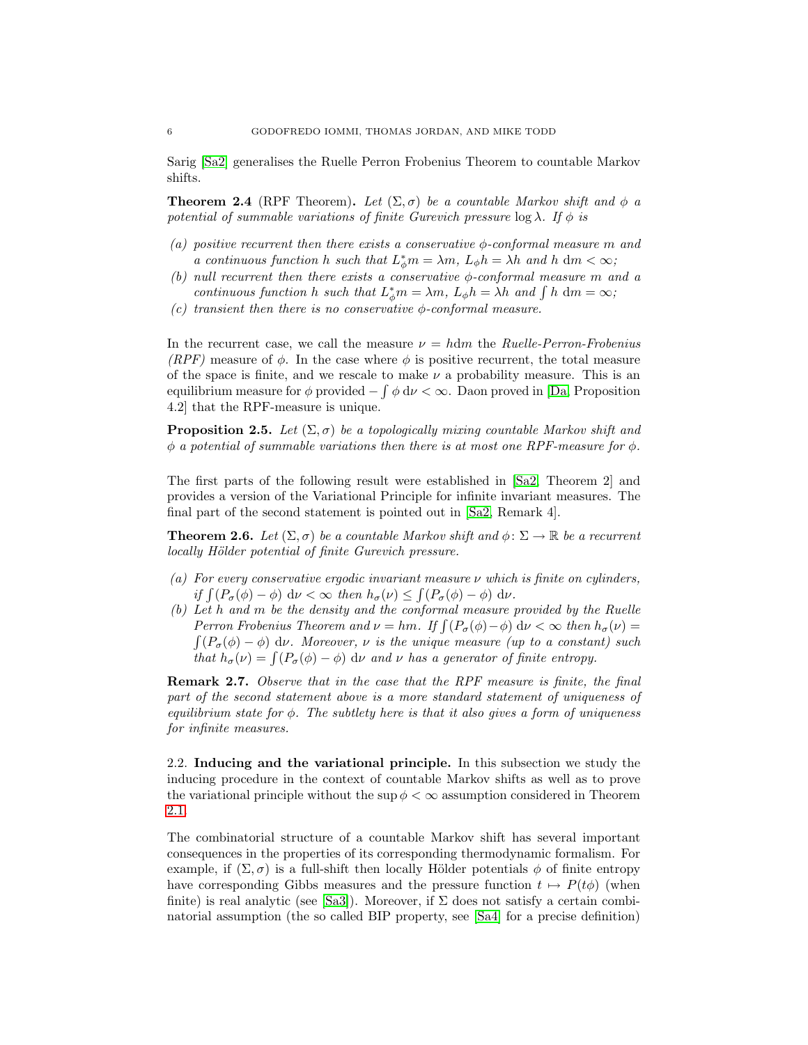Sarig [Sa2] generalises the Ruelle Perron Frobenius Theorem to countable Markov shifts.

**Theorem 2.4** (RPF Theorem)**.** *Let $(\Sigma, \sigma)$ be a countable Markov shift and $\phi$ a potential of summable variations of finite Gurevich pressure $\log \lambda$. If $\phi$ is*

*(a) positive recurrent then there exists a conservative $\phi$-conformal measure $m$ and a continuous function $h$ such that $L_\phi^* m = \lambda m$, $L_\phi h = \lambda h$ and $h \, \mathrm{d}m < \infty$;*
*(b) null recurrent then there exists a conservative $\phi$-conformal measure $m$ and a continuous function $h$ such that $L_\phi^* m = \lambda m$, $L_\phi h = \lambda h$ and $\int h \, \mathrm{d}m = \infty$;*
*(c) transient then there is no conservative $\phi$-conformal measure.*

In the recurrent case, we call the measure $\nu = h\mathrm{d}m$ the *Ruelle-Perron-Frobenius (RPF)* measure of $\phi$. In the case where $\phi$ is positive recurrent, the total measure of the space is finite, and we rescale to make $\nu$ a probability measure. This is an equilibrium measure for $\phi$ provided $-\int \phi \, \mathrm{d}\nu < \infty$. Daon proved in [Da, Proposition 4.2] that the RPF-measure is unique.

**Proposition 2.5.** *Let $(\Sigma, \sigma)$ be a topologically mixing countable Markov shift and $\phi$ a potential of summable variations then there is at most one RPF-measure for $\phi$.*

The first parts of the following result were established in [Sa2, Theorem 2] and provides a version of the Variational Principle for infinite invariant measures. The final part of the second statement is pointed out in [Sa2, Remark 4].

**Theorem 2.6.** *Let $(\Sigma, \sigma)$ be a countable Markov shift and $\phi \colon \Sigma \to \mathbb{R}$ be a recurrent locally Hölder potential of finite Gurevich pressure.*

*(a) For every conservative ergodic invariant measure $\nu$ which is finite on cylinders, if $\int (P_\sigma(\phi) - \phi) \, \mathrm{d}\nu < \infty$ then $h_\sigma(\nu) \leq \int (P_\sigma(\phi) - \phi) \, \mathrm{d}\nu$.*
*(b) Let $h$ and $m$ be the density and the conformal measure provided by the Ruelle Perron Frobenius Theorem and $\nu = hm$. If $\int (P_\sigma(\phi) - \phi) \, \mathrm{d}\nu < \infty$ then $h_\sigma(\nu) = \int (P_\sigma(\phi) - \phi) \, \mathrm{d}\nu$. Moreover, $\nu$ is the unique measure (up to a constant) such that $h_\sigma(\nu) = \int (P_\sigma(\phi) - \phi) \, \mathrm{d}\nu$ and $\nu$ has a generator of finite entropy.*

**Remark 2.7.** *Observe that in the case that the RPF measure is finite, the final part of the second statement above is a more standard statement of uniqueness of equilibrium state for $\phi$. The subtlety here is that it also gives a form of uniqueness for infinite measures.*

2.2. **Inducing and the variational principle.** In this subsection we study the inducing procedure in the context of countable Markov shifts as well as to prove the variational principle without the $\sup \phi < \infty$ assumption considered in Theorem 2.1.

The combinatorial structure of a countable Markov shift has several important consequences in the properties of its corresponding thermodynamic formalism. For example, if $(\Sigma, \sigma)$ is a full-shift then locally Hölder potentials $\phi$ of finite entropy have corresponding Gibbs measures and the pressure function $t \mapsto P(t\phi)$ (when finite) is real analytic (see [Sa3]). Moreover, if $\Sigma$ does not satisfy a certain combinatorial assumption (the so called BIP property, see [Sa4] for a precise definition)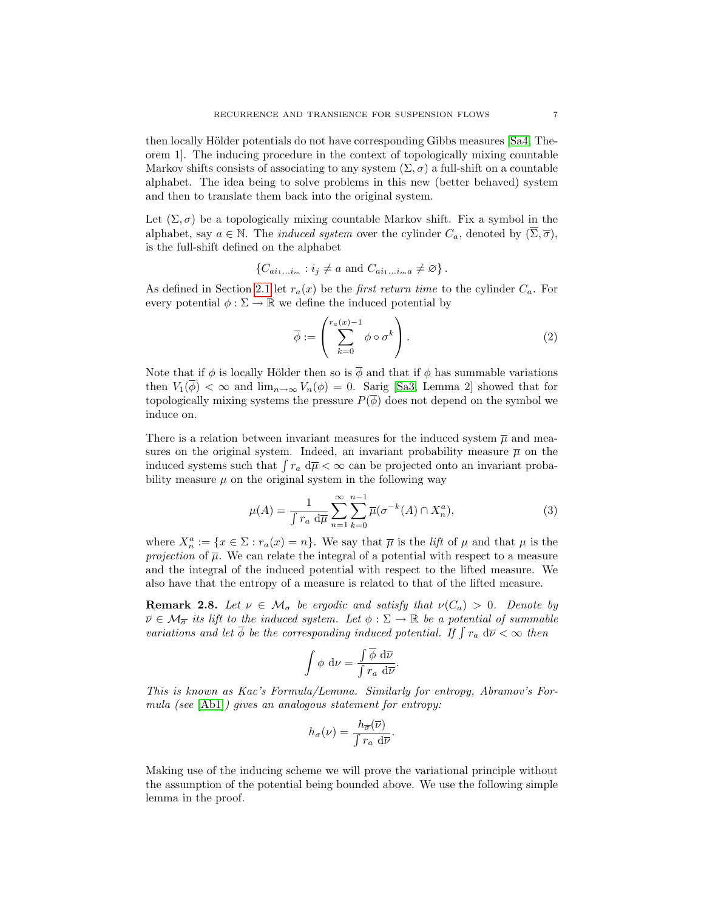then locally Hölder potentials do not have corresponding Gibbs measures [Sa4, Theorem 1]. The inducing procedure in the context of topologically mixing countable Markov shifts consists of associating to any system $(\Sigma, \sigma)$ a full-shift on a countable alphabet. The idea being to solve problems in this new (better behaved) system and then to translate them back into the original system.

Let $(\Sigma, \sigma)$ be a topologically mixing countable Markov shift. Fix a symbol in the alphabet, say $a \in \mathbb{N}$. The *induced system* over the cylinder $C_a$, denoted by $(\overline{\Sigma}, \overline{\sigma})$, is the full-shift defined on the alphabet

$$\{C_{ai_1 \dots i_m} : i_j \neq a \text{ and } C_{ai_1 \dots i_m a} \neq \varnothing\}.$$

As defined in Section 2.1 let $r_a(x)$ be the *first return time* to the cylinder $C_a$. For every potential $\phi : \Sigma \to \mathbb{R}$ we define the induced potential by

$$\overline{\phi} := \left( \sum_{k=0}^{r_a(x)-1} \phi \circ \sigma^k \right). \tag{2}$$

Note that if $\phi$ is locally Hölder then so is $\overline{\phi}$ and that if $\phi$ has summable variations then $V_1(\overline{\phi}) < \infty$ and $\lim_{n\to\infty} V_n(\phi) = 0$. Sarig [Sa3, Lemma 2] showed that for topologically mixing systems the pressure $P(\overline{\phi})$ does not depend on the symbol we induce on.

There is a relation between invariant measures for the induced system $\overline{\mu}$ and measures on the original system. Indeed, an invariant probability measure $\overline{\mu}$ on the induced systems such that $\int r_a \, \mathrm{d}\overline{\mu} < \infty$ can be projected onto an invariant probability measure $\mu$ on the original system in the following way

$$\mu(A) = \frac{1}{\int r_a \, \mathrm{d}\overline{\mu}} \sum_{n=1}^{\infty} \sum_{k=0}^{n-1} \overline{\mu}(\sigma^{-k}(A) \cap X_n^a), \tag{3}$$

where $X_n^a := \{x \in \Sigma : r_a(x) = n\}$. We say that $\overline{\mu}$ is the *lift* of $\mu$ and that $\mu$ is the *projection* of $\overline{\mu}$. We can relate the integral of a potential with respect to a measure and the integral of the induced potential with respect to the lifted measure. We also have that the entropy of a measure is related to that of the lifted measure.

**Remark 2.8.** *Let $\nu \in \mathcal{M}_\sigma$ be ergodic and satisfy that $\nu(C_a) > 0$. Denote by $\overline{\nu} \in \mathcal{M}_{\overline{\sigma}}$ its lift to the induced system. Let $\phi : \Sigma \to \mathbb{R}$ be a potential of summable variations and let $\overline{\phi}$ be the corresponding induced potential. If $\int r_a \, \mathrm{d}\overline{\nu} < \infty$ then*

$$\int \phi \, \mathrm{d}\nu = \frac{\int \overline{\phi} \, \mathrm{d}\overline{\nu}}{\int r_a \, \mathrm{d}\overline{\nu}}.$$

*This is known as Kac's Formula/Lemma. Similarly for entropy, Abramov's Formula (see [Ab1]) gives an analogous statement for entropy:*

$$h_\sigma(\nu) = \frac{h_{\overline{\sigma}}(\overline{\nu})}{\int r_a \, \mathrm{d}\overline{\nu}}.$$

Making use of the inducing scheme we will prove the variational principle without the assumption of the potential being bounded above. We use the following simple lemma in the proof.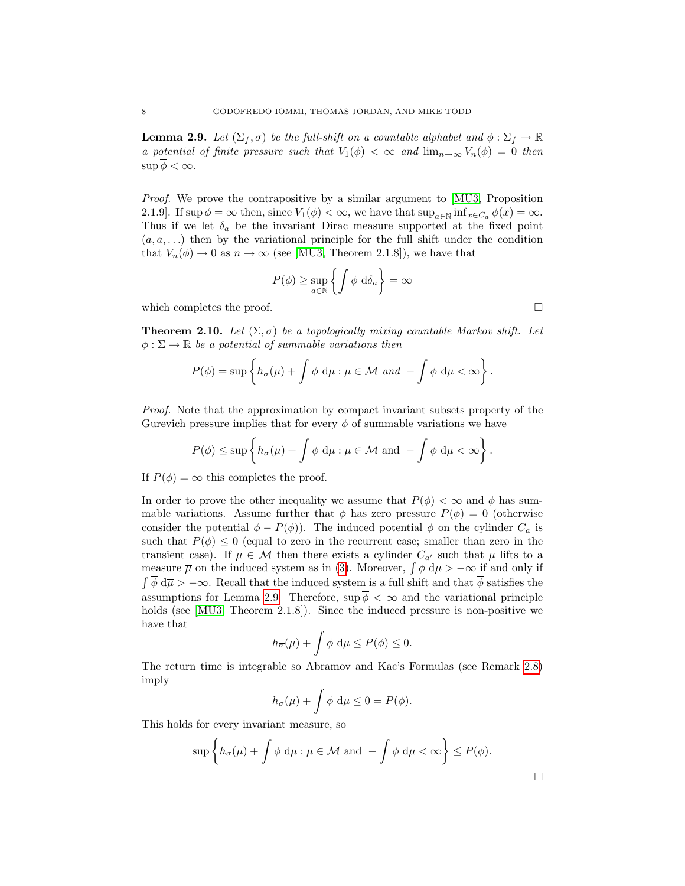**Lemma 2.9.** *Let $(\Sigma_f, \sigma)$ be the full-shift on a countable alphabet and $\overline{\phi} : \Sigma_f \to \mathbb{R}$ a potential of finite pressure such that $V_1(\overline{\phi}) < \infty$ and $\lim_{n\to\infty} V_n(\overline{\phi}) = 0$ then $\sup \overline{\phi} < \infty$.*

*Proof.* We prove the contrapositive by a similar argument to [MU3, Proposition 2.1.9]. If $\sup \overline{\phi} = \infty$ then, since $V_1(\overline{\phi}) < \infty$, we have that $\sup_{a\in\mathbb{N}} \inf_{x\in C_a} \overline{\phi}(x) = \infty$. Thus if we let $\delta_a$ be the invariant Dirac measure supported at the fixed point $(a, a, \ldots)$ then by the variational principle for the full shift under the condition that $V_n(\overline{\phi}) \to 0$ as $n \to \infty$ (see [MU3, Theorem 2.1.8]), we have that

$$P(\overline{\phi}) \geq \sup_{a\in\mathbb{N}} \left\{ \int \overline{\phi} \, \mathrm{d}\delta_a \right\} = \infty$$

which completes the proof. $\square$

**Theorem 2.10.** *Let $(\Sigma, \sigma)$ be a topologically mixing countable Markov shift. Let $\phi : \Sigma \to \mathbb{R}$ be a potential of summable variations then*

$$P(\phi) = \sup \left\{ h_\sigma(\mu) + \int \phi \, \mathrm{d}\mu : \mu \in \mathcal{M} \text{ and } -\int \phi \, \mathrm{d}\mu < \infty \right\}.$$

*Proof.* Note that the approximation by compact invariant subsets property of the Gurevich pressure implies that for every $\phi$ of summable variations we have

$$P(\phi) \leq \sup \left\{ h_\sigma(\mu) + \int \phi \, \mathrm{d}\mu : \mu \in \mathcal{M} \text{ and } -\int \phi \, \mathrm{d}\mu < \infty \right\}.$$

If $P(\phi) = \infty$ this completes the proof.

In order to prove the other inequality we assume that $P(\phi) < \infty$ and $\phi$ has summable variations. Assume further that $\phi$ has zero pressure $P(\phi) = 0$ (otherwise consider the potential $\phi - P(\phi)$). The induced potential $\overline{\phi}$ on the cylinder $C_a$ is such that $P(\overline{\phi}) \leq 0$ (equal to zero in the recurrent case; smaller than zero in the transient case). If $\mu \in \mathcal{M}$ then there exists a cylinder $C_{a'}$ such that $\mu$ lifts to a measure $\overline{\mu}$ on the induced system as in (3). Moreover, $\int \phi \, \mathrm{d}\mu > -\infty$ if and only if $\int \overline{\phi} \, \mathrm{d}\overline{\mu} > -\infty$. Recall that the induced system is a full shift and that $\overline{\phi}$ satisfies the assumptions for Lemma 2.9. Therefore, $\sup \overline{\phi} < \infty$ and the variational principle holds (see [MU3, Theorem 2.1.8]). Since the induced pressure is non-positive we have that

$$h_{\overline{\sigma}}(\overline{\mu}) + \int \overline{\phi} \, \mathrm{d}\overline{\mu} \leq P(\overline{\phi}) \leq 0.$$

The return time is integrable so Abramov and Kac's Formulas (see Remark 2.8) imply

$$h_\sigma(\mu) + \int \phi \, \mathrm{d}\mu \leq 0 = P(\phi).$$

This holds for every invariant measure, so

$$\sup \left\{ h_\sigma(\mu) + \int \phi \, \mathrm{d}\mu : \mu \in \mathcal{M} \text{ and } -\int \phi \, \mathrm{d}\mu < \infty \right\} \leq P(\phi).$$

$\square$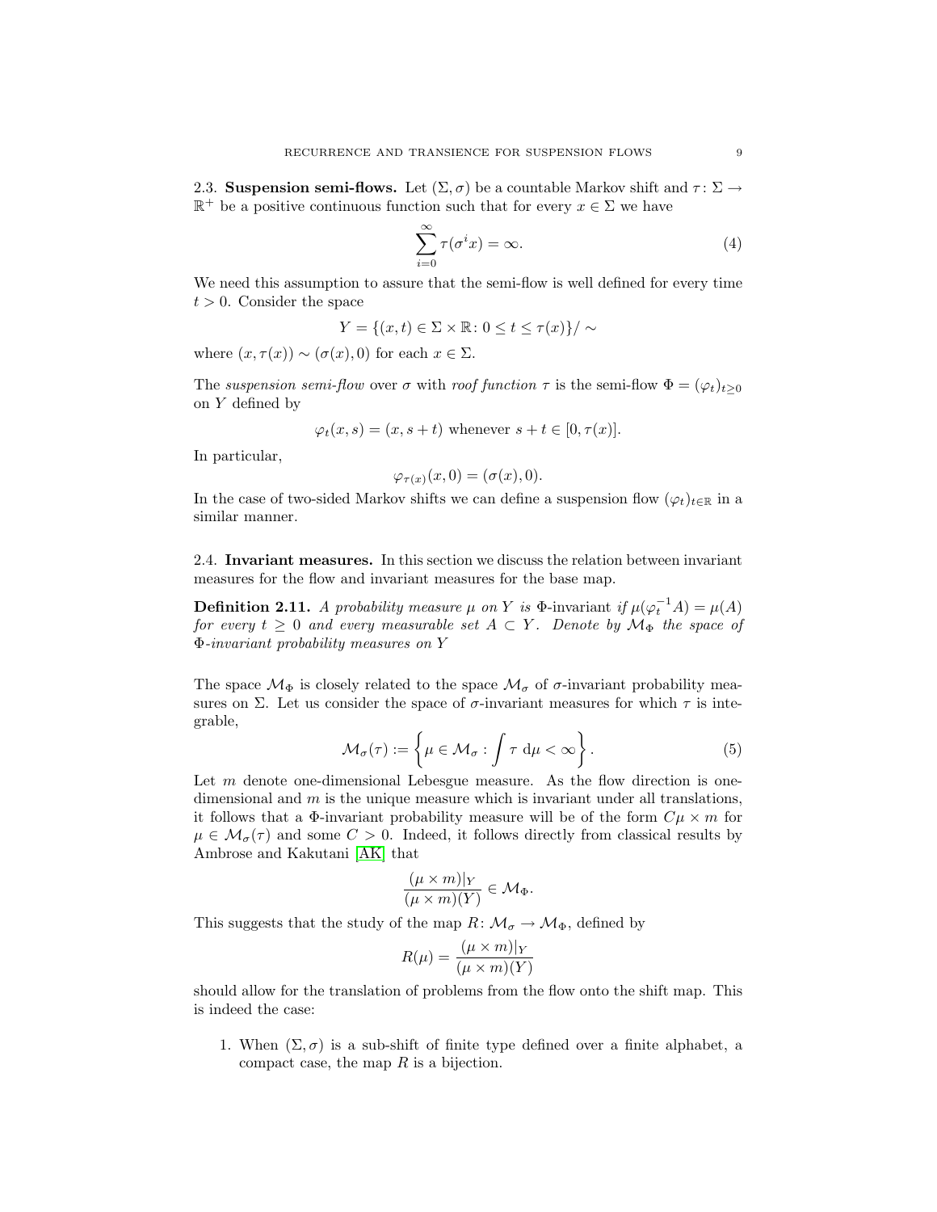### 2.3. Suspension semi-flows.

Let $(\Sigma, \sigma)$ be a countable Markov shift and $\tau \colon \Sigma \to \mathbb{R}^+$ be a positive continuous function such that for every $x \in \Sigma$ we have

$$\sum_{i=0}^{\infty} \tau(\sigma^i x) = \infty. \tag{4}$$

We need this assumption to assure that the semi-flow is well defined for every time $t > 0$. Consider the space

$$Y = \{(x,t) \in \Sigma \times \mathbb{R} \colon 0 \leq t \leq \tau(x)\}/\sim$$

where $(x, \tau(x)) \sim (\sigma(x), 0)$ for each $x \in \Sigma$.

The *suspension semi-flow* over $\sigma$ with *roof function* $\tau$ is the semi-flow $\Phi = (\varphi_t)_{t \geq 0}$ on $Y$ defined by

$$\varphi_t(x,s) = (x, s+t) \text{ whenever } s+t \in [0, \tau(x)].$$

In particular,

$$\varphi_{\tau(x)}(x,0) = (\sigma(x), 0).$$

In the case of two-sided Markov shifts we can define a suspension flow $(\varphi_t)_{t \in \mathbb{R}}$ in a similar manner.

### 2.4. Invariant measures.

In this section we discuss the relation between invariant measures for the flow and invariant measures for the base map.

**Definition 2.11.** *A probability measure $\mu$ on $Y$ is $\Phi$-invariant if $\mu(\varphi_t^{-1} A) = \mu(A)$ for every $t \geq 0$ and every measurable set $A \subset Y$. Denote by $\mathcal{M}_\Phi$ the space of $\Phi$-invariant probability measures on $Y$*

The space $\mathcal{M}_\Phi$ is closely related to the space $\mathcal{M}_\sigma$ of $\sigma$-invariant probability measures on $\Sigma$. Let us consider the space of $\sigma$-invariant measures for which $\tau$ is integrable,

$$\mathcal{M}_\sigma(\tau) := \left\{ \mu \in \mathcal{M}_\sigma : \int \tau \, \mathrm{d}\mu < \infty \right\}. \tag{5}$$

Let $m$ denote one-dimensional Lebesgue measure. As the flow direction is one-dimensional and $m$ is the unique measure which is invariant under all translations, it follows that a $\Phi$-invariant probability measure will be of the form $C\mu \times m$ for $\mu \in \mathcal{M}_\sigma(\tau)$ and some $C > 0$. Indeed, it follows directly from classical results by Ambrose and Kakutani [AK] that

$$\frac{(\mu \times m)|_Y}{(\mu \times m)(Y)} \in \mathcal{M}_\Phi.$$

This suggests that the study of the map $R \colon \mathcal{M}_\sigma \to \mathcal{M}_\Phi$, defined by

$$R(\mu) = \frac{(\mu \times m)|_Y}{(\mu \times m)(Y)}$$

should allow for the translation of problems from the flow onto the shift map. This is indeed the case:

1. When $(\Sigma, \sigma)$ is a sub-shift of finite type defined over a finite alphabet, a compact case, the map $R$ is a bijection.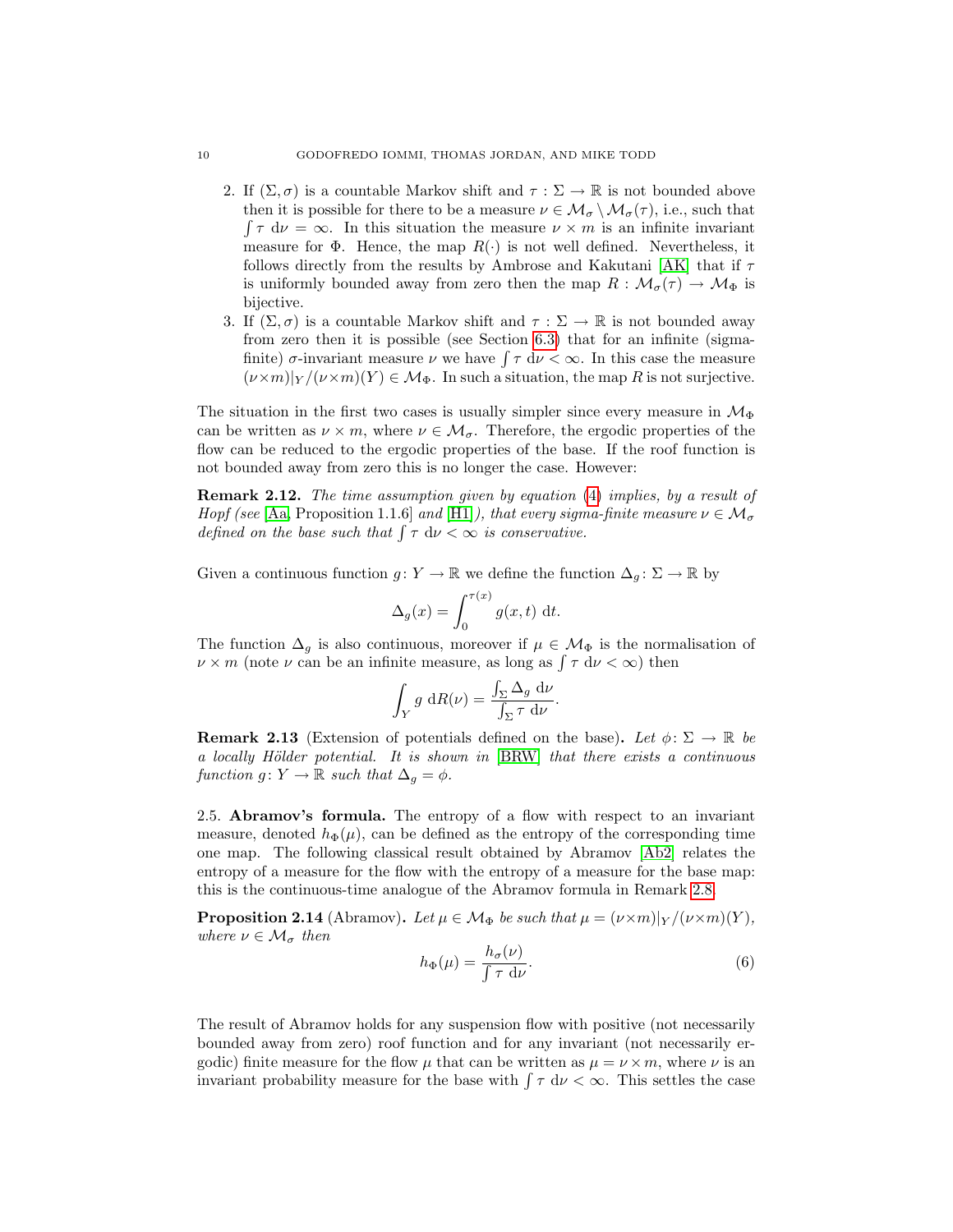2. If $(\Sigma, \sigma)$ is a countable Markov shift and $\tau : \Sigma \to \mathbb{R}$ is not bounded above then it is possible for there to be a measure $\nu \in \mathcal{M}_\sigma \setminus \mathcal{M}_\sigma(\tau)$, i.e., such that $\int \tau \, d\nu = \infty$. In this situation the measure $\nu \times m$ is an infinite invariant measure for $\Phi$. Hence, the map $R(\cdot)$ is not well defined. Nevertheless, it follows directly from the results by Ambrose and Kakutani [AK] that if $\tau$ is uniformly bounded away from zero then the map $R : \mathcal{M}_\sigma(\tau) \to \mathcal{M}_\Phi$ is bijective.
3. If $(\Sigma, \sigma)$ is a countable Markov shift and $\tau : \Sigma \to \mathbb{R}$ is not bounded away from zero then it is possible (see Section 6.3) that for an infinite (sigma-finite) $\sigma$-invariant measure $\nu$ we have $\int \tau \, d\nu < \infty$. In this case the measure $(\nu \times m)|_Y / (\nu \times m)(Y) \in \mathcal{M}_\Phi$. In such a situation, the map $R$ is not surjective.

The situation in the first two cases is usually simpler since every measure in $\mathcal{M}_\Phi$ can be written as $\nu \times m$, where $\nu \in \mathcal{M}_\sigma$. Therefore, the ergodic properties of the flow can be reduced to the ergodic properties of the base. If the roof function is not bounded away from zero this is no longer the case. However:

**Remark 2.12.** *The time assumption given by equation (4) implies, by a result of Hopf (see [Aa, Proposition 1.1.6] and [H1]), that every sigma-finite measure $\nu \in \mathcal{M}_\sigma$ defined on the base such that $\int \tau \, d\nu < \infty$ is conservative.*

Given a continuous function $g \colon Y \to \mathbb{R}$ we define the function $\Delta_g \colon \Sigma \to \mathbb{R}$ by

$$\Delta_g(x) = \int_0^{\tau(x)} g(x,t) \, dt.$$

The function $\Delta_g$ is also continuous, moreover if $\mu \in \mathcal{M}_\Phi$ is the normalisation of $\nu \times m$ (note $\nu$ can be an infinite measure, as long as $\int \tau \, d\nu < \infty$) then

$$\int_Y g \, dR(\nu) = \frac{\int_\Sigma \Delta_g \, d\nu}{\int_\Sigma \tau \, d\nu}.$$

**Remark 2.13** (Extension of potentials defined on the base)**.** *Let $\phi \colon \Sigma \to \mathbb{R}$ be a locally Hölder potential. It is shown in [BRW] that there exists a continuous function $g \colon Y \to \mathbb{R}$ such that $\Delta_g = \phi$.*

### 2.5. Abramov's formula.

The entropy of a flow with respect to an invariant measure, denoted $h_\Phi(\mu)$, can be defined as the entropy of the corresponding time one map. The following classical result obtained by Abramov [Ab2] relates the entropy of a measure for the flow with the entropy of a measure for the base map: this is the continuous-time analogue of the Abramov formula in Remark 2.8.

**Proposition 2.14** (Abramov)**.** *Let $\mu \in \mathcal{M}_\Phi$ be such that $\mu = (\nu \times m)|_Y / (\nu \times m)(Y)$, where $\nu \in \mathcal{M}_\sigma$ then*

$$h_\Phi(\mu) = \frac{h_\sigma(\nu)}{\int \tau \, d\nu}. \tag{6}$$

The result of Abramov holds for any suspension flow with positive (not necessarily bounded away from zero) roof function and for any invariant (not necessarily ergodic) finite measure for the flow $\mu$ that can be written as $\mu = \nu \times m$, where $\nu$ is an invariant probability measure for the base with $\int \tau \, d\nu < \infty$. This settles the case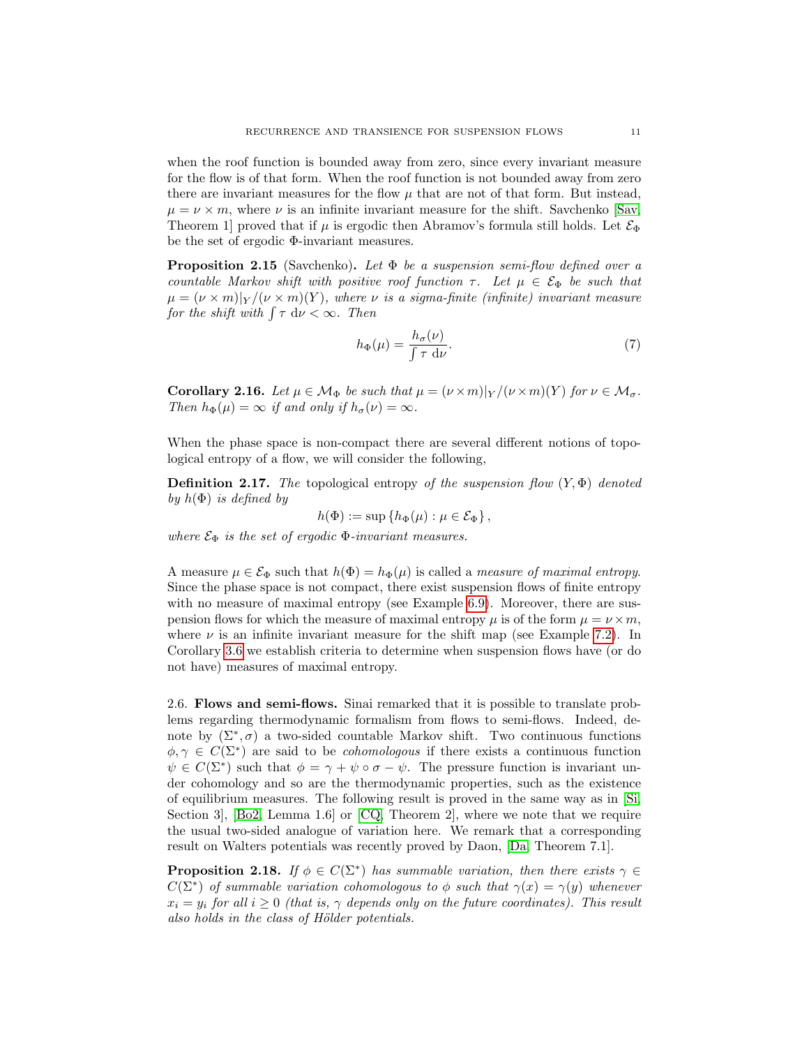when the roof function is bounded away from zero, since every invariant measure for the flow is of that form. When the roof function is not bounded away from zero there are invariant measures for the flow $\mu$ that are not of that form. But instead, $\mu = \nu \times m$, where $\nu$ is an infinite invariant measure for the shift. Savchenko [Sav, Theorem 1] proved that if $\mu$ is ergodic then Abramov's formula still holds. Let $\mathcal{E}_\Phi$ be the set of ergodic $\Phi$-invariant measures.

**Proposition 2.15** (Savchenko)**.** *Let $\Phi$ be a suspension semi-flow defined over a countable Markov shift with positive roof function $\tau$. Let $\mu \in \mathcal{E}_\Phi$ be such that $\mu = (\nu \times m)|_Y / (\nu \times m)(Y)$, where $\nu$ is a sigma-finite (infinite) invariant measure for the shift with $\int \tau \, \mathrm{d}\nu < \infty$. Then*

$$h_\Phi(\mu) = \frac{h_\sigma(\nu)}{\int \tau \, \mathrm{d}\nu}. \tag{7}$$

**Corollary 2.16.** *Let $\mu \in \mathcal{M}_\Phi$ be such that $\mu = (\nu \times m)|_Y / (\nu \times m)(Y)$ for $\nu \in \mathcal{M}_\sigma$. Then $h_\Phi(\mu) = \infty$ if and only if $h_\sigma(\nu) = \infty$.*

When the phase space is non-compact there are several different notions of topological entropy of a flow, we will consider the following,

**Definition 2.17.** *The* topological entropy *of the suspension flow $(Y, \Phi)$ denoted by $h(\Phi)$ is defined by*

$$h(\Phi) := \sup \{ h_\Phi(\mu) : \mu \in \mathcal{E}_\Phi \},$$

*where $\mathcal{E}_\Phi$ is the set of ergodic $\Phi$-invariant measures.*

A measure $\mu \in \mathcal{E}_\Phi$ such that $h(\Phi) = h_\Phi(\mu)$ is called a *measure of maximal entropy*. Since the phase space is not compact, there exist suspension flows of finite entropy with no measure of maximal entropy (see Example 6.9). Moreover, there are suspension flows for which the measure of maximal entropy $\mu$ is of the form $\mu = \nu \times m$, where $\nu$ is an infinite invariant measure for the shift map (see Example 7.2). In Corollary 3.6 we establish criteria to determine when suspension flows have (or do not have) measures of maximal entropy.

### 2.6. Flows and semi-flows.

Sinai remarked that it is possible to translate problems regarding thermodynamic formalism from flows to semi-flows. Indeed, denote by $(\Sigma^*, \sigma)$ a two-sided countable Markov shift. Two continuous functions $\phi, \gamma \in C(\Sigma^*)$ are said to be *cohomologous* if there exists a continuous function $\psi \in C(\Sigma^*)$ such that $\phi = \gamma + \psi \circ \sigma - \psi$. The pressure function is invariant under cohomology and so are the thermodynamic properties, such as the existence of equilibrium measures. The following result is proved in the same way as in [Si, Section 3], [Bo2, Lemma 1.6] or [CQ, Theorem 2], where we note that we require the usual two-sided analogue of variation here. We remark that a corresponding result on Walters potentials was recently proved by Daon, [Da, Theorem 7.1].

**Proposition 2.18.** *If $\phi \in C(\Sigma^*)$ has summable variation, then there exists $\gamma \in C(\Sigma^*)$ of summable variation cohomologous to $\phi$ such that $\gamma(x) = \gamma(y)$ whenever $x_i = y_i$ for all $i \geq 0$ (that is, $\gamma$ depends only on the future coordinates). This result also holds in the class of Hölder potentials.*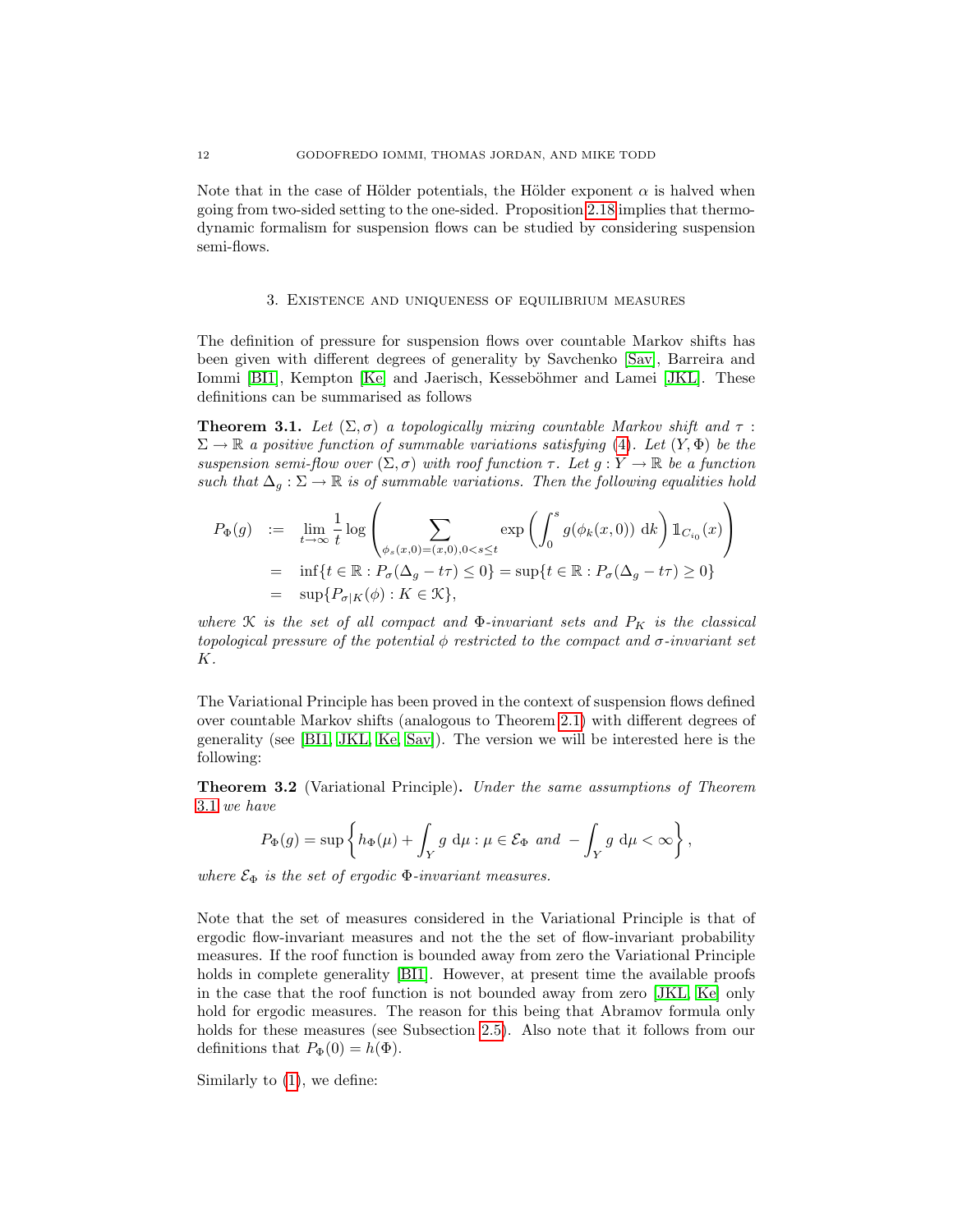Note that in the case of Hölder potentials, the Hölder exponent $\alpha$ is halved when going from two-sided setting to the one-sided. Proposition 2.18 implies that thermodynamic formalism for suspension flows can be studied by considering suspension semi-flows.

## 3. Existence and uniqueness of equilibrium measures

The definition of pressure for suspension flows over countable Markov shifts has been given with different degrees of generality by Savchenko [Sav], Barreira and Iommi [BI1], Kempton [Ke] and Jaerisch, Kesseböhmer and Lamei [JKL]. These definitions can be summarised as follows

**Theorem 3.1.** *Let $(\Sigma, \sigma)$ a topologically mixing countable Markov shift and $\tau : \Sigma \to \mathbb{R}$ a positive function of summable variations satisfying (4). Let $(Y, \Phi)$ be the suspension semi-flow over $(\Sigma, \sigma)$ with roof function $\tau$. Let $g : Y \to \mathbb{R}$ be a function such that $\Delta_g : \Sigma \to \mathbb{R}$ is of summable variations. Then the following equalities hold*

$$
\begin{aligned}
P_\Phi(g) &:= \lim_{t\to\infty} \frac{1}{t} \log \left( \sum_{\phi_s(x,0)=(x,0), 0<s\le t} \exp\left( \int_0^s g(\phi_k(x,0)) \, \mathrm{d}k \right) \mathbb{1}_{C_{i_0}}(x) \right) \\
&= \inf\{t \in \mathbb{R} : P_\sigma(\Delta_g - t\tau) \le 0\} = \sup\{t \in \mathbb{R} : P_\sigma(\Delta_g - t\tau) \ge 0\} \\
&= \sup\{P_{\sigma|K}(\phi) : K \in \mathcal{K}\},
\end{aligned}
$$

*where $\mathcal{K}$ is the set of all compact and $\Phi$-invariant sets and $P_K$ is the classical topological pressure of the potential $\phi$ restricted to the compact and $\sigma$-invariant set $K$.*

The Variational Principle has been proved in the context of suspension flows defined over countable Markov shifts (analogous to Theorem 2.1) with different degrees of generality (see [BI1, JKL, Ke, Sav]). The version we will be interested here is the following:

**Theorem 3.2** (Variational Principle)**.** *Under the same assumptions of Theorem 3.1 we have*

$$
P_\Phi(g) = \sup\left\{ h_\Phi(\mu) + \int_Y g \, \mathrm{d}\mu : \mu \in \mathcal{E}_\Phi \text{ and } -\int_Y g \, \mathrm{d}\mu < \infty \right\},
$$

*where $\mathcal{E}_\Phi$ is the set of ergodic $\Phi$-invariant measures.*

Note that the set of measures considered in the Variational Principle is that of ergodic flow-invariant measures and not the the set of flow-invariant probability measures. If the roof function is bounded away from zero the Variational Principle holds in complete generality [BI1]. However, at present time the available proofs in the case that the roof function is not bounded away from zero [JKL, Ke] only hold for ergodic measures. The reason for this being that Abramov formula only holds for these measures (see Subsection 2.5). Also note that it follows from our definitions that $P_\Phi(0) = h(\Phi)$.

Similarly to (1), we define: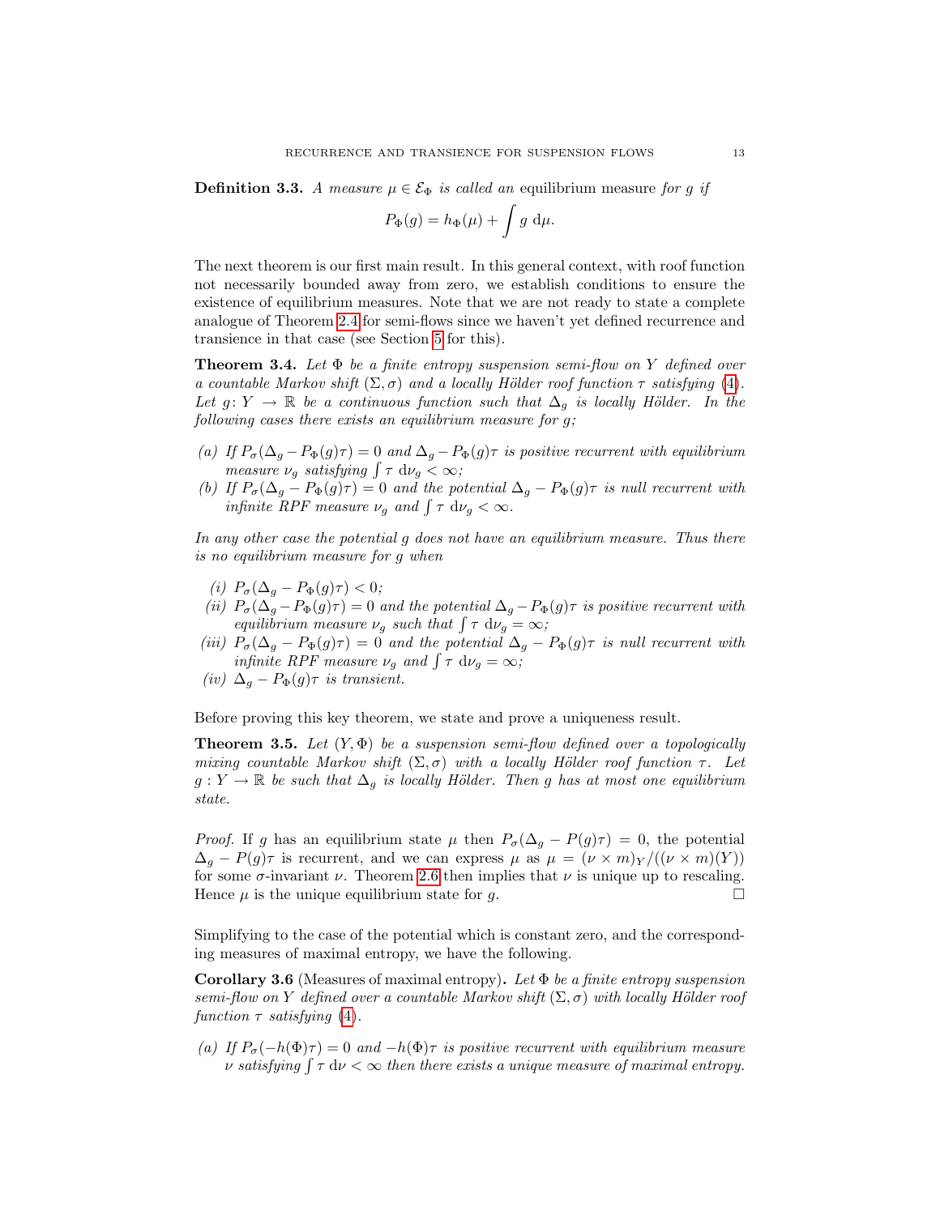**Definition 3.3.** *A measure $\mu \in \mathcal{E}_\Phi$ is called an* equilibrium measure *for $g$ if*

$$P_\Phi(g) = h_\Phi(\mu) + \int g \, \mathrm{d}\mu.$$

The next theorem is our first main result. In this general context, with roof function not necessarily bounded away from zero, we establish conditions to ensure the existence of equilibrium measures. Note that we are not ready to state a complete analogue of Theorem 2.4 for semi-flows since we haven't yet defined recurrence and transience in that case (see Section 5 for this).

**Theorem 3.4.** *Let $\Phi$ be a finite entropy suspension semi-flow on $Y$ defined over a countable Markov shift $(\Sigma, \sigma)$ and a locally Hölder roof function $\tau$ satisfying (4). Let $g \colon Y \to \mathbb{R}$ be a continuous function such that $\Delta_g$ is locally Hölder. In the following cases there exists an equilibrium measure for $g$;*

*(a) If $P_\sigma(\Delta_g - P_\Phi(g)\tau) = 0$ and $\Delta_g - P_\Phi(g)\tau$ is positive recurrent with equilibrium measure $\nu_g$ satisfying $\int \tau \, \mathrm{d}\nu_g < \infty$;*
*(b) If $P_\sigma(\Delta_g - P_\Phi(g)\tau) = 0$ and the potential $\Delta_g - P_\Phi(g)\tau$ is null recurrent with infinite RPF measure $\nu_g$ and $\int \tau \, \mathrm{d}\nu_g < \infty$.*

*In any other case the potential $g$ does not have an equilibrium measure. Thus there is no equilibrium measure for $g$ when*

*(i) $P_\sigma(\Delta_g - P_\Phi(g)\tau) < 0$;*
*(ii) $P_\sigma(\Delta_g - P_\Phi(g)\tau) = 0$ and the potential $\Delta_g - P_\Phi(g)\tau$ is positive recurrent with equilibrium measure $\nu_g$ such that $\int \tau \, \mathrm{d}\nu_g = \infty$;*
*(iii) $P_\sigma(\Delta_g - P_\Phi(g)\tau) = 0$ and the potential $\Delta_g - P_\Phi(g)\tau$ is null recurrent with infinite RPF measure $\nu_g$ and $\int \tau \, \mathrm{d}\nu_g = \infty$;*
*(iv) $\Delta_g - P_\Phi(g)\tau$ is transient.*

Before proving this key theorem, we state and prove a uniqueness result.

**Theorem 3.5.** *Let $(Y, \Phi)$ be a suspension semi-flow defined over a topologically mixing countable Markov shift $(\Sigma, \sigma)$ with a locally Hölder roof function $\tau$. Let $g : Y \to \mathbb{R}$ be such that $\Delta_g$ is locally Hölder. Then $g$ has at most one equilibrium state.*

*Proof.* If $g$ has an equilibrium state $\mu$ then $P_\sigma(\Delta_g - P(g)\tau) = 0$, the potential $\Delta_g - P(g)\tau$ is recurrent, and we can express $\mu$ as $\mu = (\nu \times m)_Y / ((\nu \times m)(Y))$ for some $\sigma$-invariant $\nu$. Theorem 2.6 then implies that $\nu$ is unique up to rescaling. Hence $\mu$ is the unique equilibrium state for $g$. □

Simplifying to the case of the potential which is constant zero, and the corresponding measures of maximal entropy, we have the following.

**Corollary 3.6** (Measures of maximal entropy)**.** *Let $\Phi$ be a finite entropy suspension semi-flow on $Y$ defined over a countable Markov shift $(\Sigma, \sigma)$ with locally Hölder roof function $\tau$ satisfying (4).*

*(a) If $P_\sigma(-h(\Phi)\tau) = 0$ and $-h(\Phi)\tau$ is positive recurrent with equilibrium measure $\nu$ satisfying $\int \tau \, \mathrm{d}\nu < \infty$ then there exists a unique measure of maximal entropy.*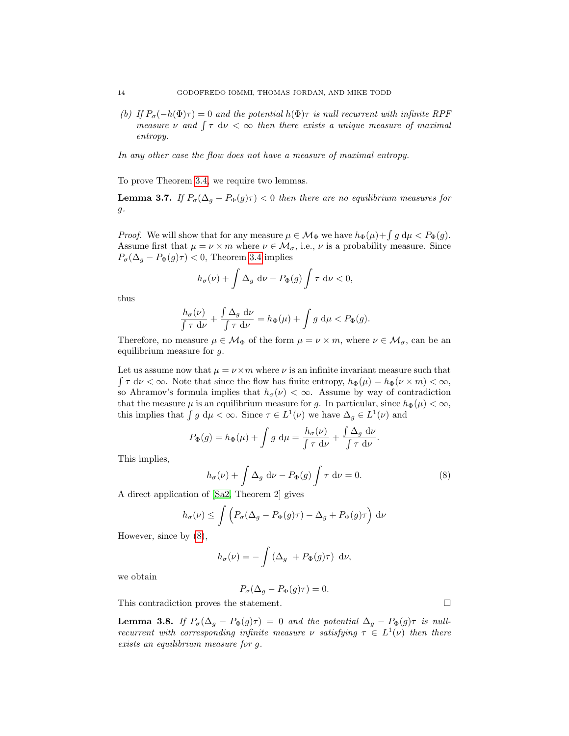*(b) If $P_\sigma(-h(\Phi)\tau) = 0$ and the potential $h(\Phi)\tau$ is null recurrent with infinite RPF measure $\nu$ and $\int \tau \, \mathrm{d}\nu < \infty$ then there exists a unique measure of maximal entropy.*

*In any other case the flow does not have a measure of maximal entropy.*

To prove Theorem 3.4, we require two lemmas.

**Lemma 3.7.** *If $P_\sigma(\Delta_g - P_\Phi(g)\tau) < 0$ then there are no equilibrium measures for $g$.*

*Proof.* We will show that for any measure $\mu \in \mathcal{M}_\Phi$ we have $h_\Phi(\mu) + \int g \, \mathrm{d}\mu < P_\Phi(g)$. Assume first that $\mu = \nu \times m$ where $\nu \in \mathcal{M}_\sigma$, i.e., $\nu$ is a probability measure. Since $P_\sigma(\Delta_g - P_\Phi(g)\tau) < 0$, Theorem 3.4 implies

$$h_\sigma(\nu) + \int \Delta_g \, \mathrm{d}\nu - P_\Phi(g) \int \tau \, \mathrm{d}\nu < 0,$$

thus

$$\frac{h_\sigma(\nu)}{\int \tau \, \mathrm{d}\nu} + \frac{\int \Delta_g \, \mathrm{d}\nu}{\int \tau \, \mathrm{d}\nu} = h_\Phi(\mu) + \int g \, \mathrm{d}\mu < P_\Phi(g).$$

Therefore, no measure $\mu \in \mathcal{M}_\Phi$ of the form $\mu = \nu \times m$, where $\nu \in \mathcal{M}_\sigma$, can be an equilibrium measure for $g$.

Let us assume now that $\mu = \nu \times m$ where $\nu$ is an infinite invariant measure such that $\int \tau \, \mathrm{d}\nu < \infty$. Note that since the flow has finite entropy, $h_\Phi(\mu) = h_\Phi(\nu \times m) < \infty$, so Abramov's formula implies that $h_\sigma(\nu) < \infty$. Assume by way of contradiction that the measure $\mu$ is an equilibrium measure for $g$. In particular, since $h_\Phi(\mu) < \infty$, this implies that $\int g \, \mathrm{d}\mu < \infty$. Since $\tau \in L^1(\nu)$ we have $\Delta_g \in L^1(\nu)$ and

$$P_\Phi(g) = h_\Phi(\mu) + \int g \, \mathrm{d}\mu = \frac{h_\sigma(\nu)}{\int \tau \, \mathrm{d}\nu} + \frac{\int \Delta_g \, \mathrm{d}\nu}{\int \tau \, \mathrm{d}\nu}.$$

This implies,

$$h_\sigma(\nu) + \int \Delta_g \, \mathrm{d}\nu - P_\Phi(g) \int \tau \, \mathrm{d}\nu = 0. \tag{8}$$

A direct application of [Sa2, Theorem 2] gives

$$h_\sigma(\nu) \leq \int \Big( P_\sigma(\Delta_g - P_\Phi(g)\tau) - \Delta_g + P_\Phi(g)\tau \Big) \, \mathrm{d}\nu$$

However, since by (8),

$$h_\sigma(\nu) = -\int \left(\Delta_g \ + P_\Phi(g)\tau\right) \, \mathrm{d}\nu,$$

we obtain

$$P_\sigma(\Delta_g - P_\Phi(g)\tau) = 0.$$

This contradiction proves the statement. $\square$

**Lemma 3.8.** *If $P_\sigma(\Delta_g - P_\Phi(g)\tau) = 0$ and the potential $\Delta_g - P_\Phi(g)\tau$ is null-recurrent with corresponding infinite measure $\nu$ satisfying $\tau \in L^1(\nu)$ then there exists an equilibrium measure for $g$.*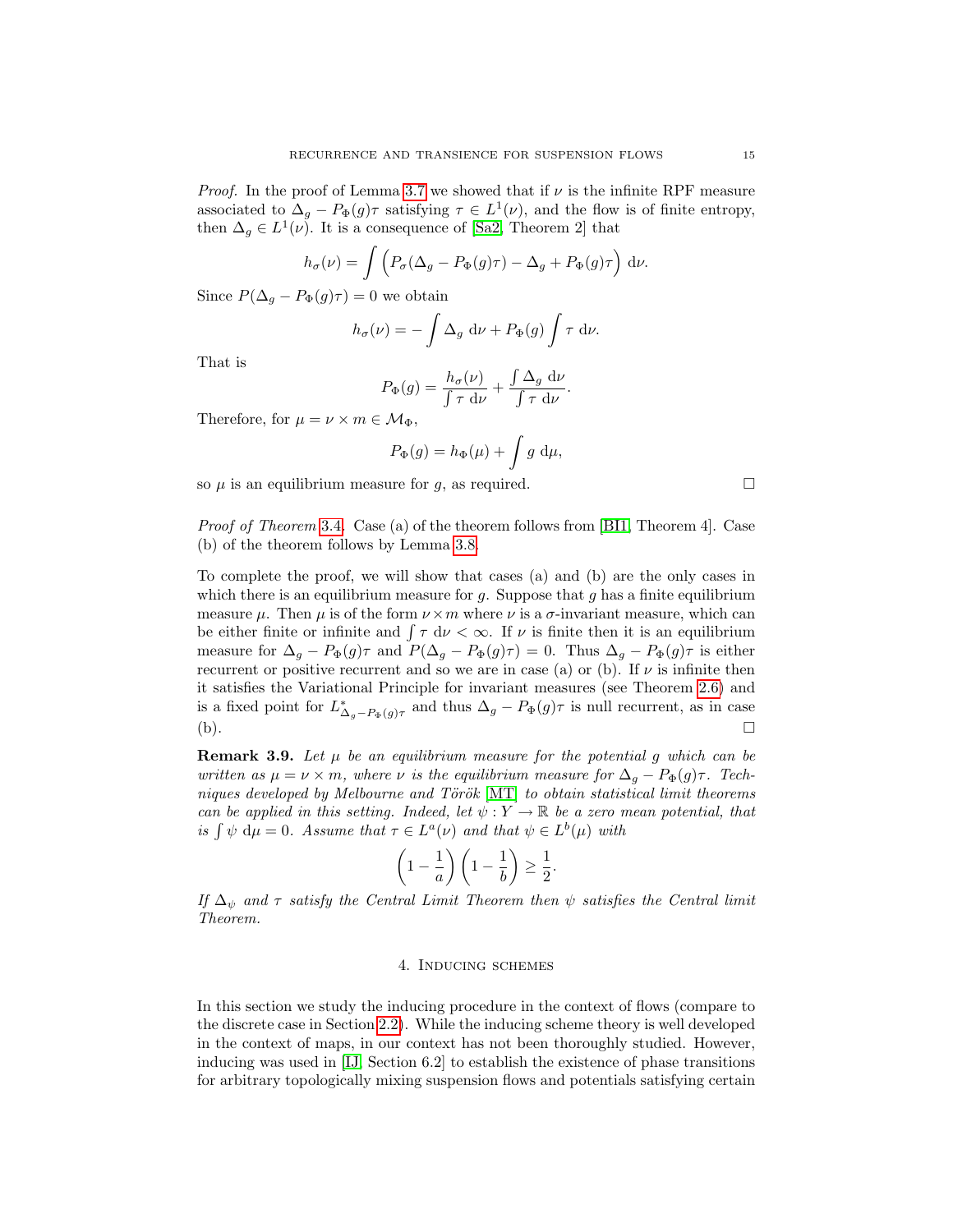*Proof.* In the proof of Lemma 3.7 we showed that if $\nu$ is the infinite RPF measure associated to $\Delta_g - P_\Phi(g)\tau$ satisfying $\tau \in L^1(\nu)$, and the flow is of finite entropy, then $\Delta_g \in L^1(\nu)$. It is a consequence of [Sa2, Theorem 2] that

$$h_\sigma(\nu) = \int \Big( P_\sigma(\Delta_g - P_\Phi(g)\tau) - \Delta_g + P_\Phi(g)\tau \Big) \, \mathrm{d}\nu.$$

Since $P(\Delta_g - P_\Phi(g)\tau) = 0$ we obtain

$$h_\sigma(\nu) = -\int \Delta_g \, \mathrm{d}\nu + P_\Phi(g) \int \tau \, \mathrm{d}\nu.$$

That is

$$P_\Phi(g) = \frac{h_\sigma(\nu)}{\int \tau \, \mathrm{d}\nu} + \frac{\int \Delta_g \, \mathrm{d}\nu}{\int \tau \, \mathrm{d}\nu}.$$

Therefore, for $\mu = \nu \times m \in \mathcal{M}_\Phi$,

$$P_\Phi(g) = h_\Phi(\mu) + \int g \, \mathrm{d}\mu,$$

so $\mu$ is an equilibrium measure for $g$, as required. □

*Proof of Theorem* 3.4. Case (a) of the theorem follows from [BI1, Theorem 4]. Case (b) of the theorem follows by Lemma 3.8.

To complete the proof, we will show that cases (a) and (b) are the only cases in which there is an equilibrium measure for $g$. Suppose that $g$ has a finite equilibrium measure $\mu$. Then $\mu$ is of the form $\nu \times m$ where $\nu$ is a $\sigma$-invariant measure, which can be either finite or infinite and $\int \tau \, \mathrm{d}\nu < \infty$. If $\nu$ is finite then it is an equilibrium measure for $\Delta_g - P_\Phi(g)\tau$ and $P(\Delta_g - P_\Phi(g)\tau) = 0$. Thus $\Delta_g - P_\Phi(g)\tau$ is either recurrent or positive recurrent and so we are in case (a) or (b). If $\nu$ is infinite then it satisfies the Variational Principle for invariant measures (see Theorem 2.6) and is a fixed point for $L^*_{\Delta_g - P_\Phi(g)\tau}$ and thus $\Delta_g - P_\Phi(g)\tau$ is null recurrent, as in case (b). □

**Remark 3.9.** *Let $\mu$ be an equilibrium measure for the potential $g$ which can be written as $\mu = \nu \times m$, where $\nu$ is the equilibrium measure for $\Delta_g - P_\Phi(g)\tau$. Techniques developed by Melbourne and Török [MT] to obtain statistical limit theorems can be applied in this setting. Indeed, let $\psi : Y \to \mathbb{R}$ be a zero mean potential, that is $\int \psi \, \mathrm{d}\mu = 0$. Assume that $\tau \in L^a(\nu)$ and that $\psi \in L^b(\mu)$ with*

$$\left(1 - \frac{1}{a}\right)\left(1 - \frac{1}{b}\right) \geq \frac{1}{2}.$$

*If $\Delta_\psi$ and $\tau$ satisfy the Central Limit Theorem then $\psi$ satisfies the Central limit Theorem.*

## 4. Inducing schemes

In this section we study the inducing procedure in the context of flows (compare to the discrete case in Section 2.2). While the inducing scheme theory is well developed in the context of maps, in our context has not been thoroughly studied. However, inducing was used in [IJ, Section 6.2] to establish the existence of phase transitions for arbitrary topologically mixing suspension flows and potentials satisfying certain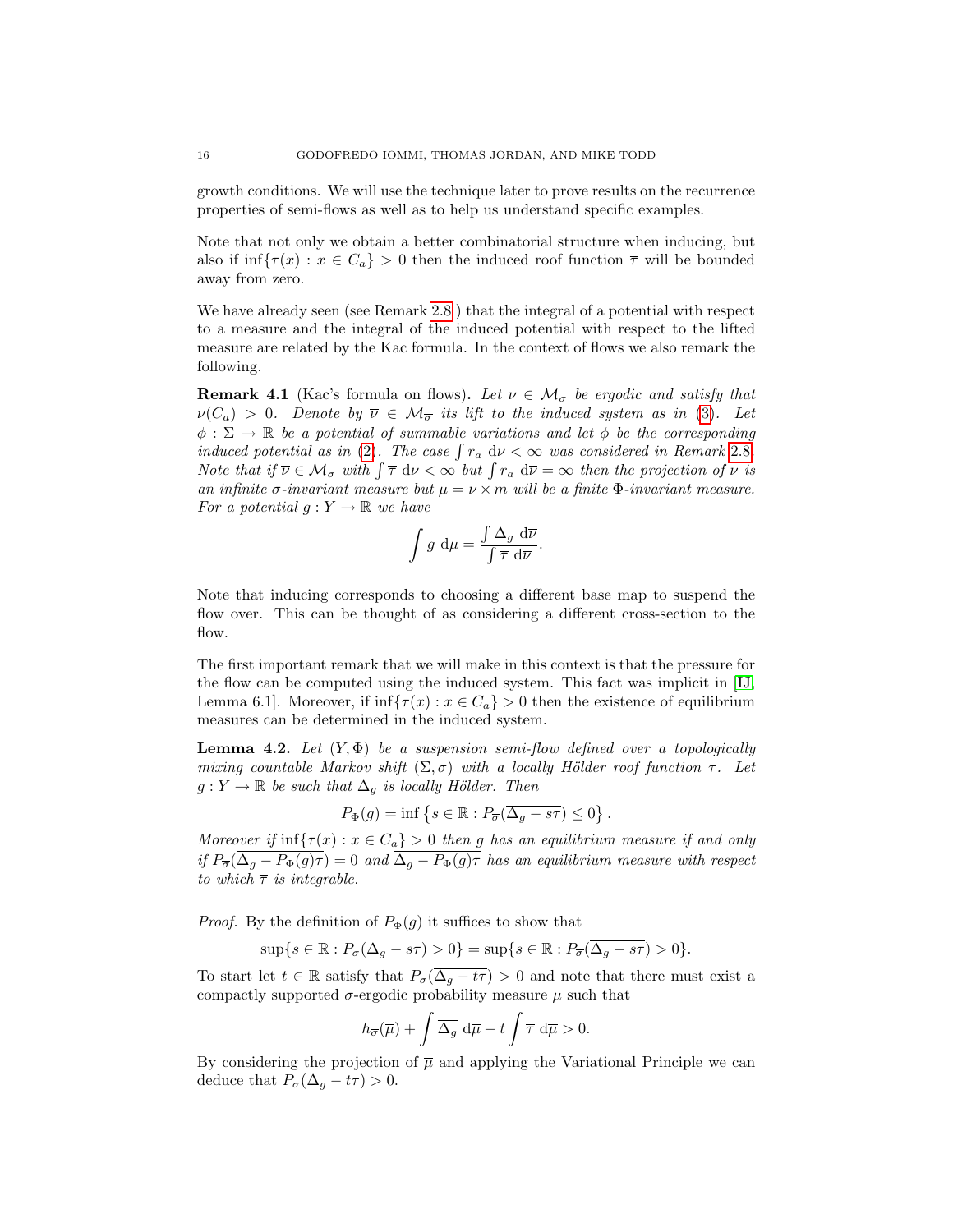growth conditions. We will use the technique later to prove results on the recurrence properties of semi-flows as well as to help us understand specific examples.

Note that not only we obtain a better combinatorial structure when inducing, but also if $\inf\{\tau(x) : x \in C_a\} > 0$ then the induced roof function $\overline{\tau}$ will be bounded away from zero.

We have already seen (see Remark 2.8 ) that the integral of a potential with respect to a measure and the integral of the induced potential with respect to the lifted measure are related by the Kac formula. In the context of flows we also remark the following.

**Remark 4.1** (Kac's formula on flows)**.** *Let $\nu \in \mathcal{M}_\sigma$ be ergodic and satisfy that $\nu(C_a) > 0$. Denote by $\overline{\nu} \in \mathcal{M}_{\overline{\sigma}}$ its lift to the induced system as in (3). Let $\phi : \Sigma \to \mathbb{R}$ be a potential of summable variations and let $\overline{\phi}$ be the corresponding induced potential as in (2). The case $\int r_a \, d\overline{\nu} < \infty$ was considered in Remark 2.8. Note that if $\overline{\nu} \in \mathcal{M}_{\overline{\sigma}}$ with $\int \overline{\tau} \, d\nu < \infty$ but $\int r_a \, d\overline{\nu} = \infty$ then the projection of $\nu$ is an infinite $\sigma$-invariant measure but $\mu = \nu \times m$ will be a finite $\Phi$-invariant measure. For a potential $g : Y \to \mathbb{R}$ we have*

$$\int g \, d\mu = \frac{\int \overline{\Delta_g} \, d\overline{\nu}}{\int \overline{\tau} \, d\overline{\nu}}.$$

Note that inducing corresponds to choosing a different base map to suspend the flow over. This can be thought of as considering a different cross-section to the flow.

The first important remark that we will make in this context is that the pressure for the flow can be computed using the induced system. This fact was implicit in [IJ, Lemma 6.1]. Moreover, if $\inf\{\tau(x) : x \in C_a\} > 0$ then the existence of equilibrium measures can be determined in the induced system.

**Lemma 4.2.** *Let $(Y, \Phi)$ be a suspension semi-flow defined over a topologically mixing countable Markov shift $(\Sigma, \sigma)$ with a locally Hölder roof function $\tau$. Let $g : Y \to \mathbb{R}$ be such that $\Delta_g$ is locally Hölder. Then*

$$P_\Phi(g) = \inf\left\{s \in \mathbb{R} : P_{\overline{\sigma}}(\overline{\Delta_g - s\tau}) \leq 0\right\}.$$

*Moreover if $\inf\{\tau(x) : x \in C_a\} > 0$ then $g$ has an equilibrium measure if and only if $P_{\overline{\sigma}}(\overline{\Delta_g - P_\Phi(g)\tau}) = 0$ and $\overline{\Delta_g - P_\Phi(g)\tau}$ has an equilibrium measure with respect to which $\overline{\tau}$ is integrable.*

*Proof.* By the definition of $P_\Phi(g)$ it suffices to show that

$$\sup\{s \in \mathbb{R} : P_\sigma(\Delta_g - s\tau) > 0\} = \sup\{s \in \mathbb{R} : P_{\overline{\sigma}}(\overline{\Delta_g - s\tau}) > 0\}.$$

To start let $t \in \mathbb{R}$ satisfy that $P_{\overline{\sigma}}(\overline{\Delta_g - t\tau}) > 0$ and note that there must exist a compactly supported $\overline{\sigma}$-ergodic probability measure $\overline{\mu}$ such that

$$h_{\overline{\sigma}}(\overline{\mu}) + \int \overline{\Delta_g} \, d\overline{\mu} - t \int \overline{\tau} \, d\overline{\mu} > 0.$$

By considering the projection of $\overline{\mu}$ and applying the Variational Principle we can deduce that $P_\sigma(\Delta_g - t\tau) > 0$.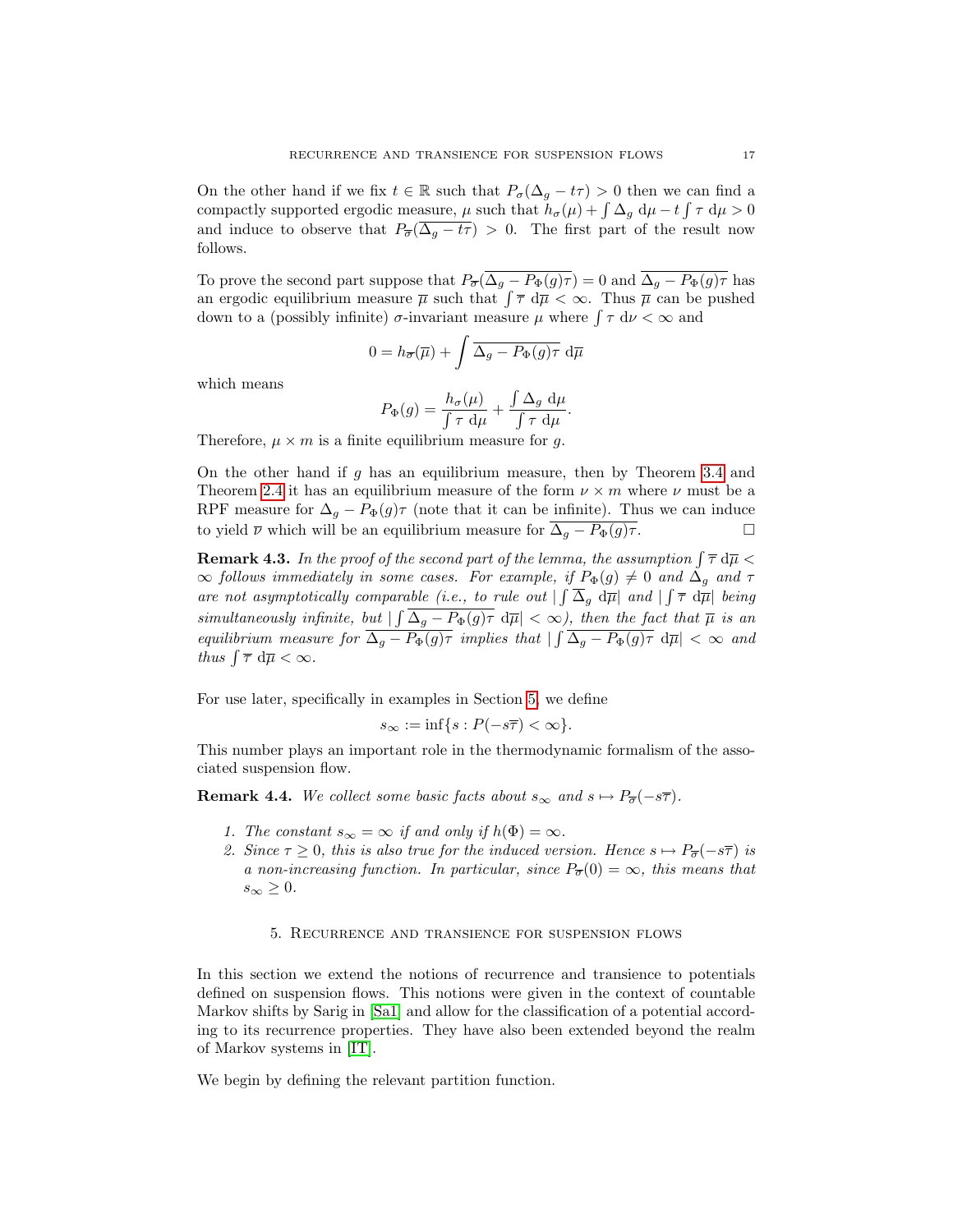On the other hand if we fix $t \in \mathbb{R}$ such that $P_\sigma(\Delta_g - t\tau) > 0$ then we can find a compactly supported ergodic measure, $\mu$ such that $h_\sigma(\mu) + \int \Delta_g \, d\mu - t \int \tau \, d\mu > 0$ and induce to observe that $P_{\overline{\sigma}}(\overline{\Delta_g - t\tau}) > 0$. The first part of the result now follows.

To prove the second part suppose that $P_{\overline{\sigma}}(\overline{\Delta_g - P_\Phi(g)\tau}) = 0$ and $\overline{\Delta_g - P_\Phi(g)\tau}$ has an ergodic equilibrium measure $\overline{\mu}$ such that $\int \overline{\tau} \, d\overline{\mu} < \infty$. Thus $\overline{\mu}$ can be pushed down to a (possibly infinite) $\sigma$-invariant measure $\mu$ where $\int \tau \, d\nu < \infty$ and

$$0 = h_{\overline{\sigma}}(\overline{\mu}) + \int \overline{\Delta_g - P_\Phi(g)\tau} \, d\overline{\mu}$$

which means

$$P_\Phi(g) = \frac{h_\sigma(\mu)}{\int \tau \, d\mu} + \frac{\int \Delta_g \, d\mu}{\int \tau \, d\mu}.$$

Therefore, $\mu \times m$ is a finite equilibrium measure for $g$.

On the other hand if $g$ has an equilibrium measure, then by Theorem 3.4 and Theorem 2.4 it has an equilibrium measure of the form $\nu \times m$ where $\nu$ must be a RPF measure for $\Delta_g - P_\Phi(g)\tau$ (note that it can be infinite). Thus we can induce to yield $\overline{\nu}$ which will be an equilibrium measure for $\overline{\Delta_g - P_\Phi(g)\tau}$. $\square$

**Remark 4.3.** *In the proof of the second part of the lemma, the assumption $\int \overline{\tau} \, d\overline{\mu} < \infty$ follows immediately in some cases. For example, if $P_\Phi(g) \neq 0$ and $\Delta_g$ and $\tau$ are not asymptotically comparable (i.e., to rule out $|\int \overline{\Delta}_g \, d\overline{\mu}|$ and $|\int \overline{\tau} \, d\overline{\mu}|$ being simultaneously infinite, but $|\int \overline{\Delta_g - P_\Phi(g)\tau} \, d\overline{\mu}| < \infty$), then the fact that $\overline{\mu}$ is an equilibrium measure for $\overline{\Delta_g - P_\Phi(g)\tau}$ implies that $|\int \overline{\Delta_g - P_\Phi(g)\tau} \, d\overline{\mu}| < \infty$ and thus $\int \overline{\tau} \, d\overline{\mu} < \infty$.*

For use later, specifically in examples in Section 5, we define

$$s_\infty := \inf\{s : P(-s\overline{\tau}) < \infty\}.$$

This number plays an important role in the thermodynamic formalism of the associated suspension flow.

**Remark 4.4.** *We collect some basic facts about $s_\infty$ and $s \mapsto P_{\overline{\sigma}}(-s\overline{\tau})$.*

1. *The constant $s_\infty = \infty$ if and only if $h(\Phi) = \infty$.*
2. *Since $\tau \geq 0$, this is also true for the induced version. Hence $s \mapsto P_{\overline{\sigma}}(-s\overline{\tau})$ is a non-increasing function. In particular, since $P_{\overline{\sigma}}(0) = \infty$, this means that $s_\infty \geq 0$.*

## 5. Recurrence and transience for suspension flows

In this section we extend the notions of recurrence and transience to potentials defined on suspension flows. This notions were given in the context of countable Markov shifts by Sarig in [Sa1] and allow for the classification of a potential according to its recurrence properties. They have also been extended beyond the realm of Markov systems in [IT].

We begin by defining the relevant partition function.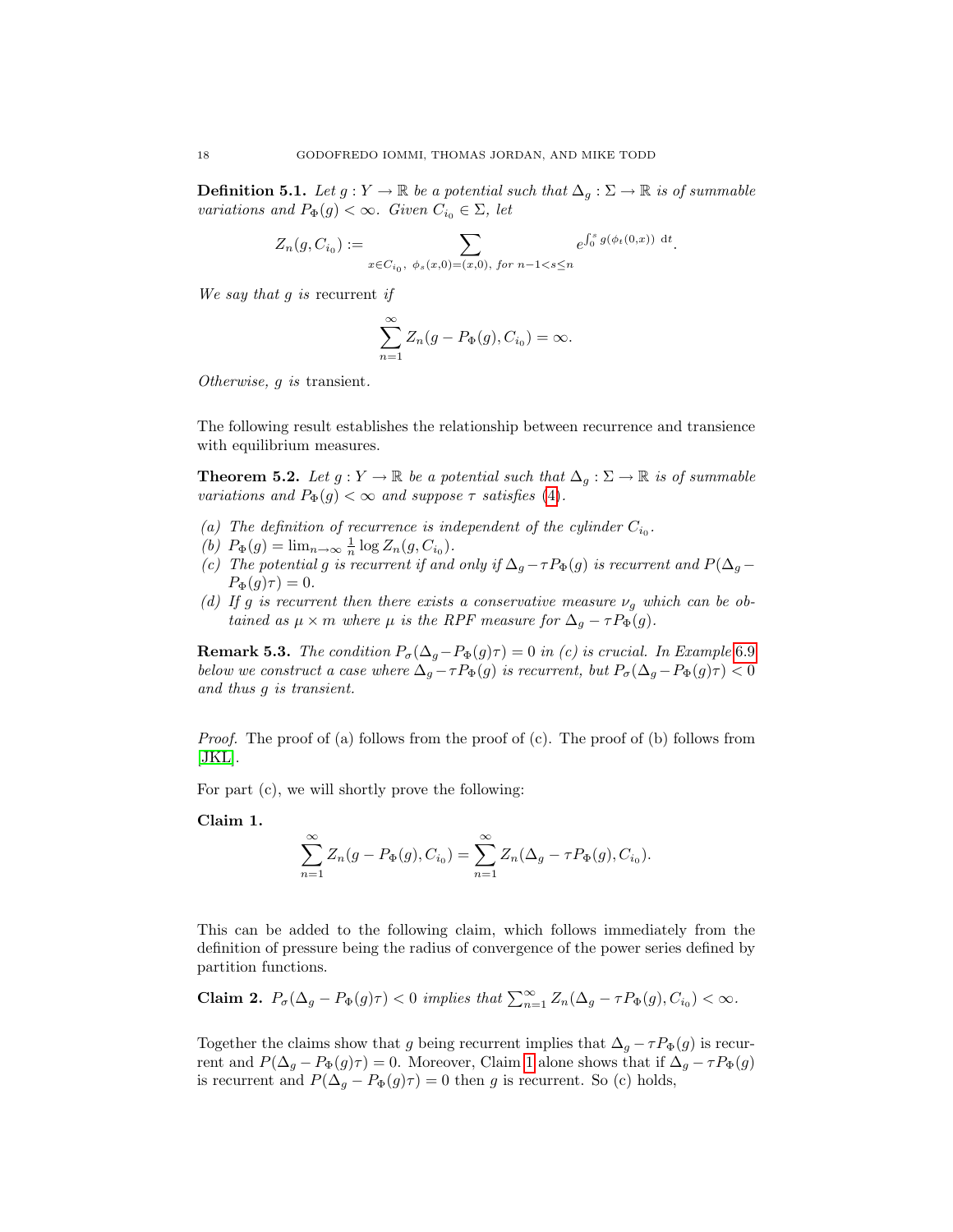**Definition 5.1.** *Let $g : Y \to \mathbb{R}$ be a potential such that $\Delta_g : \Sigma \to \mathbb{R}$ is of summable variations and $P_\Phi(g) < \infty$. Given $C_{i_0} \in \Sigma$, let*

$$Z_n(g, C_{i_0}) := \sum_{x \in C_{i_0},\ \phi_s(x,0)=(x,0),\ \text{for } n-1<s\le n} e^{\int_0^s g(\phi_t(0,x))\ \mathrm{d}t}.$$

*We say that $g$ is* recurrent *if*

$$\sum_{n=1}^{\infty} Z_n(g - P_\Phi(g), C_{i_0}) = \infty.$$

*Otherwise, $g$ is* transient.

The following result establishes the relationship between recurrence and transience with equilibrium measures.

**Theorem 5.2.** *Let $g : Y \to \mathbb{R}$ be a potential such that $\Delta_g : \Sigma \to \mathbb{R}$ is of summable variations and $P_\Phi(g) < \infty$ and suppose $\tau$ satisfies (4).*

*(a) The definition of recurrence is independent of the cylinder $C_{i_0}$.*
*(b) $P_\Phi(g) = \lim_{n\to\infty} \frac{1}{n} \log Z_n(g, C_{i_0})$.*
*(c) The potential $g$ is recurrent if and only if $\Delta_g - \tau P_\Phi(g)$ is recurrent and $P(\Delta_g - P_\Phi(g)\tau) = 0$.*
*(d) If $g$ is recurrent then there exists a conservative measure $\nu_g$ which can be obtained as $\mu \times m$ where $\mu$ is the RPF measure for $\Delta_g - \tau P_\Phi(g)$.*

**Remark 5.3.** *The condition $P_\sigma(\Delta_g - P_\Phi(g)\tau) = 0$ in (c) is crucial. In Example 6.9 below we construct a case where $\Delta_g - \tau P_\Phi(g)$ is recurrent, but $P_\sigma(\Delta_g - P_\Phi(g)\tau) < 0$ and thus $g$ is transient.*

*Proof.* The proof of (a) follows from the proof of (c). The proof of (b) follows from [JKL].

For part (c), we will shortly prove the following:

**Claim 1.**

$$\sum_{n=1}^{\infty} Z_n(g - P_\Phi(g), C_{i_0}) = \sum_{n=1}^{\infty} Z_n(\Delta_g - \tau P_\Phi(g), C_{i_0}).$$

This can be added to the following claim, which follows immediately from the definition of pressure being the radius of convergence of the power series defined by partition functions.

**Claim 2.** *$P_\sigma(\Delta_g - P_\Phi(g)\tau) < 0$ implies that $\sum_{n=1}^{\infty} Z_n(\Delta_g - \tau P_\Phi(g), C_{i_0}) < \infty$.*

Together the claims show that $g$ being recurrent implies that $\Delta_g - \tau P_\Phi(g)$ is recurrent and $P(\Delta_g - P_\Phi(g)\tau) = 0$. Moreover, Claim 1 alone shows that if $\Delta_g - \tau P_\Phi(g)$ is recurrent and $P(\Delta_g - P_\Phi(g)\tau) = 0$ then $g$ is recurrent. So (c) holds,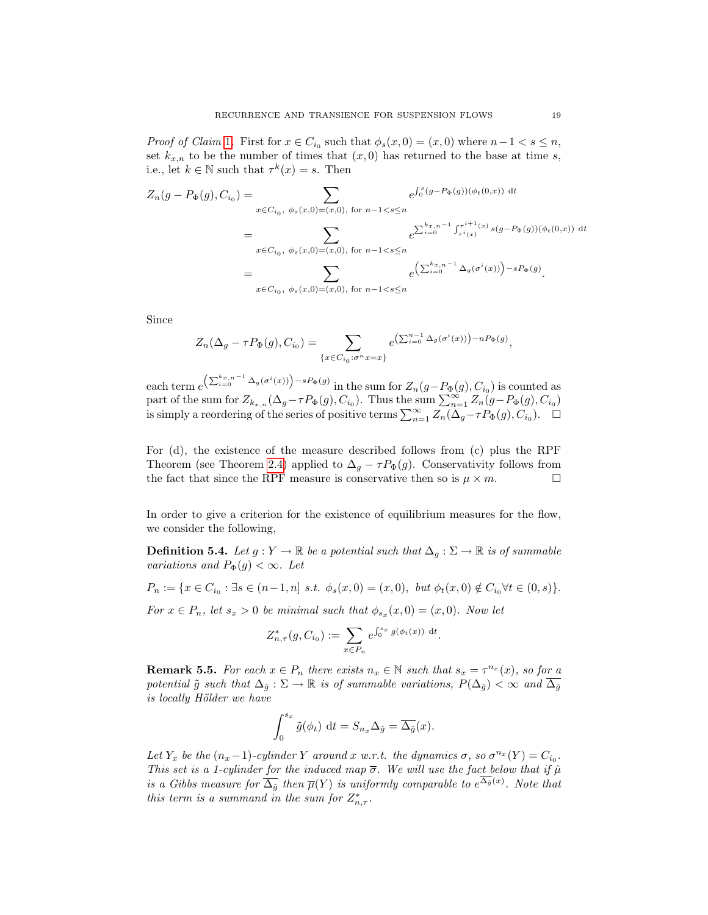*Proof of Claim 1.* First for $x \in C_{i_0}$ such that $\phi_s(x,0) = (x,0)$ where $n-1 < s \leq n$, set $k_{x,n}$ to be the number of times that $(x,0)$ has returned to the base at time $s$, i.e., let $k \in \mathbb{N}$ such that $\tau^k(x) = s$. Then

$$
\begin{aligned}
Z_n(g - P_\Phi(g), C_{i_0}) &= \sum_{x \in C_{i_0},\ \phi_s(x,0)=(x,0),\ \text{for } n-1<s\leq n} e^{\int_0^s (g - P_\Phi(g))(\phi_t(0,x))\ \mathrm{d}t} \\
&= \sum_{x \in C_{i_0},\ \phi_s(x,0)=(x,0),\ \text{for } n-1<s\leq n} e^{\sum_{i=0}^{k_{x,n}-1} \int_{\tau^i(x)}^{\tau^{i+1}(x)} s(g-P_\Phi(g))(\phi_t(0,x))\ \mathrm{d}t} \\
&= \sum_{x \in C_{i_0},\ \phi_s(x,0)=(x,0),\ \text{for } n-1<s\leq n} e^{\left(\sum_{i=0}^{k_{x,n}-1} \Delta_g(\sigma^i(x))\right) - sP_\Phi(g)}.
\end{aligned}
$$

Since

$$
Z_n(\Delta_g - \tau P_\Phi(g), C_{i_0}) = \sum_{\{x \in C_{i_0} : \sigma^n x = x\}} e^{\left(\sum_{i=0}^{n-1} \Delta_g(\sigma^i(x))\right) - nP_\Phi(g)},
$$

each term $e^{\left(\sum_{i=0}^{k_{x,n}-1} \Delta_g(\sigma^i(x))\right) - sP_\Phi(g)}$ in the sum for $Z_n(g - P_\Phi(g), C_{i_0})$ is counted as part of the sum for $Z_{k_{x,n}}(\Delta_g - \tau P_\Phi(g), C_{i_0})$. Thus the sum $\sum_{n=1}^\infty Z_n(g - P_\Phi(g), C_{i_0})$ is simply a reordering of the series of positive terms $\sum_{n=1}^\infty Z_n(\Delta_g - \tau P_\Phi(g), C_{i_0})$. $\square$

For (d), the existence of the measure described follows from (c) plus the RPF Theorem (see Theorem 2.4) applied to $\Delta_g - \tau P_\Phi(g)$. Conservativity follows from the fact that since the RPF measure is conservative then so is $\mu \times m$. $\square$

In order to give a criterion for the existence of equilibrium measures for the flow, we consider the following,

**Definition 5.4.** *Let $g : Y \to \mathbb{R}$ be a potential such that $\Delta_g : \Sigma \to \mathbb{R}$ is of summable variations and $P_\Phi(g) < \infty$. Let*

$$
P_n := \{x \in C_{i_0} : \exists s \in (n-1, n] \text{ s.t. } \phi_s(x,0) = (x,0), \text{ but } \phi_t(x,0) \notin C_{i_0} \forall t \in (0,s)\}.
$$

*For $x \in P_n$, let $s_x > 0$ be minimal such that $\phi_{s_x}(x,0) = (x,0)$. Now let*

$$
Z^*_{n,\tau}(g, C_{i_0}) := \sum_{x \in P_n} e^{\int_0^{s_x} g(\phi_t(x))\ \mathrm{d}t}.
$$

**Remark 5.5.** *For each $x \in P_n$ there exists $n_x \in \mathbb{N}$ such that $s_x = \tau^{n_x}(x)$, so for a potential $\tilde{g}$ such that $\Delta_{\tilde{g}} : \Sigma \to \mathbb{R}$ is of summable variations, $P(\Delta_{\tilde{g}}) < \infty$ and $\overline{\Delta_{\tilde{g}}}$ is locally Hölder we have*

$$
\int_0^{s_x} \tilde{g}(\phi_t)\ \mathrm{d}t = S_{n_x} \Delta_{\tilde{g}} = \overline{\Delta_{\tilde{g}}}(x).
$$

*Let $Y_x$ be the $(n_x - 1)$-cylinder $Y$ around $x$ w.r.t. the dynamics $\sigma$, so $\sigma^{n_x}(Y) = C_{i_0}$. This set is a 1-cylinder for the induced map $\overline{\sigma}$. We will use the fact below that if $\hat{\mu}$ is a Gibbs measure for $\overline{\Delta_{\tilde{g}}}$ then $\overline{\mu}(Y)$ is uniformly comparable to $e^{\overline{\Delta_{\tilde{g}}}(x)}$. Note that this term is a summand in the sum for $Z^*_{n,\tau}$.*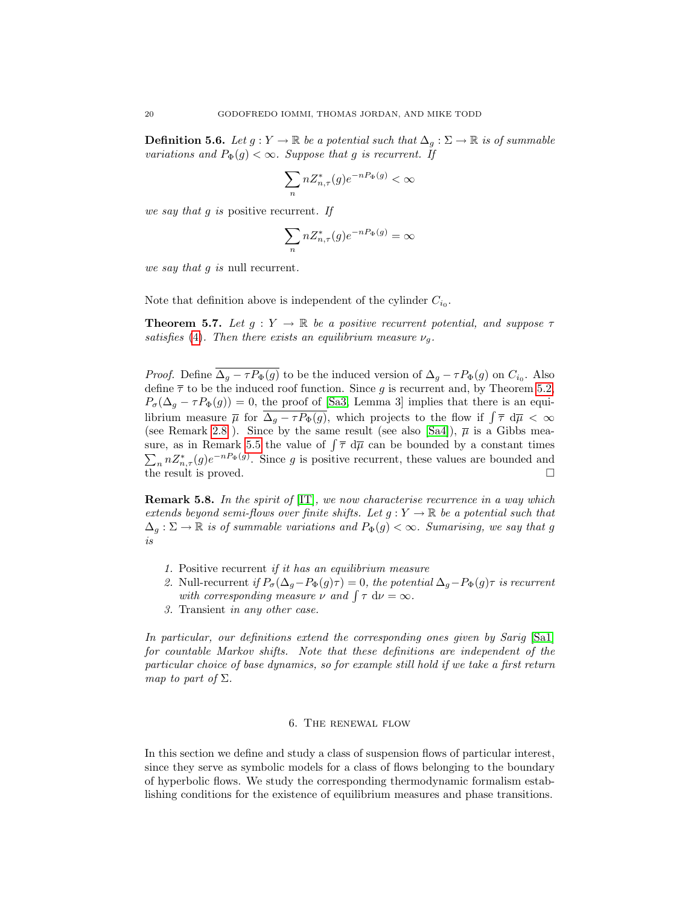**Definition 5.6.** *Let $g : Y \to \mathbb{R}$ be a potential such that $\Delta_g : \Sigma \to \mathbb{R}$ is of summable variations and $P_\Phi(g) < \infty$. Suppose that $g$ is recurrent. If*

$$\sum_n n Z^*_{n,\tau}(g) e^{-nP_\Phi(g)} < \infty$$

*we say that $g$ is* positive recurrent*. If*

$$\sum_n n Z^*_{n,\tau}(g) e^{-nP_\Phi(g)} = \infty$$

*we say that $g$ is* null recurrent*.*

Note that definition above is independent of the cylinder $C_{i_0}$.

**Theorem 5.7.** *Let $g : Y \to \mathbb{R}$ be a positive recurrent potential, and suppose $\tau$ satisfies (4). Then there exists an equilibrium measure $\nu_g$.*

*Proof.* Define $\overline{\Delta_g - \tau P_\Phi(g)}$ to be the induced version of $\Delta_g - \tau P_\Phi(g)$ on $C_{i_0}$. Also define $\overline{\tau}$ to be the induced roof function. Since $g$ is recurrent and, by Theorem 5.2, $P_\sigma(\Delta_g - \tau P_\Phi(g)) = 0$, the proof of [Sa3, Lemma 3] implies that there is an equilibrium measure $\overline{\mu}$ for $\overline{\Delta_g - \tau P_\Phi(g)}$, which projects to the flow if $\int \overline{\tau}\, d\overline{\mu} < \infty$ (see Remark 2.8 ). Since by the same result (see also [Sa4]), $\overline{\mu}$ is a Gibbs measure, as in Remark 5.5 the value of $\int \overline{\tau}\, d\overline{\mu}$ can be bounded by a constant times $\sum_n n Z^*_{n,\tau}(g) e^{-nP_\Phi(g)}$. Since $g$ is positive recurrent, these values are bounded and the result is proved. □

**Remark 5.8.** *In the spirit of [IT], we now characterise recurrence in a way which extends beyond semi-flows over finite shifts. Let $g : Y \to \mathbb{R}$ be a potential such that $\Delta_g : \Sigma \to \mathbb{R}$ is of summable variations and $P_\Phi(g) < \infty$. Sumarising, we say that $g$ is*

1. Positive recurrent *if it has an equilibrium measure*
2. Null-recurrent *if $P_\sigma(\Delta_g - P_\Phi(g)\tau) = 0$, the potential $\Delta_g - P_\Phi(g)\tau$ is recurrent with corresponding measure $\nu$ and $\int \tau\, d\nu = \infty$.*
3. Transient *in any other case.*

*In particular, our definitions extend the corresponding ones given by Sarig [Sa1] for countable Markov shifts. Note that these definitions are independent of the particular choice of base dynamics, so for example still hold if we take a first return map to part of $\Sigma$.*

## 6. The renewal flow

In this section we define and study a class of suspension flows of particular interest, since they serve as symbolic models for a class of flows belonging to the boundary of hyperbolic flows. We study the corresponding thermodynamic formalism establishing conditions for the existence of equilibrium measures and phase transitions.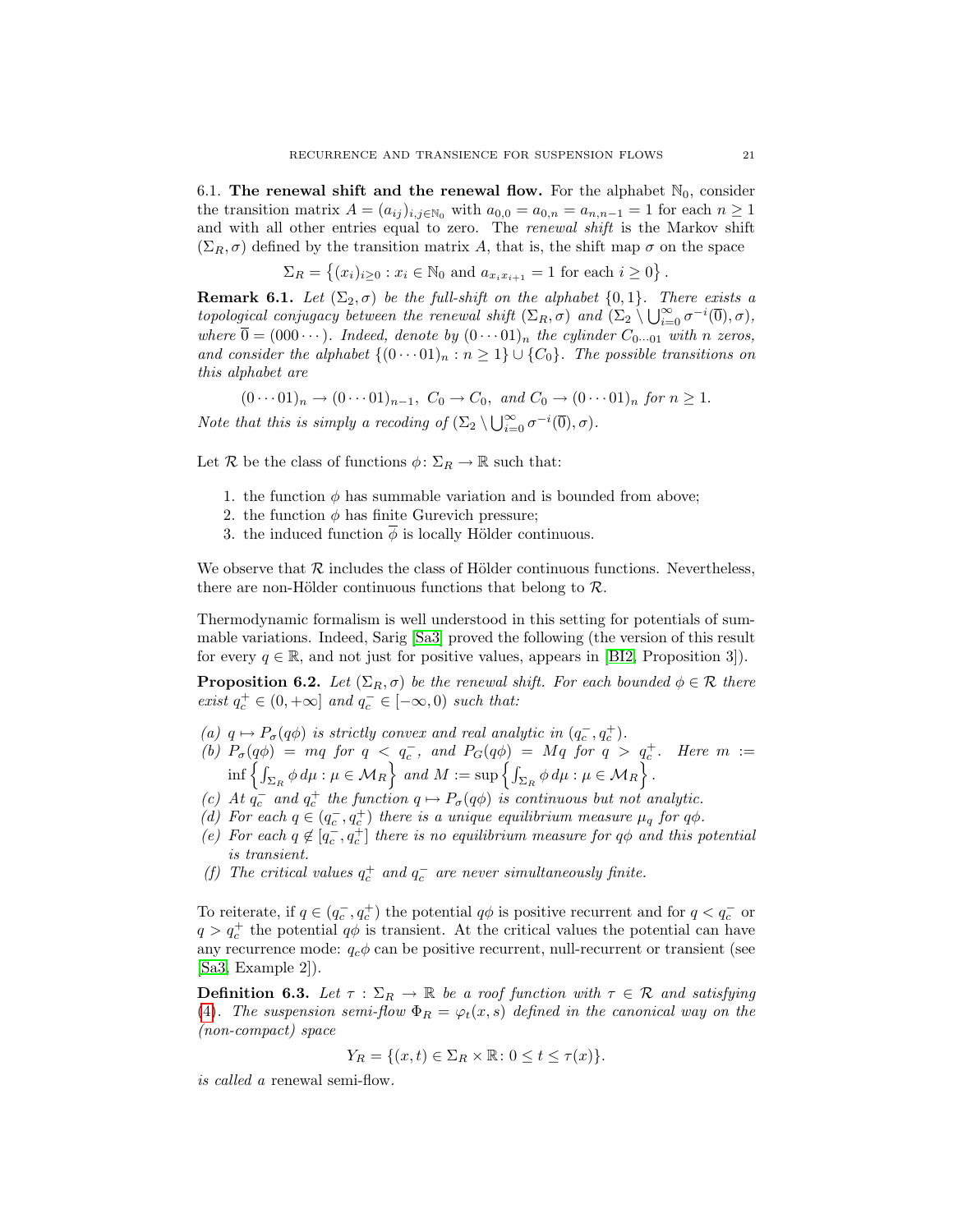### 6.1. The renewal shift and the renewal flow.

For the alphabet $\mathbb{N}_0$, consider the transition matrix $A = (a_{ij})_{i,j \in \mathbb{N}_0}$ with $a_{0,0} = a_{0,n} = a_{n,n-1} = 1$ for each $n \geq 1$ and with all other entries equal to zero. The *renewal shift* is the Markov shift $(\Sigma_R, \sigma)$ defined by the transition matrix $A$, that is, the shift map $\sigma$ on the space

$$\Sigma_R = \left\{(x_i)_{i \geq 0} : x_i \in \mathbb{N}_0 \text{ and } a_{x_i x_{i+1}} = 1 \text{ for each } i \geq 0\right\}.$$

**Remark 6.1.** *Let $(\Sigma_2, \sigma)$ be the full-shift on the alphabet $\{0, 1\}$. There exists a topological conjugacy between the renewal shift $(\Sigma_R, \sigma)$ and $(\Sigma_2 \setminus \bigcup_{i=0}^{\infty} \sigma^{-i}(\overline{0}), \sigma)$, where $\overline{0} = (000 \cdots)$. Indeed, denote by $(0 \cdots 01)_n$ the cylinder $C_{0 \cdots 01}$ with $n$ zeros, and consider the alphabet $\{(0 \cdots 01)_n : n \geq 1\} \cup \{C_0\}$. The possible transitions on this alphabet are*

$$(0 \cdots 01)_n \to (0 \cdots 01)_{n-1}, \; C_0 \to C_0, \; \text{and } C_0 \to (0 \cdots 01)_n \text{ for } n \geq 1.$$

*Note that this is simply a recoding of $(\Sigma_2 \setminus \bigcup_{i=0}^{\infty} \sigma^{-i}(\overline{0}), \sigma)$.*

Let $\mathcal{R}$ be the class of functions $\phi \colon \Sigma_R \to \mathbb{R}$ such that:

1. the function $\phi$ has summable variation and is bounded from above;
2. the function $\phi$ has finite Gurevich pressure;
3. the induced function $\overline{\phi}$ is locally Hölder continuous.

We observe that $\mathcal{R}$ includes the class of Hölder continuous functions. Nevertheless, there are non-Hölder continuous functions that belong to $\mathcal{R}$.

Thermodynamic formalism is well understood in this setting for potentials of summable variations. Indeed, Sarig [Sa3] proved the following (the version of this result for every $q \in \mathbb{R}$, and not just for positive values, appears in [BI2, Proposition 3]).

**Proposition 6.2.** *Let $(\Sigma_R, \sigma)$ be the renewal shift. For each bounded $\phi \in \mathcal{R}$ there exist $q_c^+ \in (0, +\infty]$ and $q_c^- \in [-\infty, 0)$ such that:*

*(a) $q \mapsto P_\sigma(q\phi)$ is strictly convex and real analytic in $(q_c^-, q_c^+)$.*
*(b) $P_\sigma(q\phi) = mq$ for $q < q_c^-$, and $P_G(q\phi) = Mq$ for $q > q_c^+$. Here $m := \inf\left\{\int_{\Sigma_R} \phi \, d\mu : \mu \in \mathcal{M}_R\right\}$ and $M := \sup\left\{\int_{\Sigma_R} \phi \, d\mu : \mu \in \mathcal{M}_R\right\}$.*
*(c) At $q_c^-$ and $q_c^+$ the function $q \mapsto P_\sigma(q\phi)$ is continuous but not analytic.*
*(d) For each $q \in (q_c^-, q_c^+)$ there is a unique equilibrium measure $\mu_q$ for $q\phi$.*
*(e) For each $q \notin [q_c^-, q_c^+]$ there is no equilibrium measure for $q\phi$ and this potential is transient.*
*(f) The critical values $q_c^+$ and $q_c^-$ are never simultaneously finite.*

To reiterate, if $q \in (q_c^-, q_c^+)$ the potential $q\phi$ is positive recurrent and for $q < q_c^-$ or $q > q_c^+$ the potential $q\phi$ is transient. At the critical values the potential can have any recurrence mode: $q_c\phi$ can be positive recurrent, null-recurrent or transient (see [Sa3, Example 2]).

**Definition 6.3.** *Let $\tau : \Sigma_R \to \mathbb{R}$ be a roof function with $\tau \in \mathcal{R}$ and satisfying (4). The suspension semi-flow $\Phi_R = \varphi_t(x, s)$ defined in the canonical way on the (non-compact) space*

$$Y_R = \{(x, t) \in \Sigma_R \times \mathbb{R} \colon 0 \leq t \leq \tau(x)\}.$$

*is called a* renewal semi-flow.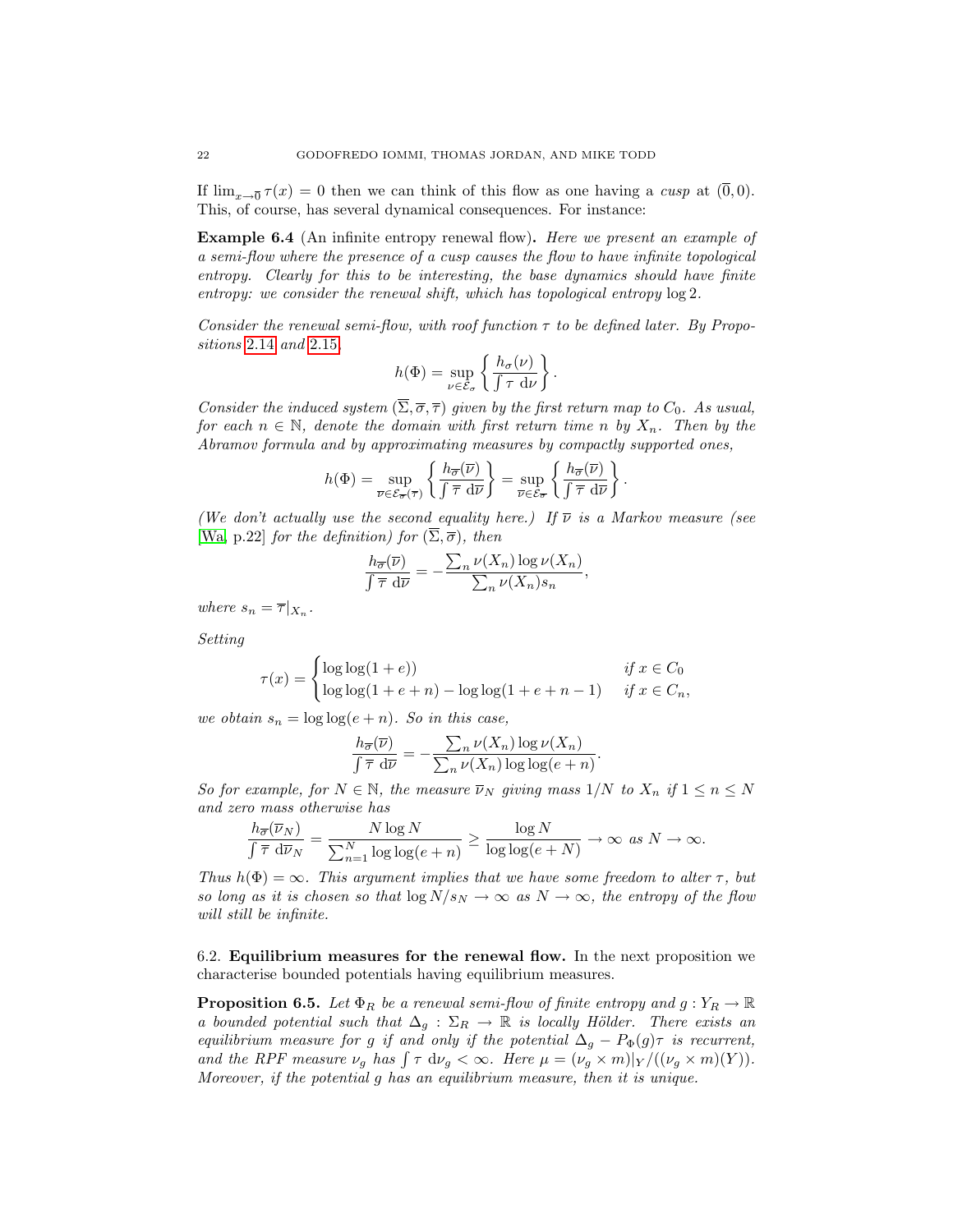If $\lim_{x\to\overline{0}} \tau(x) = 0$ then we can think of this flow as one having a *cusp* at $(\overline{0}, 0)$. This, of course, has several dynamical consequences. For instance:

**Example 6.4** (An infinite entropy renewal flow)**.** *Here we present an example of a semi-flow where the presence of a cusp causes the flow to have infinite topological entropy. Clearly for this to be interesting, the base dynamics should have finite entropy: we consider the renewal shift, which has topological entropy* $\log 2$.

*Consider the renewal semi-flow, with roof function* $\tau$ *to be defined later. By Propositions 2.14 and 2.15,*

$$h(\Phi) = \sup_{\nu\in\mathcal{E}_\sigma} \left\{ \frac{h_\sigma(\nu)}{\int \tau \, \mathrm{d}\nu} \right\}.$$

*Consider the induced system* $(\overline{\Sigma}, \overline{\sigma}, \overline{\tau})$ *given by the first return map to* $C_0$*. As usual, for each* $n \in \mathbb{N}$*, denote the domain with first return time* $n$ *by* $X_n$*. Then by the Abramov formula and by approximating measures by compactly supported ones,*

$$h(\Phi) = \sup_{\overline{\nu}\in\mathcal{E}_{\overline{\sigma}}(\overline{\tau})} \left\{ \frac{h_{\overline{\sigma}}(\overline{\nu})}{\int \overline{\tau} \, \mathrm{d}\overline{\nu}} \right\} = \sup_{\overline{\nu}\in\mathcal{E}_{\overline{\sigma}}} \left\{ \frac{h_{\overline{\sigma}}(\overline{\nu})}{\int \overline{\tau} \, \mathrm{d}\overline{\nu}} \right\}.$$

*(We don't actually use the second equality here.) If* $\overline{\nu}$ *is a Markov measure (see [Wa, p.22] for the definition) for* $(\overline{\Sigma}, \overline{\sigma})$*, then*

$$\frac{h_{\overline{\sigma}}(\overline{\nu})}{\int \overline{\tau} \, \mathrm{d}\overline{\nu}} = -\frac{\sum_n \nu(X_n) \log \nu(X_n)}{\sum_n \nu(X_n) s_n},$$

*where* $s_n = \overline{\tau}|_{X_n}$.

*Setting*

$$\tau(x) = \begin{cases} \log\log(1+e)) & \text{if } x \in C_0 \\ \log\log(1+e+n) - \log\log(1+e+n-1) & \text{if } x \in C_n, \end{cases}$$

*we obtain* $s_n = \log\log(e+n)$*. So in this case,*

$$\frac{h_{\overline{\sigma}}(\overline{\nu})}{\int \overline{\tau} \, \mathrm{d}\overline{\nu}} = -\frac{\sum_n \nu(X_n) \log \nu(X_n)}{\sum_n \nu(X_n) \log\log(e+n)}.$$

*So for example, for* $N \in \mathbb{N}$*, the measure* $\overline{\nu}_N$ *giving mass* $1/N$ *to* $X_n$ *if* $1 \leq n \leq N$ *and zero mass otherwise has*

$$\frac{h_{\overline{\sigma}}(\overline{\nu}_N)}{\int \overline{\tau} \, \mathrm{d}\overline{\nu}_N} = \frac{N \log N}{\sum_{n=1}^N \log\log(e+n)} \geq \frac{\log N}{\log\log(e+N)} \to \infty \text{ as } N \to \infty.$$

*Thus* $h(\Phi) = \infty$*. This argument implies that we have some freedom to alter* $\tau$*, but so long as it is chosen so that* $\log N/s_N \to \infty$ *as* $N \to \infty$*, the entropy of the flow will still be infinite.*

## 6.2. Equilibrium measures for the renewal flow.

In the next proposition we characterise bounded potentials having equilibrium measures.

**Proposition 6.5.** *Let* $\Phi_R$ *be a renewal semi-flow of finite entropy and* $g : Y_R \to \mathbb{R}$ *a bounded potential such that* $\Delta_g : \Sigma_R \to \mathbb{R}$ *is locally Hölder. There exists an equilibrium measure for* $g$ *if and only if the potential* $\Delta_g - P_\Phi(g)\tau$ *is recurrent, and the RPF measure* $\nu_g$ *has* $\int \tau \, \mathrm{d}\nu_g < \infty$*. Here* $\mu = (\nu_g \times m)|_Y / ((\nu_g \times m)(Y))$*. Moreover, if the potential* $g$ *has an equilibrium measure, then it is unique.*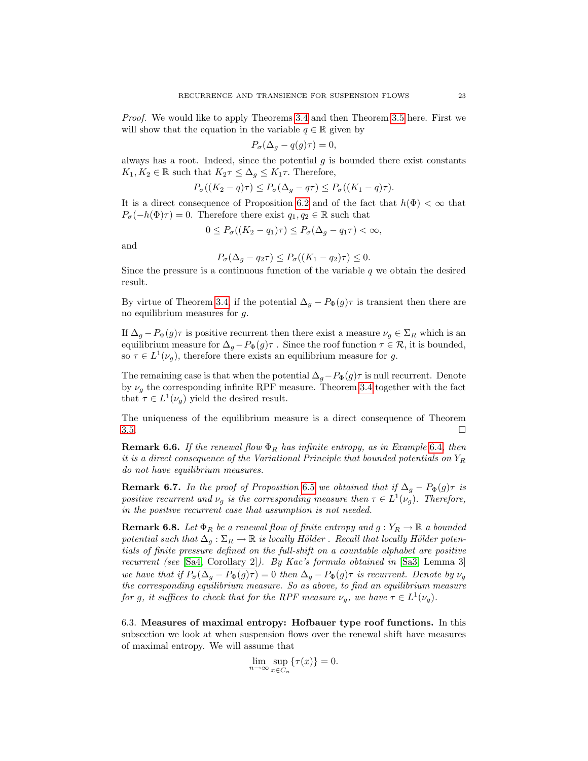*Proof.* We would like to apply Theorems 3.4 and then Theorem 3.5 here. First we will show that the equation in the variable $q \in \mathbb{R}$ given by

$$P_\sigma(\Delta_g - q(g)\tau) = 0,$$

always has a root. Indeed, since the potential $g$ is bounded there exist constants $K_1, K_2 \in \mathbb{R}$ such that $K_2\tau \leq \Delta_g \leq K_1\tau$. Therefore,

$$P_\sigma((K_2 - q)\tau) \leq P_\sigma(\Delta_g - q\tau) \leq P_\sigma((K_1 - q)\tau).$$

It is a direct consequence of Proposition 6.2 and of the fact that $h(\Phi) < \infty$ that $P_\sigma(-h(\Phi)\tau) = 0$. Therefore there exist $q_1, q_2 \in \mathbb{R}$ such that

$$0 \leq P_\sigma((K_2 - q_1)\tau) \leq P_\sigma(\Delta_g - q_1\tau) < \infty,$$

and

$$P_\sigma(\Delta_g - q_2\tau) \leq P_\sigma((K_1 - q_2)\tau) \leq 0.$$

Since the pressure is a continuous function of the variable $q$ we obtain the desired result.

By virtue of Theorem 3.4, if the potential $\Delta_g - P_\Phi(g)\tau$ is transient then there are no equilibrium measures for $g$.

If $\Delta_g - P_\Phi(g)\tau$ is positive recurrent then there exist a measure $\nu_g \in \Sigma_R$ which is an equilibrium measure for $\Delta_g - P_\Phi(g)\tau$ . Since the roof function $\tau \in \mathcal{R}$, it is bounded, so $\tau \in L^1(\nu_g)$, therefore there exists an equilibrium measure for $g$.

The remaining case is that when the potential $\Delta_g - P_\Phi(g)\tau$ is null recurrent. Denote by $\nu_g$ the corresponding infinite RPF measure. Theorem 3.4 together with the fact that $\tau \in L^1(\nu_g)$ yield the desired result.

The uniqueness of the equilibrium measure is a direct consequence of Theorem 3.5. □

**Remark 6.6.** *If the renewal flow $\Phi_R$ has infinite entropy, as in Example 6.4, then it is a direct consequence of the Variational Principle that bounded potentials on $Y_R$ do not have equilibrium measures.*

**Remark 6.7.** *In the proof of Proposition 6.5 we obtained that if $\Delta_g - P_\Phi(g)\tau$ is positive recurrent and $\nu_g$ is the corresponding measure then $\tau \in L^1(\nu_g)$. Therefore, in the positive recurrent case that assumption is not needed.*

**Remark 6.8.** *Let $\Phi_R$ be a renewal flow of finite entropy and $g : Y_R \to \mathbb{R}$ a bounded potential such that $\Delta_g : \Sigma_R \to \mathbb{R}$ is locally Hölder . Recall that locally Hölder potentials of finite pressure defined on the full-shift on a countable alphabet are positive recurrent (see [Sa4, Corollary 2]). By Kac's formula obtained in [Sa3, Lemma 3] we have that if $P_{\overline{\sigma}}(\overline{\Delta_g - P_\Phi(g)\tau}) = 0$ then $\Delta_g - P_\Phi(g)\tau$ is recurrent. Denote by $\nu_g$ the corresponding equilibrium measure. So as above, to find an equilibrium measure for $g$, it suffices to check that for the RPF measure $\nu_g$, we have $\tau \in L^1(\nu_g)$.*

6.3. **Measures of maximal entropy: Hofbauer type roof functions.** In this subsection we look at when suspension flows over the renewal shift have measures of maximal entropy. We will assume that

$$\lim_{n\to\infty} \sup_{x \in C_n} \{\tau(x)\} = 0.$$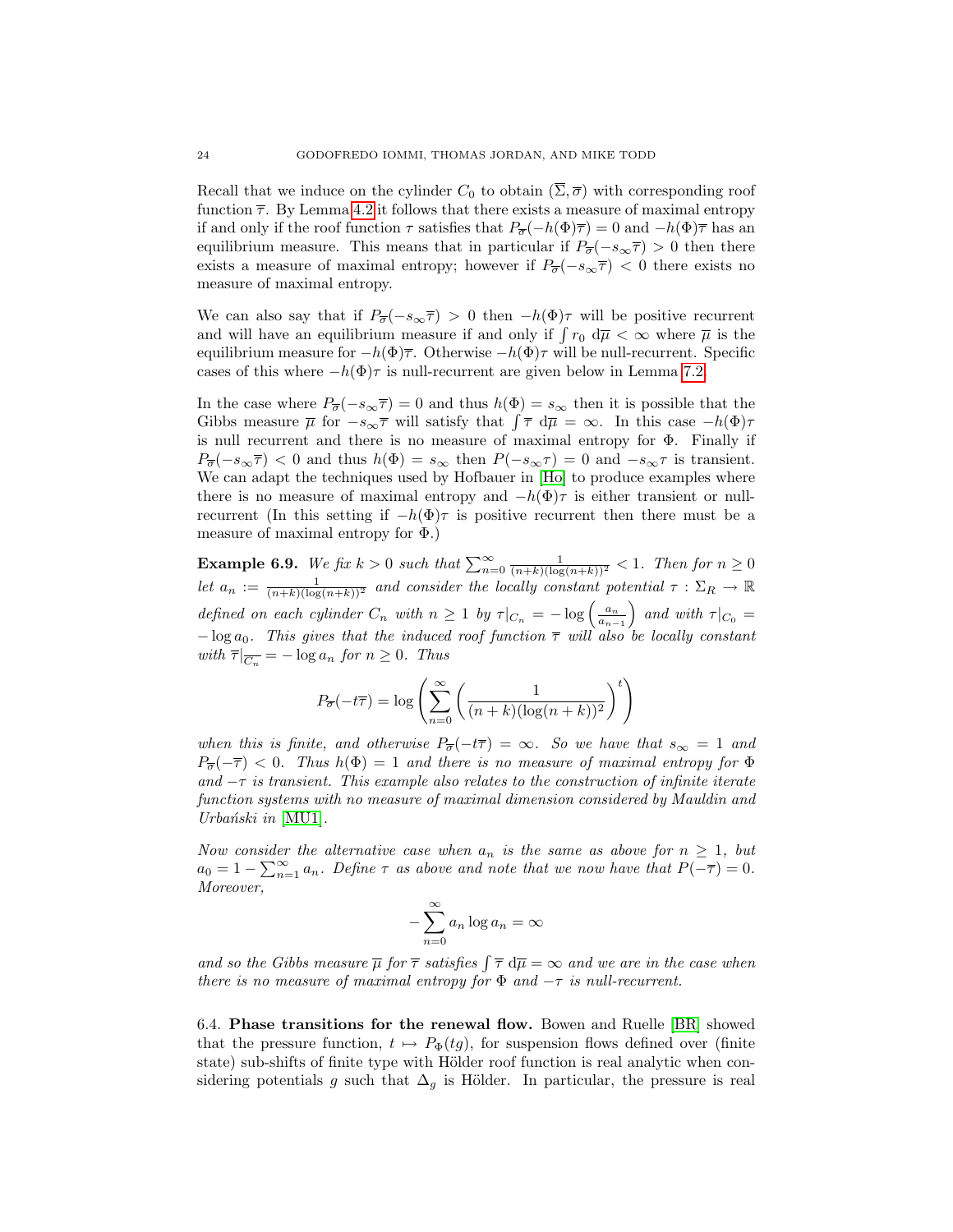Recall that we induce on the cylinder $C_0$ to obtain $(\overline{\Sigma}, \overline{\sigma})$ with corresponding roof function $\overline{\tau}$. By Lemma 4.2 it follows that there exists a measure of maximal entropy if and only if the roof function $\tau$ satisfies that $P_{\overline{\sigma}}(-h(\Phi)\overline{\tau}) = 0$ and $-h(\Phi)\overline{\tau}$ has an equilibrium measure. This means that in particular if $P_{\overline{\sigma}}(-s_\infty\overline{\tau}) > 0$ then there exists a measure of maximal entropy; however if $P_{\overline{\sigma}}(-s_\infty\overline{\tau}) < 0$ there exists no measure of maximal entropy.

We can also say that if $P_{\overline{\sigma}}(-s_\infty\overline{\tau}) > 0$ then $-h(\Phi)\tau$ will be positive recurrent and will have an equilibrium measure if and only if $\int r_0 \, d\overline{\mu} < \infty$ where $\overline{\mu}$ is the equilibrium measure for $-h(\Phi)\overline{\tau}$. Otherwise $-h(\Phi)\tau$ will be null-recurrent. Specific cases of this where $-h(\Phi)\tau$ is null-recurrent are given below in Lemma 7.2.

In the case where $P_{\overline{\sigma}}(-s_\infty\overline{\tau}) = 0$ and thus $h(\Phi) = s_\infty$ then it is possible that the Gibbs measure $\overline{\mu}$ for $-s_\infty\overline{\tau}$ will satisfy that $\int \overline{\tau} \, d\overline{\mu} = \infty$. In this case $-h(\Phi)\tau$ is null recurrent and there is no measure of maximal entropy for $\Phi$. Finally if $P_{\overline{\sigma}}(-s_\infty\overline{\tau}) < 0$ and thus $h(\Phi) = s_\infty$ then $P(-s_\infty\tau) = 0$ and $-s_\infty\tau$ is transient. We can adapt the techniques used by Hofbauer in [Ho] to produce examples where there is no measure of maximal entropy and $-h(\Phi)\tau$ is either transient or null-recurrent (In this setting if $-h(\Phi)\tau$ is positive recurrent then there must be a measure of maximal entropy for $\Phi$.)

**Example 6.9.** *We fix $k > 0$ such that $\sum_{n=0}^{\infty} \frac{1}{(n+k)(\log(n+k))^2} < 1$. Then for $n \geq 0$ let $a_n := \frac{1}{(n+k)(\log(n+k))^2}$ and consider the locally constant potential $\tau : \Sigma_R \to \mathbb{R}$ defined on each cylinder $C_n$ with $n \geq 1$ by $\tau|_{C_n} = -\log\left(\frac{a_n}{a_{n-1}}\right)$ and with $\tau|_{C_0} = -\log a_0$. This gives that the induced roof function $\overline{\tau}$ will also be locally constant with $\overline{\tau}|_{\overline{C_n}} = -\log a_n$ for $n \geq 0$. Thus*

$$P_{\overline{\sigma}}(-t\overline{\tau}) = \log\left(\sum_{n=0}^{\infty}\left(\frac{1}{(n+k)(\log(n+k))^2}\right)^t\right)$$

*when this is finite, and otherwise $P_{\overline{\sigma}}(-t\overline{\tau}) = \infty$. So we have that $s_\infty = 1$ and $P_{\overline{\sigma}}(-\overline{\tau}) < 0$. Thus $h(\Phi) = 1$ and there is no measure of maximal entropy for $\Phi$ and $-\tau$ is transient. This example also relates to the construction of infinite iterate function systems with no measure of maximal dimension considered by Mauldin and Urbański in [MU1].*

*Now consider the alternative case when $a_n$ is the same as above for $n \geq 1$, but $a_0 = 1 - \sum_{n=1}^{\infty} a_n$. Define $\tau$ as above and note that we now have that $P(-\overline{\tau}) = 0$. Moreover,*

$$-\sum_{n=0}^{\infty} a_n \log a_n = \infty$$

*and so the Gibbs measure $\overline{\mu}$ for $\overline{\tau}$ satisfies $\int \overline{\tau} \, d\overline{\mu} = \infty$ and we are in the case when there is no measure of maximal entropy for $\Phi$ and $-\tau$ is null-recurrent.*

6.4. **Phase transitions for the renewal flow.** Bowen and Ruelle [BR] showed that the pressure function, $t \mapsto P_\Phi(tg)$, for suspension flows defined over (finite state) sub-shifts of finite type with Hölder roof function is real analytic when considering potentials $g$ such that $\Delta_g$ is Hölder. In particular, the pressure is real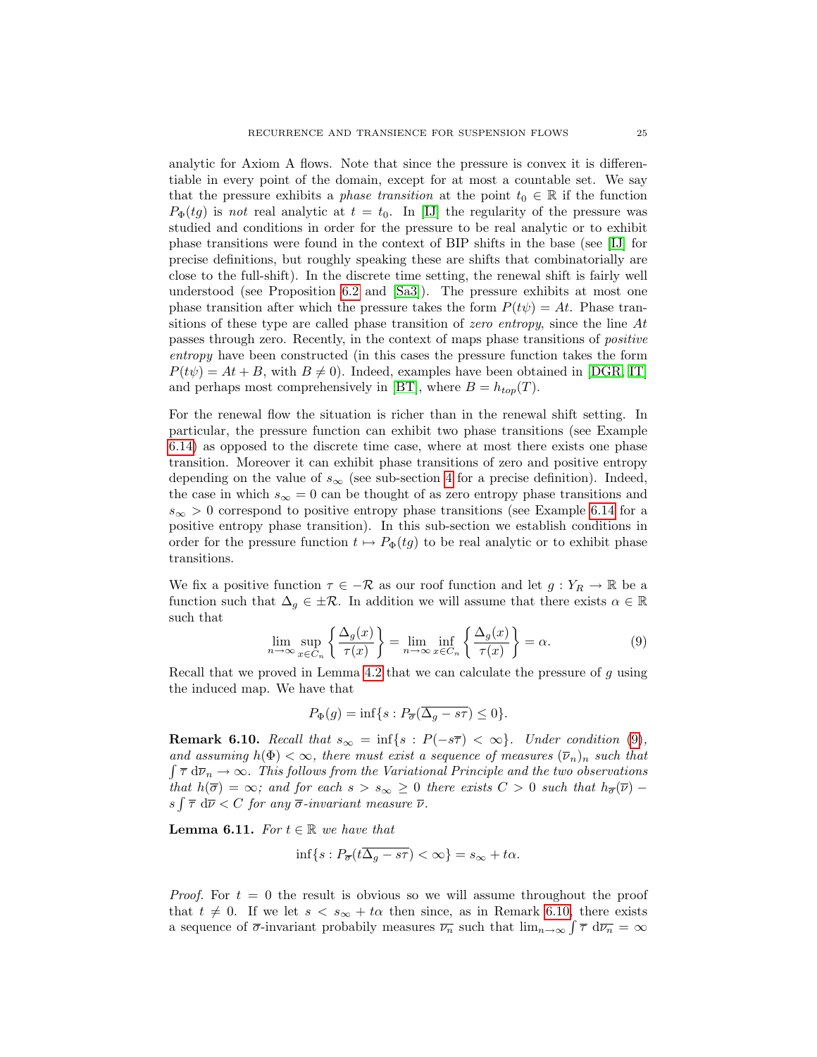analytic for Axiom A flows. Note that since the pressure is convex it is differentiable in every point of the domain, except for at most a countable set. We say that the pressure exhibits a *phase transition* at the point $t_0 \in \mathbb{R}$ if the function $P_\Phi(tg)$ is *not* real analytic at $t = t_0$. In [IJ] the regularity of the pressure was studied and conditions in order for the pressure to be real analytic or to exhibit phase transitions were found in the context of BIP shifts in the base (see [IJ] for precise definitions, but roughly speaking these are shifts that combinatorially are close to the full-shift). In the discrete time setting, the renewal shift is fairly well understood (see Proposition 6.2 and [Sa3]). The pressure exhibits at most one phase transition after which the pressure takes the form $P(t\psi) = At$. Phase transitions of these type are called phase transition of *zero entropy*, since the line $At$ passes through zero. Recently, in the context of maps phase transitions of *positive entropy* have been constructed (in this cases the pressure function takes the form $P(t\psi) = At + B$, with $B \neq 0$). Indeed, examples have been obtained in [DGR, IT] and perhaps most comprehensively in [BT], where $B = h_{top}(T)$.

For the renewal flow the situation is richer than in the renewal shift setting. In particular, the pressure function can exhibit two phase transitions (see Example 6.14) as opposed to the discrete time case, where at most there exists one phase transition. Moreover it can exhibit phase transitions of zero and positive entropy depending on the value of $s_\infty$ (see sub-section 4 for a precise definition). Indeed, the case in which $s_\infty = 0$ can be thought of as zero entropy phase transitions and $s_\infty > 0$ correspond to positive entropy phase transitions (see Example 6.14 for a positive entropy phase transition). In this sub-section we establish conditions in order for the pressure function $t \mapsto P_\Phi(tg)$ to be real analytic or to exhibit phase transitions.

We fix a positive function $\tau \in -\mathcal{R}$ as our roof function and let $g : Y_R \to \mathbb{R}$ be a function such that $\Delta_g \in \pm\mathcal{R}$. In addition we will assume that there exists $\alpha \in \mathbb{R}$ such that

$$\lim_{n\to\infty} \sup_{x\in C_n} \left\{ \frac{\Delta_g(x)}{\tau(x)} \right\} = \lim_{n\to\infty} \inf_{x\in C_n} \left\{ \frac{\Delta_g(x)}{\tau(x)} \right\} = \alpha. \tag{9}$$

Recall that we proved in Lemma 4.2 that we can calculate the pressure of $g$ using the induced map. We have that

$$P_\Phi(g) = \inf\{s : P_{\overline{\sigma}}(\overline{\Delta_g - s\tau}) \leq 0\}.$$

**Remark 6.10.** *Recall that $s_\infty = \inf\{s : P(-s\overline{\tau}) < \infty\}$. Under condition (9), and assuming $h(\Phi) < \infty$, there must exist a sequence of measures $(\overline{\nu}_n)_n$ such that $\int \overline{\tau}\, \mathrm{d}\overline{\nu}_n \to \infty$. This follows from the Variational Principle and the two observations that $h(\overline{\sigma}) = \infty$; and for each $s > s_\infty \geq 0$ there exists $C > 0$ such that $h_{\overline{\sigma}}(\overline{\nu}) - s\int \overline{\tau}\, \mathrm{d}\overline{\nu} < C$ for any $\overline{\sigma}$-invariant measure $\overline{\nu}$.*

**Lemma 6.11.** *For $t \in \mathbb{R}$ we have that*

$$\inf\{s : P_{\overline{\sigma}}(t\overline{\Delta_g - s\tau}) < \infty\} = s_\infty + t\alpha.$$

*Proof.* For $t = 0$ the result is obvious so we will assume throughout the proof that $t \neq 0$. If we let $s < s_\infty + t\alpha$ then since, as in Remark 6.10, there exists a sequence of $\overline{\sigma}$-invariant probabily measures $\overline{\nu_n}$ such that $\lim_{n\to\infty} \int \overline{\tau}\, \mathrm{d}\overline{\nu_n} = \infty$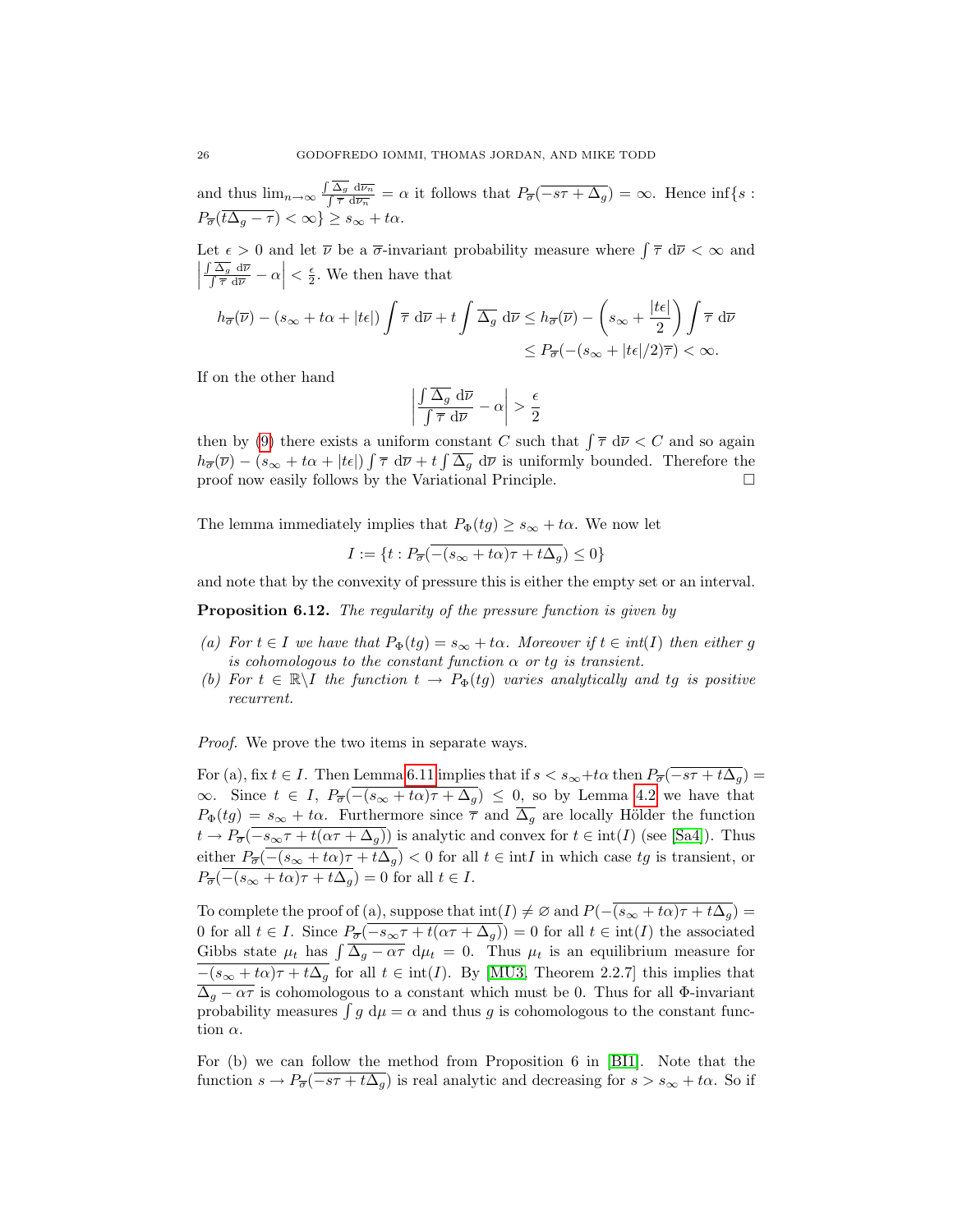and thus $\lim_{n\to\infty} \frac{\int \overline{\Delta_g}\, \mathrm{d}\overline{\nu_n}}{\int \overline{\tau}\, \mathrm{d}\overline{\nu_n}} = \alpha$ it follows that $P_{\overline{\sigma}}(\overline{-s\tau + \Delta_g}) = \infty$. Hence $\inf\{s : P_{\overline{\sigma}}(\overline{t\Delta_g - \tau}) < \infty\} \geq s_\infty + t\alpha$.

Let $\epsilon > 0$ and let $\overline{\nu}$ be a $\overline{\sigma}$-invariant probability measure where $\int \overline{\tau}\, \mathrm{d}\overline{\nu} < \infty$ and $\left|\frac{\int \overline{\Delta_g}\, \mathrm{d}\overline{\nu}}{\int \overline{\tau}\, \mathrm{d}\overline{\nu}} - \alpha\right| < \frac{\epsilon}{2}$. We then have that

$$
\begin{aligned}
h_{\overline{\sigma}}(\overline{\nu}) - (s_\infty + t\alpha + |t\epsilon|) \int \overline{\tau}\, \mathrm{d}\overline{\nu} + t \int \overline{\Delta_g}\, \mathrm{d}\overline{\nu} &\leq h_{\overline{\sigma}}(\overline{\nu}) - \left(s_\infty + \frac{|t\epsilon|}{2}\right) \int \overline{\tau}\, \mathrm{d}\overline{\nu} \\
&\leq P_{\overline{\sigma}}(-(s_\infty + |t\epsilon|/2)\overline{\tau}) < \infty.
\end{aligned}
$$

If on the other hand

$$
\left|\frac{\int \overline{\Delta_g}\, \mathrm{d}\overline{\nu}}{\int \overline{\tau}\, \mathrm{d}\overline{\nu}} - \alpha\right| > \frac{\epsilon}{2}
$$

then by (9) there exists a uniform constant $C$ such that $\int \overline{\tau}\, \mathrm{d}\overline{\nu} < C$ and so again $h_{\overline{\sigma}}(\overline{\nu}) - (s_\infty + t\alpha + |t\epsilon|) \int \overline{\tau}\, \mathrm{d}\overline{\nu} + t \int \overline{\Delta_g}\, \mathrm{d}\overline{\nu}$ is uniformly bounded. Therefore the proof now easily follows by the Variational Principle. □

The lemma immediately implies that $P_\Phi(tg) \geq s_\infty + t\alpha$. We now let

$$
I := \{t : P_{\overline{\sigma}}(\overline{-(s_\infty + t\alpha)\tau + t\Delta_g}) \leq 0\}
$$

and note that by the convexity of pressure this is either the empty set or an interval.

**Proposition 6.12.** *The regularity of the pressure function is given by*

*(a) For $t \in I$ we have that $P_\Phi(tg) = s_\infty + t\alpha$. Moreover if $t \in int(I)$ then either $g$ is cohomologous to the constant function $\alpha$ or $tg$ is transient.*
*(b) For $t \in \mathbb{R}\backslash I$ the function $t \to P_\Phi(tg)$ varies analytically and $tg$ is positive recurrent.*

*Proof.* We prove the two items in separate ways.

For (a), fix $t \in I$. Then Lemma 6.11 implies that if $s < s_\infty + t\alpha$ then $P_{\overline{\sigma}}(\overline{-s\tau + t\Delta_g}) = \infty$. Since $t \in I$, $P_{\overline{\sigma}}(\overline{-(s_\infty + t\alpha)\tau + \Delta_g}) \leq 0$, so by Lemma 4.2 we have that $P_\Phi(tg) = s_\infty + t\alpha$. Furthermore since $\overline{\tau}$ and $\overline{\Delta_g}$ are locally Hölder the function $t \to P_{\overline{\sigma}}(\overline{-s_\infty\tau + t(\alpha\tau + \Delta_g)})$ is analytic and convex for $t \in \mathrm{int}(I)$ (see [Sa4]). Thus either $P_{\overline{\sigma}}(\overline{-(s_\infty + t\alpha)\tau + t\Delta_g}) < 0$ for all $t \in \mathrm{int} I$ in which case $tg$ is transient, or $P_{\overline{\sigma}}(\overline{-(s_\infty + t\alpha)\tau + t\Delta_g}) = 0$ for all $t \in I$.

To complete the proof of (a), suppose that $\mathrm{int}(I) \neq \varnothing$ and $P(\overline{-(s_\infty + t\alpha)\tau + t\Delta_g}) = 0$ for all $t \in I$. Since $P_{\overline{\sigma}}(\overline{-s_\infty\tau + t(\alpha\tau + \Delta_g)}) = 0$ for all $t \in \mathrm{int}(I)$ the associated Gibbs state $\mu_t$ has $\int \overline{\Delta_g - \alpha\tau}\, \mathrm{d}\mu_t = 0$. Thus $\mu_t$ is an equilibrium measure for $\overline{-(s_\infty + t\alpha)\tau + t\Delta_g}$ for all $t \in \mathrm{int}(I)$. By [MU3, Theorem 2.2.7] this implies that $\overline{\Delta_g - \alpha\tau}$ is cohomologous to a constant which must be 0. Thus for all $\Phi$-invariant probability measures $\int g\, \mathrm{d}\mu = \alpha$ and thus $g$ is cohomologous to the constant function $\alpha$.

For (b) we can follow the method from Proposition 6 in [BI1]. Note that the function $s \to P_{\overline{\sigma}}(\overline{-s\tau + t\Delta_g})$ is real analytic and decreasing for $s > s_\infty + t\alpha$. So if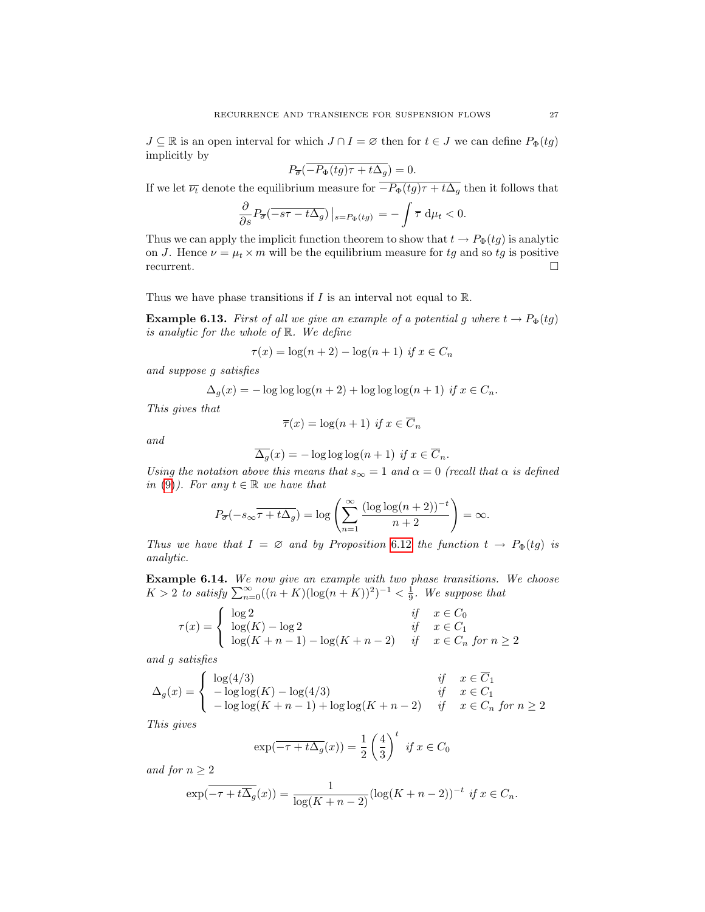$J \subseteq \mathbb{R}$ is an open interval for which $J \cap I = \varnothing$ then for $t \in J$ we can define $P_\Phi(tg)$ implicitly by

$$P_{\overline{\sigma}}(\overline{-P_\Phi(tg)\tau + t\Delta_g}) = 0.$$

If we let $\overline{\nu_t}$ denote the equilibrium measure for $\overline{-P_\Phi(tg)\tau + t\Delta_g}$ then it follows that

$$\frac{\partial}{\partial s} P_{\overline{\sigma}}(\overline{-s\tau - t\Delta_g})\big|_{s=P_\Phi(tg)} = -\int \overline{\tau}\ \mathrm{d}\mu_t < 0.$$

Thus we can apply the implicit function theorem to show that $t \to P_\Phi(tg)$ is analytic on $J$. Hence $\nu = \mu_t \times m$ will be the equilibrium measure for $tg$ and so $tg$ is positive recurrent. $\square$

Thus we have phase transitions if $I$ is an interval not equal to $\mathbb{R}$.

**Example 6.13.** *First of all we give an example of a potential $g$ where $t \to P_\Phi(tg)$ is analytic for the whole of $\mathbb{R}$. We define*

$$\tau(x) = \log(n+2) - \log(n+1) \text{ if } x \in C_n$$

*and suppose $g$ satisfies*

$$\Delta_g(x) = -\log\log\log(n+2) + \log\log\log(n+1) \text{ if } x \in C_n.$$

*This gives that*

$$\overline{\tau}(x) = \log(n+1) \text{ if } x \in \overline{C}_n$$

*and*

$$\overline{\Delta_g}(x) = -\log\log\log(n+1) \text{ if } x \in \overline{C}_n.$$

*Using the notation above this means that $s_\infty = 1$ and $\alpha = 0$ (recall that $\alpha$ is defined in (9)). For any $t \in \mathbb{R}$ we have that*

$$P_{\overline{\sigma}}(-s_\infty\overline{\tau + t\Delta_g}) = \log\left(\sum_{n=1}^{\infty} \frac{(\log\log(n+2))^{-t}}{n+2}\right) = \infty.$$

*Thus we have that $I = \varnothing$ and by Proposition 6.12 the function $t \to P_\Phi(tg)$ is analytic.*

**Example 6.14.** *We now give an example with two phase transitions. We choose $K > 2$ to satisfy $\sum_{n=0}^{\infty}((n+K)(\log(n+K))^2)^{-1} < \frac{1}{9}$. We suppose that*

$$\tau(x) = \begin{cases} \log 2 & \text{if} \quad x \in C_0 \\ \log(K) - \log 2 & \text{if} \quad x \in C_1 \\ \log(K+n-1) - \log(K+n-2) & \text{if} \quad x \in C_n \text{ for } n \geq 2 \end{cases}$$

*and $g$ satisfies*

$$\Delta_g(x) = \begin{cases} \log(4/3) & \text{if} \quad x \in \overline{C}_1 \\ -\log\log(K) - \log(4/3) & \text{if} \quad x \in C_1 \\ -\log\log(K+n-1) + \log\log(K+n-2) & \text{if} \quad x \in C_n \text{ for } n \geq 2 \end{cases}$$

*This gives*

$$\exp(\overline{-\tau + t\Delta_g}(x)) = \frac{1}{2}\left(\frac{4}{3}\right)^t \text{ if } x \in C_0$$

*and for $n \geq 2$*

$$\exp(\overline{-\tau + t\Delta_g}(x)) = \frac{1}{\log(K+n-2)}(\log(K+n-2))^{-t} \text{ if } x \in C_n.$$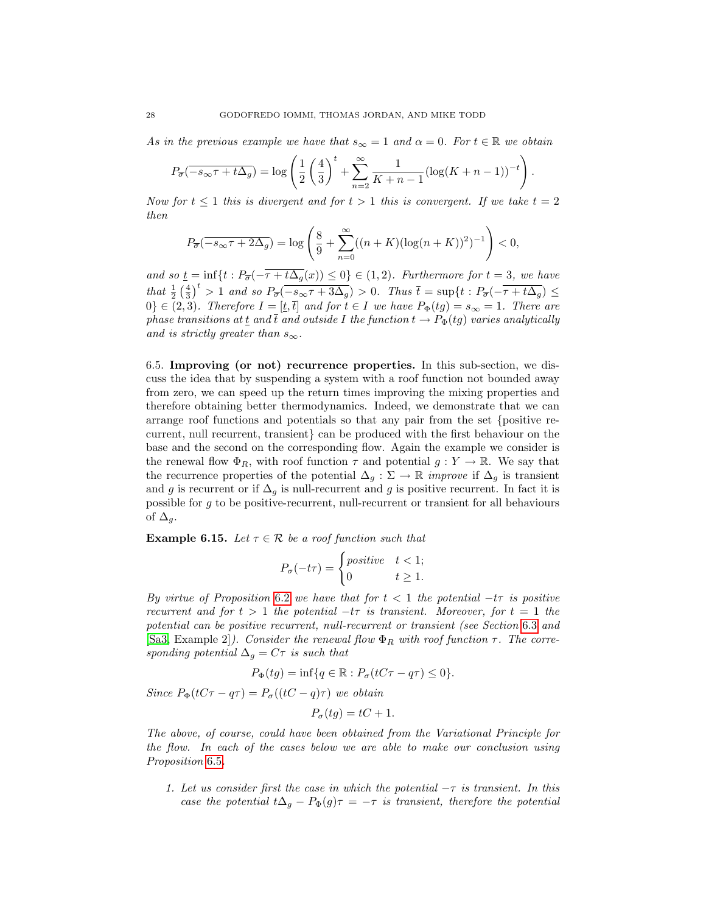*As in the previous example we have that $s_\infty = 1$ and $\alpha = 0$. For $t \in \mathbb{R}$ we obtain*

$$P_{\overline{\sigma}}(\overline{-s_\infty \tau + t\Delta_g}) = \log\left(\frac{1}{2}\left(\frac{4}{3}\right)^t + \sum_{n=2}^{\infty} \frac{1}{K+n-1}(\log(K+n-1))^{-t}\right).$$

*Now for $t \leq 1$ this is divergent and for $t > 1$ this is convergent. If we take $t = 2$ then*

$$P_{\overline{\sigma}}(\overline{-s_\infty \tau + 2\Delta_g}) = \log\left(\frac{8}{9} + \sum_{n=0}^{\infty} ((n+K)(\log(n+K))^2)^{-1}\right) < 0,$$

*and so $\underline{t} = \inf\{t : P_{\overline{\sigma}}(\overline{-\tau + t\Delta_g}(x)) \leq 0\} \in (1,2)$. Furthermore for $t = 3$, we have that $\frac{1}{2}\left(\frac{4}{3}\right)^t > 1$ and so $P_{\overline{\sigma}}(\overline{-s_\infty \tau + 3\Delta_g}) > 0$. Thus $\overline{t} = \sup\{t : P_{\overline{\sigma}}(\overline{-\tau + t\Delta_g}) \leq 0\} \in (2,3)$. Therefore $I = [\underline{t}, \overline{t}]$ and for $t \in I$ we have $P_\Phi(tg) = s_\infty = 1$. There are phase transitions at $\underline{t}$ and $\overline{t}$ and outside $I$ the function $t \to P_\Phi(tg)$ varies analytically and is strictly greater than $s_\infty$.*

6.5. **Improving (or not) recurrence properties.** In this sub-section, we discuss the idea that by suspending a system with a roof function not bounded away from zero, we can speed up the return times improving the mixing properties and therefore obtaining better thermodynamics. Indeed, we demonstrate that we can arrange roof functions and potentials so that any pair from the set {positive recurrent, null recurrent, transient} can be produced with the first behaviour on the base and the second on the corresponding flow. Again the example we consider is the renewal flow $\Phi_R$, with roof function $\tau$ and potential $g : Y \to \mathbb{R}$. We say that the recurrence properties of the potential $\Delta_g : \Sigma \to \mathbb{R}$ *improve* if $\Delta_g$ is transient and $g$ is recurrent or if $\Delta_g$ is null-recurrent and $g$ is positive recurrent. In fact it is possible for $g$ to be positive-recurrent, null-recurrent or transient for all behaviours of $\Delta_g$.

**Example 6.15.** *Let $\tau \in \mathcal{R}$ be a roof function such that*

$$P_\sigma(-t\tau) = \begin{cases} \text{positive} & t < 1; \\ 0 & t \geq 1. \end{cases}$$

*By virtue of Proposition 6.2 we have that for $t < 1$ the potential $-t\tau$ is positive recurrent and for $t > 1$ the potential $-t\tau$ is transient. Moreover, for $t = 1$ the potential can be positive recurrent, null-recurrent or transient (see Section 6.3 and [Sa3, Example 2]). Consider the renewal flow $\Phi_R$ with roof function $\tau$. The corresponding potential $\Delta_g = C\tau$ is such that*

$$P_\Phi(tg) = \inf\{q \in \mathbb{R} : P_\sigma(tC\tau - q\tau) \leq 0\}.$$

*Since $P_\Phi(tC\tau - q\tau) = P_\sigma((tC - q)\tau)$ we obtain*

$$P_\sigma(tg) = tC + 1.$$

*The above, of course, could have been obtained from the Variational Principle for the flow. In each of the cases below we are able to make our conclusion using Proposition 6.5.*

1. *Let us consider first the case in which the potential $-\tau$ is transient. In this case the potential $t\Delta_g - P_\Phi(g)\tau = -\tau$ is transient, therefore the potential*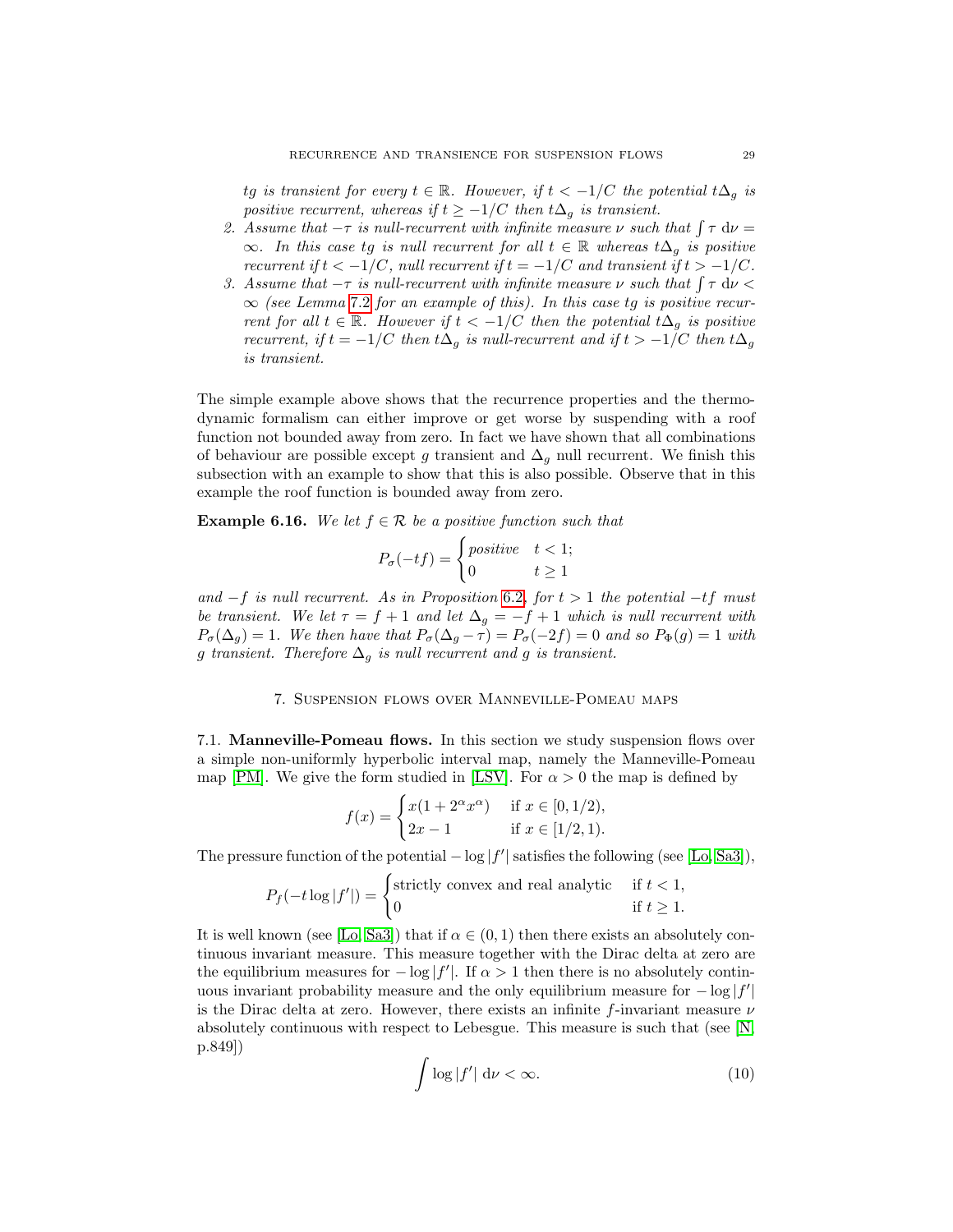*tg is transient for every $t \in \mathbb{R}$. However, if $t < -1/C$ the potential $t\Delta_g$ is positive recurrent, whereas if $t \geq -1/C$ then $t\Delta_g$ is transient.*

2. *Assume that $-\tau$ is null-recurrent with infinite measure $\nu$ such that $\int \tau \, d\nu = \infty$. In this case $tg$ is null recurrent for all $t \in \mathbb{R}$ whereas $t\Delta_g$ is positive recurrent if $t < -1/C$, null recurrent if $t = -1/C$ and transient if $t > -1/C$.*
3. *Assume that $-\tau$ is null-recurrent with infinite measure $\nu$ such that $\int \tau \, d\nu < \infty$ (see Lemma 7.2 for an example of this). In this case $tg$ is positive recurrent for all $t \in \mathbb{R}$. However if $t < -1/C$ then the potential $t\Delta_g$ is positive recurrent, if $t = -1/C$ then $t\Delta_g$ is null-recurrent and if $t > -1/C$ then $t\Delta_g$ is transient.*

The simple example above shows that the recurrence properties and the thermodynamic formalism can either improve or get worse by suspending with a roof function not bounded away from zero. In fact we have shown that all combinations of behaviour are possible except $g$ transient and $\Delta_g$ null recurrent. We finish this subsection with an example to show that this is also possible. Observe that in this example the roof function is bounded away from zero.

**Example 6.16.** *We let $f \in \mathcal{R}$ be a positive function such that*

$$P_\sigma(-tf) = \begin{cases} \text{positive} & t < 1; \\ 0 & t \geq 1 \end{cases}$$

*and $-f$ is null recurrent. As in Proposition 6.2, for $t > 1$ the potential $-tf$ must be transient. We let $\tau = f + 1$ and let $\Delta_g = -f + 1$ which is null recurrent with $P_\sigma(\Delta_g) = 1$. We then have that $P_\sigma(\Delta_g - \tau) = P_\sigma(-2f) = 0$ and so $P_\Phi(g) = 1$ with $g$ transient. Therefore $\Delta_g$ is null recurrent and $g$ is transient.*

## 7. Suspension flows over Manneville-Pomeau maps

**7.1. Manneville-Pomeau flows.** In this section we study suspension flows over a simple non-uniformly hyperbolic interval map, namely the Manneville-Pomeau map [PM]. We give the form studied in [LSV]. For $\alpha > 0$ the map is defined by

$$f(x) = \begin{cases} x(1 + 2^\alpha x^\alpha) & \text{if } x \in [0, 1/2), \\ 2x - 1 & \text{if } x \in [1/2, 1). \end{cases}$$

The pressure function of the potential $-\log|f'|$ satisfies the following (see [Lo, Sa3]),

$$P_f(-t \log|f'|) = \begin{cases} \text{strictly convex and real analytic} & \text{if } t < 1, \\ 0 & \text{if } t \geq 1. \end{cases}$$

It is well known (see [Lo, Sa3]) that if $\alpha \in (0, 1)$ then there exists an absolutely continuous invariant measure. This measure together with the Dirac delta at zero are the equilibrium measures for $-\log|f'|$. If $\alpha > 1$ then there is no absolutely continuous invariant probability measure and the only equilibrium measure for $-\log|f'|$ is the Dirac delta at zero. However, there exists an infinite $f$-invariant measure $\nu$ absolutely continuous with respect to Lebesgue. This measure is such that (see [N, p.849])

$$\int \log|f'| \, d\nu < \infty. \tag{10}$$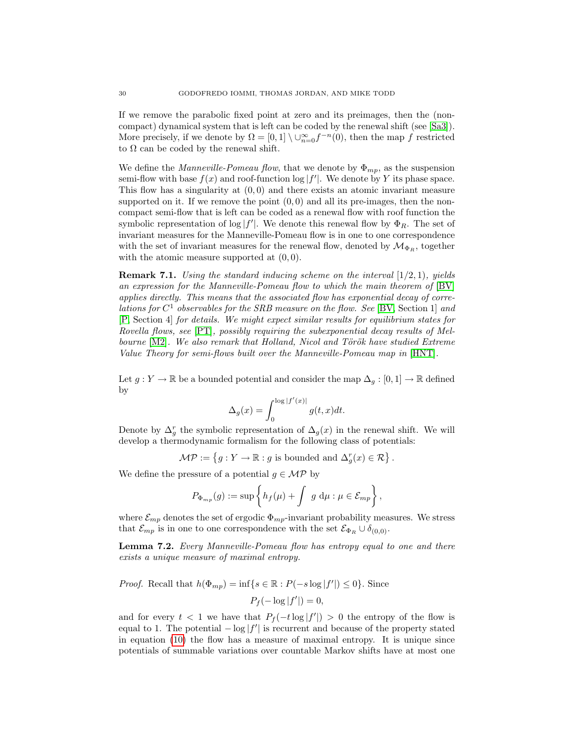If we remove the parabolic fixed point at zero and its preimages, then the (non-compact) dynamical system that is left can be coded by the renewal shift (see [Sa3]). More precisely, if we denote by $\Omega = [0,1] \setminus \cup_{n=0}^{\infty} f^{-n}(0)$, then the map $f$ restricted to $\Omega$ can be coded by the renewal shift.

We define the *Manneville-Pomeau flow*, that we denote by $\Phi_{mp}$, as the suspension semi-flow with base $f(x)$ and roof-function $\log |f'|$. We denote by $Y$ its phase space. This flow has a singularity at $(0,0)$ and there exists an atomic invariant measure supported on it. If we remove the point $(0,0)$ and all its pre-images, then the non-compact semi-flow that is left can be coded as a renewal flow with roof function the symbolic representation of $\log |f'|$. We denote this renewal flow by $\Phi_R$. The set of invariant measures for the Manneville-Pomeau flow is in one to one correspondence with the set of invariant measures for the renewal flow, denoted by $\mathcal{M}_{\Phi_R}$, together with the atomic measure supported at $(0,0)$.

**Remark 7.1.** *Using the standard inducing scheme on the interval $[1/2, 1)$, yields an expression for the Manneville-Pomeau flow to which the main theorem of [BV] applies directly. This means that the associated flow has exponential decay of correlations for $C^1$ observables for the SRB measure on the flow. See [BV, Section 1] and [P, Section 4] for details. We might expect similar results for equilibrium states for Rovella flows, see [PT], possibly requiring the subexponential decay results of Melbourne [M2]. We also remark that Holland, Nicol and Török have studied Extreme Value Theory for semi-flows built over the Manneville-Pomeau map in [HNT].*

Let $g : Y \to \mathbb{R}$ be a bounded potential and consider the map $\Delta_g : [0,1] \to \mathbb{R}$ defined by

$$\Delta_g(x) = \int_0^{\log |f'(x)|} g(t,x)dt.$$

Denote by $\Delta_g^r$ the symbolic representation of $\Delta_g(x)$ in the renewal shift. We will develop a thermodynamic formalism for the following class of potentials:

$$\mathcal{MP} := \left\{ g : Y \to \mathbb{R} : g \text{ is bounded and } \Delta_g^r(x) \in \mathcal{R} \right\}.$$

We define the pressure of a potential $g \in \mathcal{MP}$ by

$$P_{\Phi_{mp}}(g) := \sup \left\{ h_f(\mu) + \int g \, \mathrm{d}\mu : \mu \in \mathcal{E}_{mp} \right\},$$

where $\mathcal{E}_{mp}$ denotes the set of ergodic $\Phi_{mp}$-invariant probability measures. We stress that $\mathcal{E}_{mp}$ is in one to one correspondence with the set $\mathcal{E}_{\Phi_R} \cup \delta_{(0,0)}$.

**Lemma 7.2.** *Every Manneville-Pomeau flow has entropy equal to one and there exists a unique measure of maximal entropy.*

*Proof.* Recall that $h(\Phi_{mp}) = \inf\{s \in \mathbb{R} : P(-s \log |f'|) \leq 0\}$. Since

$$P_f(-\log |f'|) = 0,$$

and for every $t < 1$ we have that $P_f(-t \log |f'|) > 0$ the entropy of the flow is equal to 1. The potential $-\log |f'|$ is recurrent and because of the property stated in equation (10) the flow has a measure of maximal entropy. It is unique since potentials of summable variations over countable Markov shifts have at most one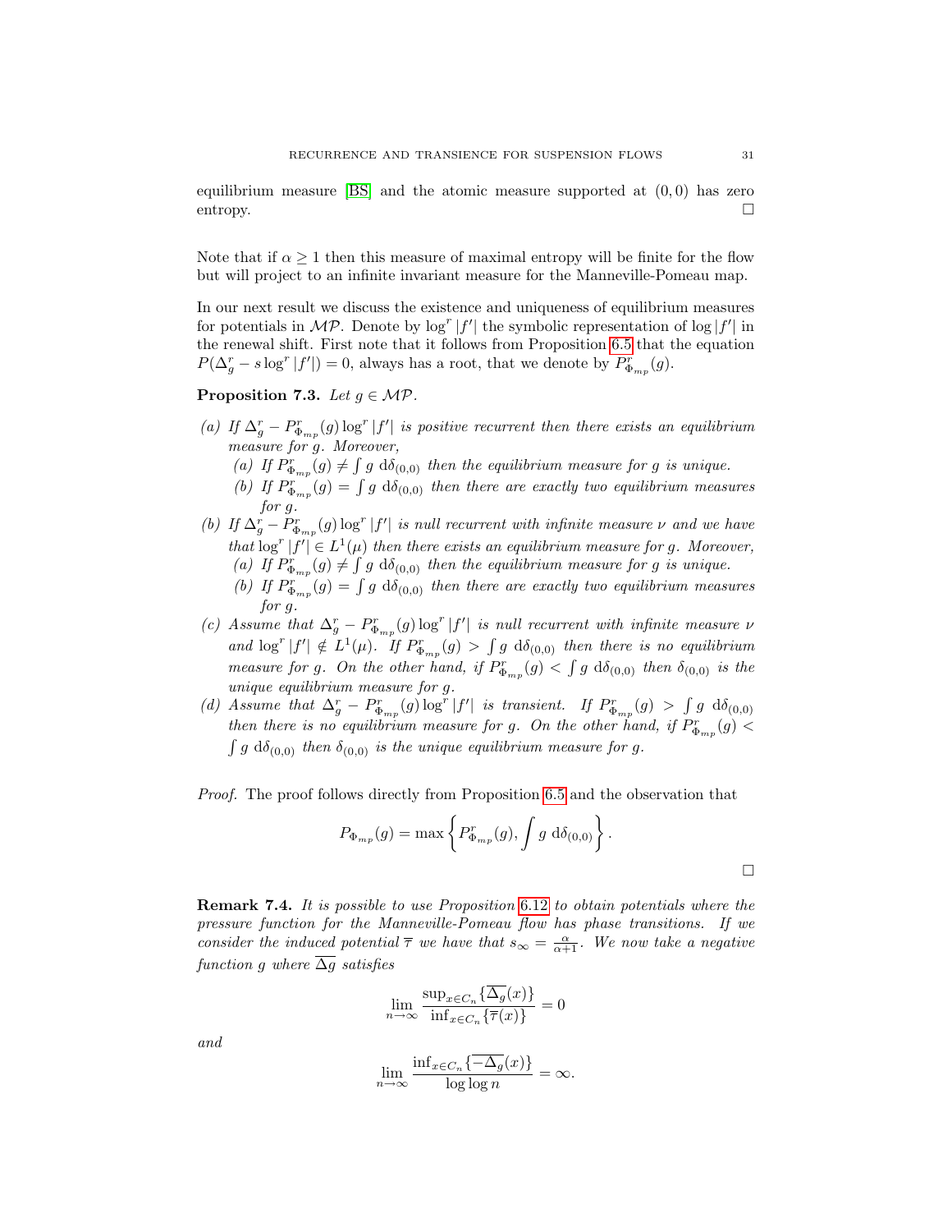equilibrium measure [BS] and the atomic measure supported at $(0,0)$ has zero entropy. $\square$

Note that if $\alpha \geq 1$ then this measure of maximal entropy will be finite for the flow but will project to an infinite invariant measure for the Manneville-Pomeau map.

In our next result we discuss the existence and uniqueness of equilibrium measures for potentials in $\mathcal{MP}$. Denote by $\log^r |f'|$ the symbolic representation of $\log |f'|$ in the renewal shift. First note that it follows from Proposition 6.5 that the equation $P(\Delta_g^r - s\log^r |f'|) = 0$, always has a root, that we denote by $P^r_{\Phi_{mp}}(g)$.

**Proposition 7.3.** *Let $g \in \mathcal{MP}$.*

*(a) If $\Delta_g^r - P^r_{\Phi_{mp}}(g)\log^r |f'|$ is positive recurrent then there exists an equilibrium measure for $g$. Moreover,*
  - *(a) If $P^r_{\Phi_{mp}}(g) \neq \int g \ \mathrm{d}\delta_{(0,0)}$ then the equilibrium measure for $g$ is unique.*
  - *(b) If $P^r_{\Phi_{mp}}(g) = \int g \ \mathrm{d}\delta_{(0,0)}$ then there are exactly two equilibrium measures for $g$.*

*(b) If $\Delta_g^r - P^r_{\Phi_{mp}}(g)\log^r |f'|$ is null recurrent with infinite measure $\nu$ and we have that $\log^r |f'| \in L^1(\mu)$ then there exists an equilibrium measure for $g$. Moreover,*
  - *(a) If $P^r_{\Phi_{mp}}(g) \neq \int g \ \mathrm{d}\delta_{(0,0)}$ then the equilibrium measure for $g$ is unique.*
  - *(b) If $P^r_{\Phi_{mp}}(g) = \int g \ \mathrm{d}\delta_{(0,0)}$ then there are exactly two equilibrium measures for $g$.*

*(c) Assume that $\Delta_g^r - P^r_{\Phi_{mp}}(g)\log^r |f'|$ is null recurrent with infinite measure $\nu$ and $\log^r |f'| \notin L^1(\mu)$. If $P^r_{\Phi_{mp}}(g) > \int g \ \mathrm{d}\delta_{(0,0)}$ then there is no equilibrium measure for $g$. On the other hand, if $P^r_{\Phi_{mp}}(g) < \int g \ \mathrm{d}\delta_{(0,0)}$ then $\delta_{(0,0)}$ is the unique equilibrium measure for $g$.*

*(d) Assume that $\Delta_g^r - P^r_{\Phi_{mp}}(g)\log^r |f'|$ is transient. If $P^r_{\Phi_{mp}}(g) > \int g \ \mathrm{d}\delta_{(0,0)}$ then there is no equilibrium measure for $g$. On the other hand, if $P^r_{\Phi_{mp}}(g) < \int g \ \mathrm{d}\delta_{(0,0)}$ then $\delta_{(0,0)}$ is the unique equilibrium measure for $g$.*

*Proof.* The proof follows directly from Proposition 6.5 and the observation that

$$P_{\Phi_{mp}}(g) = \max\left\{ P^r_{\Phi_{mp}}(g), \int g \ \mathrm{d}\delta_{(0,0)} \right\}.$$

$\square$

**Remark 7.4.** *It is possible to use Proposition 6.12 to obtain potentials where the pressure function for the Manneville-Pomeau flow has phase transitions. If we consider the induced potential $\overline{\tau}$ we have that $s_\infty = \frac{\alpha}{\alpha+1}$. We now take a negative function $g$ where $\overline{\Delta g}$ satisfies*

$$\lim_{n\to\infty} \frac{\sup_{x\in C_n}\{\overline{\Delta_g}(x)\}}{\inf_{x\in C_n}\{\overline{\tau}(x)\}} = 0$$

*and*

$$\lim_{n\to\infty} \frac{\inf_{x\in C_n}\{\overline{-\Delta_g}(x)\}}{\log\log n} = \infty.$$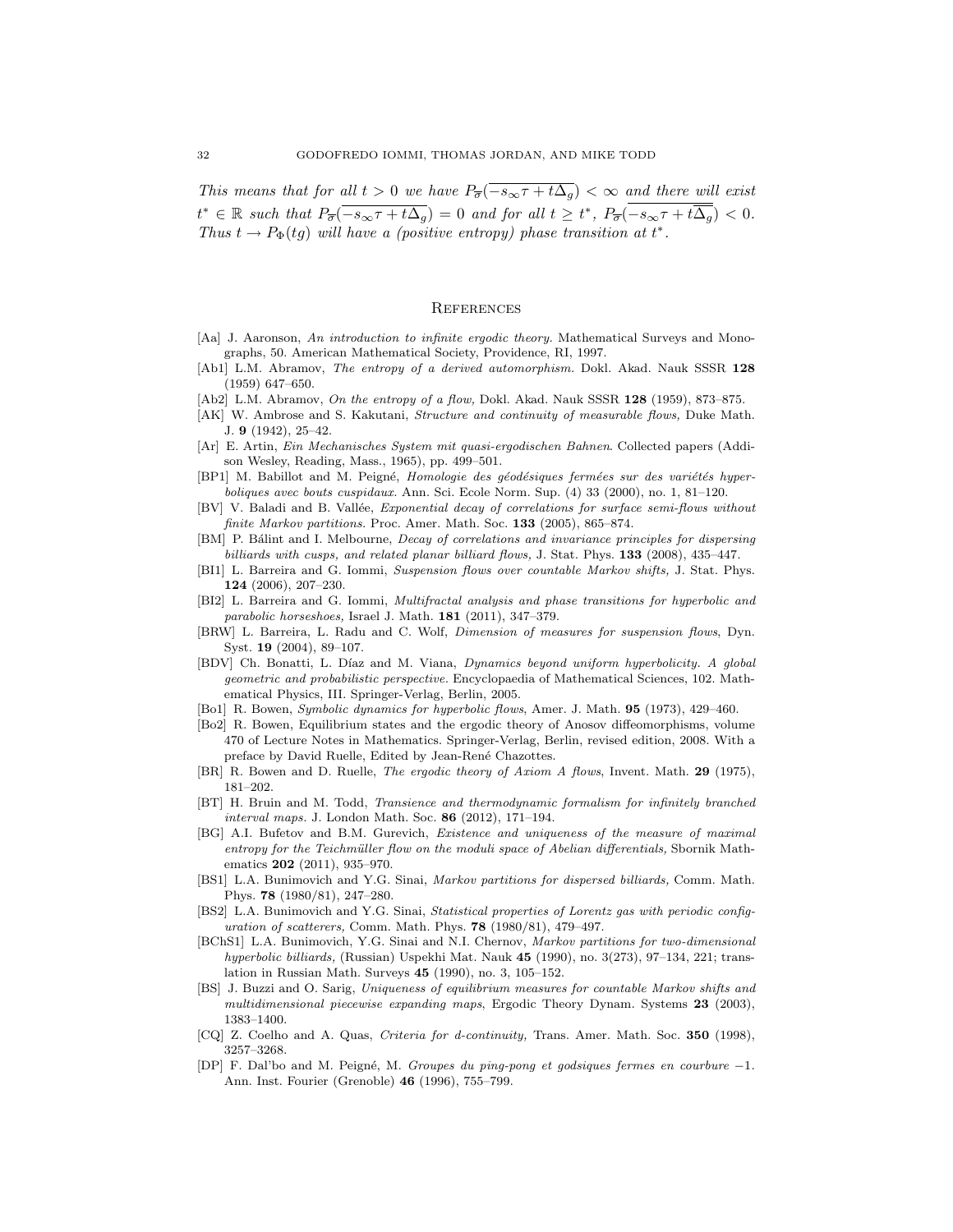*This means that for all $t > 0$ we have $P_{\overline{\sigma}}(\overline{-s_\infty \tau + t\Delta_g}) < \infty$ and there will exist $t^* \in \mathbb{R}$ such that $P_{\overline{\sigma}}(\overline{-s_\infty \tau + t\Delta_g}) = 0$ and for all $t \geq t^*$, $P_{\overline{\sigma}}(\overline{-s_\infty \tau + t\overline{\Delta_g}}) < 0$. Thus $t \to P_\Phi(tg)$ will have a (positive entropy) phase transition at $t^*$.*

## References

[Aa] J. Aaronson, *An introduction to infinite ergodic theory.* Mathematical Surveys and Monographs, 50. American Mathematical Society, Providence, RI, 1997.

[Ab1] L.M. Abramov, *The entropy of a derived automorphism.* Dokl. Akad. Nauk SSSR **128** (1959) 647–650.

[Ab2] L.M. Abramov, *On the entropy of a flow,* Dokl. Akad. Nauk SSSR **128** (1959), 873–875.

[AK] W. Ambrose and S. Kakutani, *Structure and continuity of measurable flows,* Duke Math. J. **9** (1942), 25–42.

[Ar] E. Artin, *Ein Mechanisches System mit quasi-ergodischen Bahnen*. Collected papers (Addison Wesley, Reading, Mass., 1965), pp. 499–501.

[BP1] M. Babillot and M. Peigné, *Homologie des géodésiques fermées sur des variétés hyperboliques avec bouts cuspidaux.* Ann. Sci. Ecole Norm. Sup. (4) 33 (2000), no. 1, 81–120.

[BV] V. Baladi and B. Vallée, *Exponential decay of correlations for surface semi-flows without finite Markov partitions.* Proc. Amer. Math. Soc. **133** (2005), 865–874.

[BM] P. Bálint and I. Melbourne, *Decay of correlations and invariance principles for dispersing billiards with cusps, and related planar billiard flows,* J. Stat. Phys. **133** (2008), 435–447.

[BI1] L. Barreira and G. Iommi, *Suspension flows over countable Markov shifts,* J. Stat. Phys. **124** (2006), 207–230.

[BI2] L. Barreira and G. Iommi, *Multifractal analysis and phase transitions for hyperbolic and parabolic horseshoes,* Israel J. Math. **181** (2011), 347–379.

[BRW] L. Barreira, L. Radu and C. Wolf, *Dimension of measures for suspension flows*, Dyn. Syst. **19** (2004), 89–107.

[BDV] Ch. Bonatti, L. Díaz and M. Viana, *Dynamics beyond uniform hyperbolicity. A global geometric and probabilistic perspective.* Encyclopaedia of Mathematical Sciences, 102. Mathematical Physics, III. Springer-Verlag, Berlin, 2005.

[Bo1] R. Bowen, *Symbolic dynamics for hyperbolic flows*, Amer. J. Math. **95** (1973), 429–460.

[Bo2] R. Bowen, Equilibrium states and the ergodic theory of Anosov diffeomorphisms, volume 470 of Lecture Notes in Mathematics. Springer-Verlag, Berlin, revised edition, 2008. With a preface by David Ruelle, Edited by Jean-René Chazottes.

[BR] R. Bowen and D. Ruelle, *The ergodic theory of Axiom A flows*, Invent. Math. **29** (1975), 181–202.

[BT] H. Bruin and M. Todd, *Transience and thermodynamic formalism for infinitely branched interval maps.* J. London Math. Soc. **86** (2012), 171–194.

[BG] A.I. Bufetov and B.M. Gurevich, *Existence and uniqueness of the measure of maximal entropy for the Teichmüller flow on the moduli space of Abelian differentials,* Sbornik Mathematics **202** (2011), 935–970.

[BS1] L.A. Bunimovich and Y.G. Sinai, *Markov partitions for dispersed billiards,* Comm. Math. Phys. **78** (1980/81), 247–280.

[BS2] L.A. Bunimovich and Y.G. Sinai, *Statistical properties of Lorentz gas with periodic configuration of scatterers,* Comm. Math. Phys. **78** (1980/81), 479–497.

[BChS1] L.A. Bunimovich, Y.G. Sinai and N.I. Chernov, *Markov partitions for two-dimensional hyperbolic billiards,* (Russian) Uspekhi Mat. Nauk **45** (1990), no. 3(273), 97–134, 221; translation in Russian Math. Surveys **45** (1990), no. 3, 105–152.

[BS] J. Buzzi and O. Sarig, *Uniqueness of equilibrium measures for countable Markov shifts and multidimensional piecewise expanding maps*, Ergodic Theory Dynam. Systems **23** (2003), 1383–1400.

[CQ] Z. Coelho and A. Quas, *Criteria for d-continuity,* Trans. Amer. Math. Soc. **350** (1998), 3257–3268.

[DP] F. Dal'bo and M. Peigné, M. *Groupes du ping-pong et godsiques fermes en courbure −1.* Ann. Inst. Fourier (Grenoble) **46** (1996), 755–799.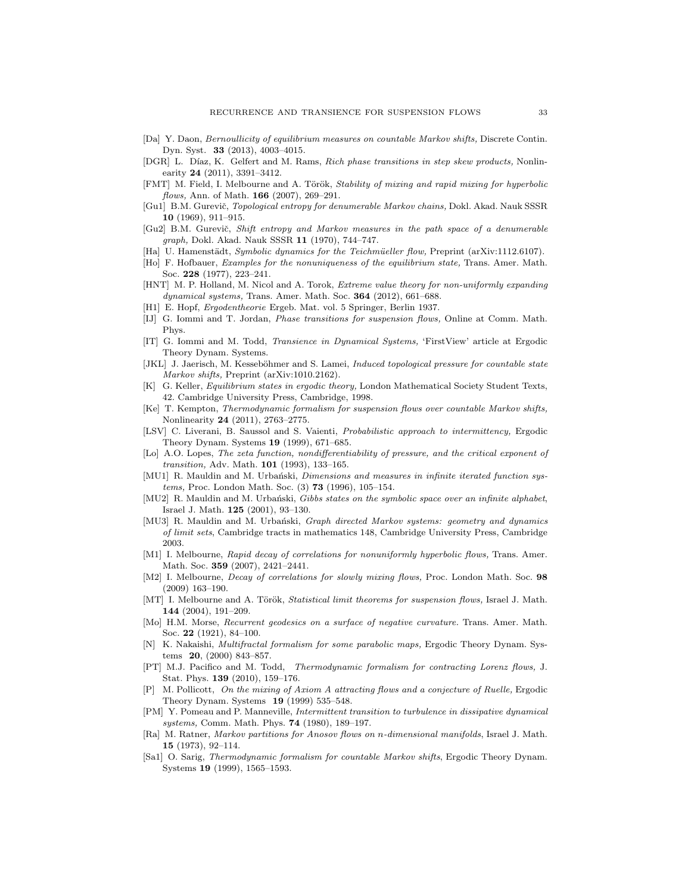- [Da] Y. Daon, *Bernoullicity of equilibrium measures on countable Markov shifts,* Discrete Contin. Dyn. Syst. **33** (2013), 4003–4015.
- [DGR] L. Díaz, K. Gelfert and M. Rams, *Rich phase transitions in step skew products,* Nonlinearity **24** (2011), 3391–3412.
- [FMT] M. Field, I. Melbourne and A. Török, *Stability of mixing and rapid mixing for hyperbolic flows,* Ann. of Math. **166** (2007), 269–291.
- [Gu1] B.M. Gurevič, *Topological entropy for denumerable Markov chains,* Dokl. Akad. Nauk SSSR **10** (1969), 911–915.
- [Gu2] B.M. Gurevič, *Shift entropy and Markov measures in the path space of a denumerable graph,* Dokl. Akad. Nauk SSSR **11** (1970), 744–747.
- [Ha] U. Hamenstädt, *Symbolic dynamics for the Teichmüeller flow,* Preprint (arXiv:1112.6107).
- [Ho] F. Hofbauer, *Examples for the nonuniqueness of the equilibrium state,* Trans. Amer. Math. Soc. **228** (1977), 223–241.
- [HNT] M. P. Holland, M. Nicol and A. Torok, *Extreme value theory for non-uniformly expanding dynamical systems,* Trans. Amer. Math. Soc. **364** (2012), 661–688.
- [H1] E. Hopf, *Ergodentheorie* Ergeb. Mat. vol. 5 Springer, Berlin 1937.
- [IJ] G. Iommi and T. Jordan, *Phase transitions for suspension flows,* Online at Comm. Math. Phys.
- [IT] G. Iommi and M. Todd, *Transience in Dynamical Systems,* 'FirstView' article at Ergodic Theory Dynam. Systems.
- [JKL] J. Jaerisch, M. Kesseböhmer and S. Lamei, *Induced topological pressure for countable state Markov shifts,* Preprint (arXiv:1010.2162).
- [K] G. Keller, *Equilibrium states in ergodic theory,* London Mathematical Society Student Texts, 42. Cambridge University Press, Cambridge, 1998.
- [Ke] T. Kempton, *Thermodynamic formalism for suspension flows over countable Markov shifts,* Nonlinearity **24** (2011), 2763–2775.
- [LSV] C. Liverani, B. Saussol and S. Vaienti, *Probabilistic approach to intermittency,* Ergodic Theory Dynam. Systems **19** (1999), 671–685.
- [Lo] A.O. Lopes, *The zeta function, nondifferentiability of pressure, and the critical exponent of transition,* Adv. Math. **101** (1993), 133–165.
- [MU1] R. Mauldin and M. Urbański, *Dimensions and measures in infinite iterated function systems,* Proc. London Math. Soc. (3) **73** (1996), 105–154.
- [MU2] R. Mauldin and M. Urbański, *Gibbs states on the symbolic space over an infinite alphabet*, Israel J. Math. **125** (2001), 93–130.
- [MU3] R. Mauldin and M. Urbański, *Graph directed Markov systems: geometry and dynamics of limit sets*, Cambridge tracts in mathematics 148, Cambridge University Press, Cambridge 2003.
- [M1] I. Melbourne, *Rapid decay of correlations for nonuniformly hyperbolic flows,* Trans. Amer. Math. Soc. **359** (2007), 2421–2441.
- [M2] I. Melbourne, *Decay of correlations for slowly mixing flows,* Proc. London Math. Soc. **98** (2009) 163–190.
- [MT] I. Melbourne and A. Török, *Statistical limit theorems for suspension flows,* Israel J. Math. **144** (2004), 191–209.
- [Mo] H.M. Morse, *Recurrent geodesics on a surface of negative curvature*. Trans. Amer. Math. Soc. **22** (1921), 84–100.
- [N] K. Nakaishi, *Multifractal formalism for some parabolic maps,* Ergodic Theory Dynam. Systems **20**, (2000) 843–857.
- [PT] M.J. Pacifico and M. Todd, *Thermodynamic formalism for contracting Lorenz flows,* J. Stat. Phys. **139** (2010), 159–176.
- [P] M. Pollicott, *On the mixing of Axiom A attracting flows and a conjecture of Ruelle,* Ergodic Theory Dynam. Systems **19** (1999) 535–548.
- [PM] Y. Pomeau and P. Manneville, *Intermittent transition to turbulence in dissipative dynamical systems,* Comm. Math. Phys. **74** (1980), 189–197.
- [Ra] M. Ratner, *Markov partitions for Anosov flows on n-dimensional manifolds*, Israel J. Math. **15** (1973), 92–114.
- [Sa1] O. Sarig, *Thermodynamic formalism for countable Markov shifts*, Ergodic Theory Dynam. Systems **19** (1999), 1565–1593.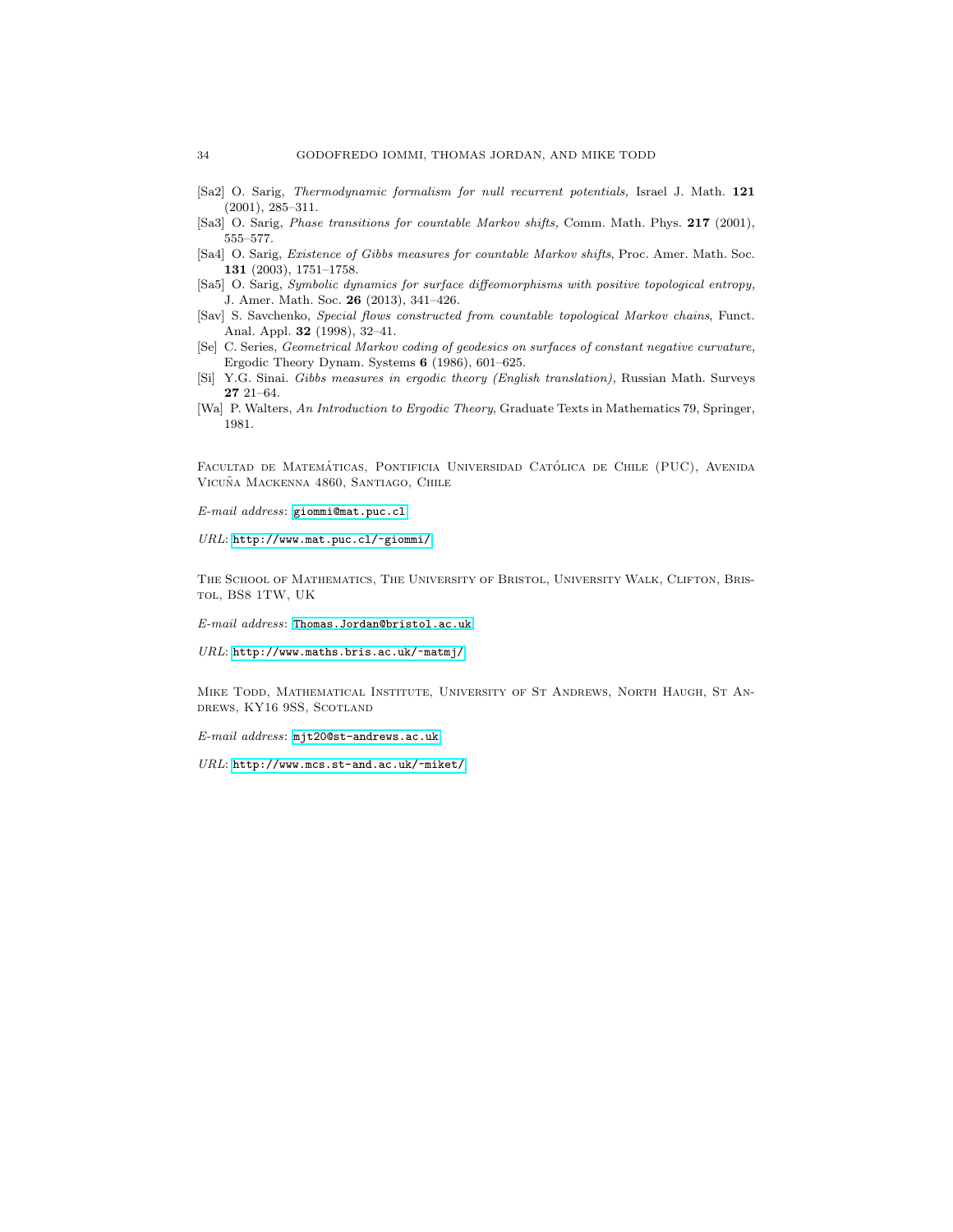[Sa2] O. Sarig, *Thermodynamic formalism for null recurrent potentials,* Israel J. Math. **121** (2001), 285–311.

[Sa3] O. Sarig, *Phase transitions for countable Markov shifts,* Comm. Math. Phys. **217** (2001), 555–577.

[Sa4] O. Sarig, *Existence of Gibbs measures for countable Markov shifts*, Proc. Amer. Math. Soc. **131** (2003), 1751–1758.

[Sa5] O. Sarig, *Symbolic dynamics for surface diffeomorphisms with positive topological entropy,* J. Amer. Math. Soc. **26** (2013), 341–426.

[Sav] S. Savchenko, *Special flows constructed from countable topological Markov chains*, Funct. Anal. Appl. **32** (1998), 32–41.

[Se] C. Series, *Geometrical Markov coding of geodesics on surfaces of constant negative curvature,* Ergodic Theory Dynam. Systems **6** (1986), 601–625.

[Si] Y.G. Sinai. *Gibbs measures in ergodic theory (English translation),* Russian Math. Surveys **27** 21–64.

[Wa] P. Walters, *An Introduction to Ergodic Theory*, Graduate Texts in Mathematics 79, Springer, 1981.

Facultad de Matemáticas, Pontificia Universidad Católica de Chile (PUC), Avenida Vicuña Mackenna 4860, Santiago, Chile

*E-mail address*: giommi@mat.puc.cl

*URL*: http://www.mat.puc.cl/~giommi/

The School of Mathematics, The University of Bristol, University Walk, Clifton, Bristol, BS8 1TW, UK

*E-mail address*: Thomas.Jordan@bristol.ac.uk

*URL*: http://www.maths.bris.ac.uk/~matmj/

Mike Todd, Mathematical Institute, University of St Andrews, North Haugh, St Andrews, KY16 9SS, Scotland

*E-mail address*: mjt20@st-andrews.ac.uk

*URL*: http://www.mcs.st-and.ac.uk/~miket/